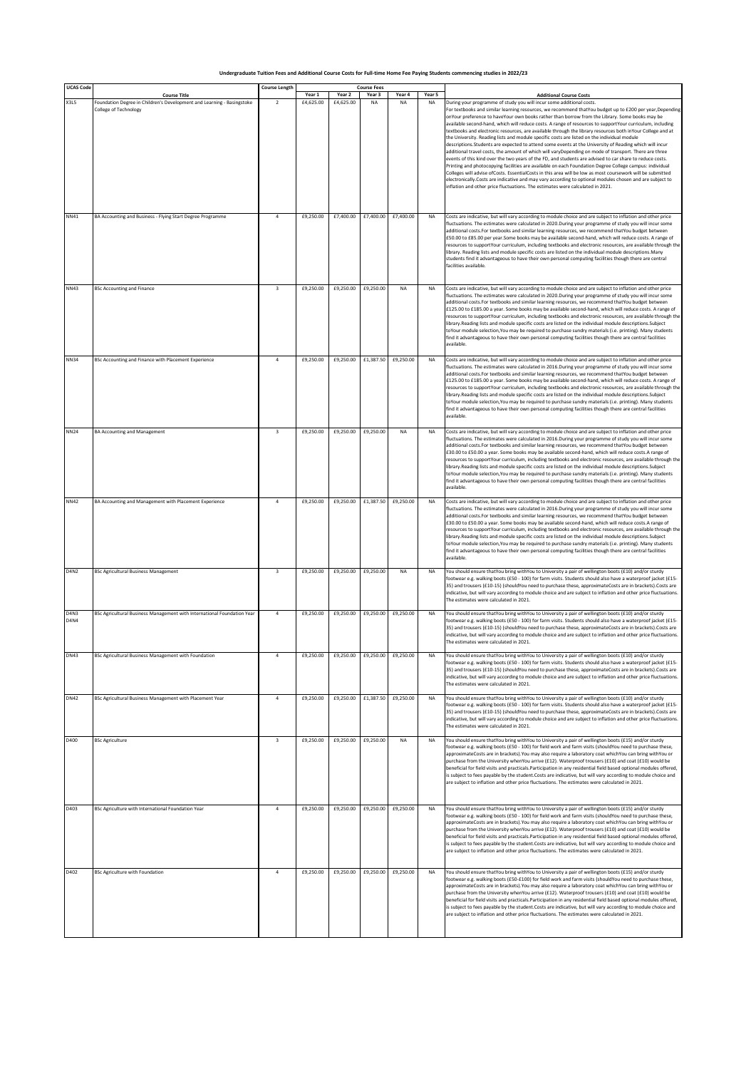# Undergraduate Tuition Fees and Additional Course Costs for Full-time Home Fee Paying Students commencing studies in 2022/23

| UCAS Code | Course Title | Course Length | Course Fees Year 1 | Year 2 | Year 3 | Year 4 | Year 5 | Additional Course Costs |
|---|---|---|---|---|---|---|---|---|
| X3L5 | Foundation Degree in Children's Development and Learning - Basingstoke College of Technology | 2 | £4,625.00 | £4,625.00 | NA | NA | NA | During your programme of study you will incur some additional costs. For textbooks and similar learning resources, we recommend thatYou budget up to £200 per year,Depending onYour preference to haveYour own books rather than borrow from the Library. Some books may be available second-hand, which will reduce costs. A range of resources to supportYour curriculum, including textbooks and electronic resources, are available through the library resources both inYour College and at the University. Reading lists and module specific costs are listed on the individual module descriptions.Students are expected to attend some events at the University of Reading which will incur additional travel costs, the amount of which will varyDepending on mode of transport. There are three events of this kind over the two years of the FD, and students are advised to car share to reduce costs. Printing and photocopying facilities are available on each Foundation Degree College campus: individual Colleges will advise ofCosts. EssentialCosts in this area will be low as most coursework will be submitted electronically.Costs are indicative and may vary according to optional modules chosen and are subject to inflation and other price fluctuations. The estimates were calculated in 2021. |
| NN41 | BA Accounting and Business - Flying Start Degree Programme | 4 | £9,250.00 | £7,400.00 | £7,400.00 | £7,400.00 | NA | Costs are indicative, but will vary according to module choice and are subject to inflation and other price fluctuations. The estimates were calculated in 2020.During your programme of study you will incur some additional costs.For textbooks and similar learning resources, we recommend thatYou budget between £50.00 to £85.00 per year.Some books may be available second-hand, which will reduce costs. A range of resources to supportYour curriculum, including textbooks and electronic resources, are available through the library. Reading lists and module specific costs are listed on the individual module descriptions.Many students find it advantageous to have their own personal computing facilities though there are central facilities available. |
| NN43 | BSc Accounting and Finance | 3 | £9,250.00 | £9,250.00 | £9,250.00 | NA | NA | Costs are indicative, but will vary according to module choice and are subject to inflation and other price fluctuations. The estimates were calculated in 2020.During your programme of study you will incur some additional costs.For textbooks and similar learning resources, we recommend thatYou budget between £125.00 to £185.00 a year. Some books may be available second-hand, which will reduce costs. A range of resources to supportYour curriculum, including textbooks and electronic resources, are available through the library.Reading lists and module specific costs are listed on the individual module descriptions.Subject toYour module selection,You may be required to purchase sundry materials (i.e. printing). Many students find it advantageous to have their own personal computing facilities though there are central facilities available. |
| NN34 | BSc Accounting and Finance with Placement Experience | 4 | £9,250.00 | £9,250.00 | £1,387.50 | £9,250.00 | NA | Costs are indicative, but will vary according to module choice and are subject to inflation and other price fluctuations. The estimates were calculated in 2016.During your programme of study you will incur some additional costs.For textbooks and similar learning resources, we recommend thatYou budget between £125.00 to £185.00 a year. Some books may be available second-hand, which will reduce costs. A range of resources to supportYour curriculum, including textbooks and electronic resources, are available through the library.Reading lists and module specific costs are listed on the individual module descriptions.Subject toYour module selection,You may be required to purchase sundry materials (i.e. printing). Many students find it advantageous to have their own personal computing facilities though there are central facilities available. |
| NN24 | BA Accounting and Management | 3 | £9,250.00 | £9,250.00 | £9,250.00 | NA | NA | Costs are indicative, but will vary according to module choice and are subject to inflation and other price fluctuations. The estimates were calculated in 2016.During your programme of study you will incur some additional costs.For textbooks and similar learning resources, we recommend thatYou budget between £30.00 to £50.00 a year. Some books may be available second-hand, which will reduce costs.A range of resources to supportYour curriculum, including textbooks and electronic resources, are available through the library.Reading lists and module specific costs are listed on the individual module descriptions.Subject toYour module selection,You may be required to purchase sundry materials (i.e. printing). Many students find it advantageous to have their own personal computing facilities though there are central facilities available. |
| NN42 | BA Accounting and Management with Placement Experience | 4 | £9,250.00 | £9,250.00 | £1,387.50 | £9,250.00 | NA | Costs are indicative, but will vary according to module choice and are subject to inflation and other price fluctuations. The estimates were calculated in 2016.During your programme of study you will incur some additional costs.For textbooks and similar learning resources, we recommend thatYou budget between £30.00 to £50.00 a year. Some books may be available second-hand, which will reduce costs.A range of resources to supportYour curriculum, including textbooks and electronic resources, are available through the library.Reading lists and module specific costs are listed on the individual module descriptions.Subject toYour module selection,You may be required to purchase sundry materials (i.e. printing). Many students find it advantageous to have their own personal computing facilities though there are central facilities available. |
| D4N2 | BSc Agricultural Business Management | 3 | £9,250.00 | £9,250.00 | £9,250.00 | NA | NA | You should ensure thatYou bring withYou to University a pair of wellington boots (£10) and/or sturdy footwear e.g. walking boots (£50 - 100) for farm visits. Students should also have a waterproof jacket (£15-35) and trousers (£10-15) (shouldYou need to purchase these, approximateCosts are in brackets).Costs are indicative, but will vary according to module choice and are subject to inflation and other price fluctuations. The estimates were calculated in 2021. |
| D4N3 D4N4 | BSc Agricultural Business Management with International Foundation Year | 4 | £9,250.00 | £9,250.00 | £9,250.00 | £9,250.00 | NA | You should ensure thatYou bring withYou to University a pair of wellington boots (£10) and/or sturdy footwear e.g. walking boots (£50 - 100) for farm visits. Students should also have a waterproof jacket (£15-35) and trousers (£10-15) (shouldYou need to purchase these, approximateCosts are in brackets).Costs are indicative, but will vary according to module choice and are subject to inflation and other price fluctuations. The estimates were calculated in 2021. |
| DN43 | BSc Agricultural Business Management with Foundation | 4 | £9,250.00 | £9,250.00 | £9,250.00 | £9,250.00 | NA | You should ensure thatYou bring withYou to University a pair of wellington boots (£10) and/or sturdy footwear e.g. walking boots (£50 - 100) for farm visits. Students should also have a waterproof jacket (£15-35) and trousers (£10-15) (shouldYou need to purchase these, approximateCosts are in brackets).Costs are indicative, but will vary according to module choice and are subject to inflation and other price fluctuations. The estimates were calculated in 2021. |
| DN42 | BSc Agricultural Business Management with Placement Year | 4 | £9,250.00 | £9,250.00 | £1,387.50 | £9,250.00 | NA | You should ensure thatYou bring withYou to University a pair of wellington boots (£10) and/or sturdy footwear e.g. walking boots (£50 - 100) for farm visits. Students should also have a waterproof jacket (£15-35) and trousers (£10-15) (shouldYou need to purchase these, approximateCosts are in brackets).Costs are indicative, but will vary according to module choice and are subject to inflation and other price fluctuations. The estimates were calculated in 2021. |
| D400 | BSc Agriculture | 3 | £9,250.00 | £9,250.00 | £9,250.00 | NA | NA | You should ensure thatYou bring withYou to University a pair of wellington boots (£15) and/or sturdy footwear e.g. walking boots (£50 - 100) for field work and farm visits (shouldYou need to purchase these, approximateCosts are in brackets).You may also require a laboratory coat whichYou can bring withYou or purchase from the University whenYou arrive (£12). Waterproof trousers (£10) and coat (£10) would be beneficial for field visits and practicals.Participation in any residential field based optional modules offered, is subject to fees payable by the student.Costs are indicative, but will vary according to module choice and are subject to inflation and other price fluctuations. The estimates were calculated in 2021. |
| D403 | BSc Agriculture with International Foundation Year | 4 | £9,250.00 | £9,250.00 | £9,250.00 | £9,250.00 | NA | You should ensure thatYou bring withYou to University a pair of wellington boots (£15) and/or sturdy footwear e.g. walking boots (£50 - 100) for field work and farm visits (shouldYou need to purchase these, approximateCosts are in brackets).You may also require a laboratory coat whichYou can bring withYou or purchase from the University whenYou arrive (£12). Waterproof trousers (£10) and coat (£10) would be beneficial for field visits and practicals.Participation in any residential field based optional modules offered, is subject to fees payable by the student.Costs are indicative, but will vary according to module choice and are subject to inflation and other price fluctuations. The estimates were calculated in 2021. |
| D402 | BSc Agriculture with Foundation | 4 | £9,250.00 | £9,250.00 | £9,250.00 | £9,250.00 | NA | You should ensure thatYou bring withYou to University a pair of wellington boots (£15) and/or sturdy footwear e.g. walking boots (£50-£100) for field work and farm visits (shouldYou need to purchase these, approximateCosts are in brackets).You may also require a laboratory coat whichYou can bring withYou or purchase from the University whenYou arrive (£12). Waterproof trousers (£10) and coat (£10) would be beneficial for field visits and practicals.Participation in any residential field based optional modules offered, is subject to fees payable by the student.Costs are indicative, but will vary according to module choice and are subject to inflation and other price fluctuations. The estimates were calculated in 2021. |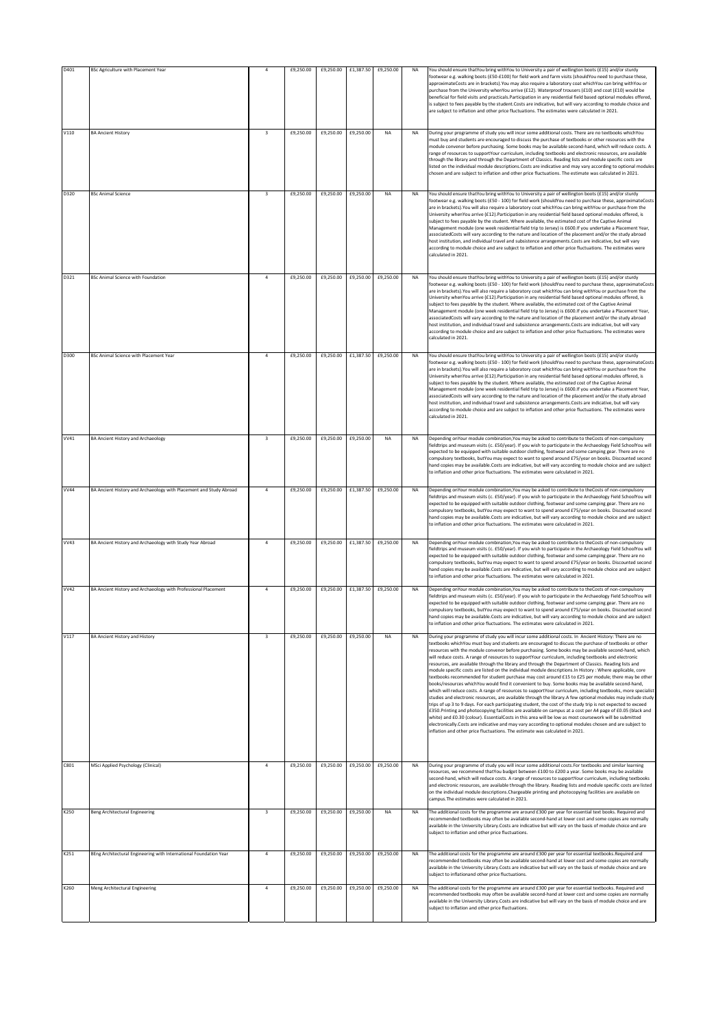| | | | | | | | | |
|---|---|---|---|---|---|---|---|---|
| D401 | BSc Agriculture with Placement Year | 4 | £9,250.00 | £9,250.00 | £1,387.50 | £9,250.00 | NA | You should ensure thatYou bring withYou to University a pair of wellington boots (£15) and/or sturdy footwear e.g. walking boots (£50-£100) for field work and farm visits (shouldYou need to purchase these, approximateCosts are in brackets).You may also require a laboratory coat whichYou can bring withYou or purchase from the University whenYou arrive (£12). Waterproof trousers (£10) and coat (£10) would be beneficial for field visits and practicals.Participation in any residential field based optional modules offered, is subject to fees payable by the student.Costs are indicative, but will vary according to module choice and are subject to inflation and other price fluctuations. The estimates were calculated in 2021. |
| V110 | BA Ancient History | 3 | £9,250.00 | £9,250.00 | £9,250.00 | NA | NA | During your programme of study you will incur some additional costs. There are no textbooks whichYou must buy and students are encouraged to discuss the purchase of textbooks or other resources with the module convenor before purchasing. Some books may be available second-hand, which will reduce costs. A range of resources to supportYour curriculum, including textbooks and electronic resources, are available through the library and through the Department of Classics. Reading lists and module specific costs are listed on the individual module descriptions.Costs are indicative and may vary according to optional modules chosen and are subject to inflation and other price fluctuations. The estimate was calculated in 2021. |
| D320 | BSc Animal Science | 3 | £9,250.00 | £9,250.00 | £9,250.00 | NA | NA | You should ensure thatYou bring withYou to University a pair of wellington boots (£15) and/or sturdy footwear e.g. walking boots (£50 - 100) for field work (shouldYou need to purchase these, approximateCosts are in brackets).You will also require a laboratory coat whichYou can bring withYou or purchase from the University whenYou arrive (£12).Participation in any residential field based optional modules offered, is subject to fees payable by the student. Where available, the estimated cost of the Captive Animal Management module (one week residential field trip to Jersey) is £600.If you undertake a Placement Year, associatedCosts will vary according to the nature and location of the placement and/or the study abroad host institution, and individual travel and subsistence arrangements.Costs are indicative, but will vary according to module choice and are subject to inflation and other price fluctuations. The estimates were calculated in 2021. |
| D321 | BSc Animal Science with Foundation | 4 | £9,250.00 | £9,250.00 | £9,250.00 | £9,250.00 | NA | You should ensure thatYou bring withYou to University a pair of wellington boots (£15) and/or sturdy footwear e.g. walking boots (£50 - 100) for field work (shouldYou need to purchase these, approximateCosts are in brackets).You will also require a laboratory coat whichYou can bring withYou or purchase from the University whenYou arrive (£12).Participation in any residential field based optional modules offered, is subject to fees payable by the student. Where available, the estimated cost of the Captive Animal Management module (one week residential field trip to Jersey) is £600.If you undertake a Placement Year, associatedCosts will vary according to the nature and location of the placement and/or the study abroad host institution, and individual travel and subsistence arrangements.Costs are indicative, but will vary according to module choice and are subject to inflation and other price fluctuations. The estimates were calculated in 2021. |
| D300 | BSc Animal Science with Placement Year | 4 | £9,250.00 | £9,250.00 | £1,387.50 | £9,250.00 | NA | You should ensure thatYou bring withYou to University a pair of wellington boots (£15) and/or sturdy footwear e.g. walking boots (£50 - 100) for field work (shouldYou need to purchase these, approximateCosts are in brackets).You will also require a laboratory coat whichYou can bring withYou or purchase from the University whenYou arrive (£12).Participation in any residential field based optional modules offered, is subject to fees payable by the student. Where available, the estimated cost of the Captive Animal Management module (one week residential field trip to Jersey) is £600.If you undertake a Placement Year, associatedCosts will vary according to the nature and location of the placement and/or the study abroad host institution, and individual travel and subsistence arrangements.Costs are indicative, but will vary according to module choice and are subject to inflation and other price fluctuations. The estimates were calculated in 2021. |
| VV41 | BA Ancient History and Archaeology | 3 | £9,250.00 | £9,250.00 | £9,250.00 | NA | NA | Depending onYour module combination,You may be asked to contribute to theCosts of non-compulsory fieldtrips and museum visits (c. £50/year). If you wish to participate in the Archaeology Field SchoolYou will expected to be equipped with suitable outdoor clothing, footwear and some camping gear. There are no compulsory textbooks, butYou may expect to want to spend around £75/year on books. Discounted second hand copies may be available.Costs are indicative, but will vary according to module choice and are subject to inflation and other price fluctuations. The estimates were calculated in 2021. |
| VV44 | BA Ancient History and Archaeology with Placement and Study Abroad | 4 | £9,250.00 | £9,250.00 | £1,387.50 | £9,250.00 | NA | Depending onYour module combination,You may be asked to contribute to theCosts of non-compulsory fieldtrips and museum visits (c. £50/year). If you wish to participate in the Archaeology Field SchoolYou will expected to be equipped with suitable outdoor clothing, footwear and some camping gear. There are no compulsory textbooks, butYou may expect to want to spend around £75/year on books. Discounted second hand copies may be available.Costs are indicative, but will vary according to module choice and are subject to inflation and other price fluctuations. The estimates were calculated in 2021. |
| VV43 | BA Ancient History and Archaeology with Study Year Abroad | 4 | £9,250.00 | £9,250.00 | £1,387.50 | £9,250.00 | NA | Depending onYour module combination,You may be asked to contribute to theCosts of non-compulsory fieldtrips and museum visits (c. £50/year). If you wish to participate in the Archaeology Field SchoolYou will expected to be equipped with suitable outdoor clothing, footwear and some camping gear. There are no compulsory textbooks, butYou may expect to want to spend around £75/year on books. Discounted second hand copies may be available.Costs are indicative, but will vary according to module choice and are subject to inflation and other price fluctuations. The estimates were calculated in 2021. |
| VV42 | BA Ancient History and Archaeology with Professional Placement | 4 | £9,250.00 | £9,250.00 | £1,387.50 | £9,250.00 | NA | Depending onYour module combination,You may be asked to contribute to theCosts of non-compulsory fieldtrips and museum visits (c. £50/year). If you wish to participate in the Archaeology Field SchoolYou will expected to be equipped with suitable outdoor clothing, footwear and some camping gear. There are no compulsory textbooks, butYou may expect to want to spend around £75/year on books. Discounted second hand copies may be available.Costs are indicative, but will vary according to module choice and are subject to inflation and other price fluctuations. The estimates were calculated in 2021. |
| V117 | BA Ancient History and History | 3 | £9,250.00 | £9,250.00 | £9,250.00 | NA | NA | During your programme of study you will incur some additional costs. In Ancient History: There are no textbooks whichYou must buy and students are encouraged to discuss the purchase of textbooks or other resources with the module convenor before purchasing. Some books may be available second-hand, which will reduce costs. A range of resources to supportYour curriculum, including textbooks and electronic resources, are available through the library and through the Department of Classics. Reading lists and module specific costs are listed on the individual module descriptions.In History : Where applicable, core textbooks recommended for student purchase may cost around £15 to £25 per module; there may be other books/resources whichYou would find it convenient to buy. Some books may be available second-hand, which will reduce costs. A range of resources to supportYour curriculum, including textbooks, more specialist studies and electronic resources, are available through the library.A few optional modules may include study trips of up 3 to 9 days. For each participating student, the cost of the study trip is not expected to exceed £350.Printing and photocopying facilities are available on campus at a cost per A4 page of £0.05 (black and white) and £0.30 (colour). EssentialCosts in this area will be low as most coursework will be submitted electronically.Costs are indicative and may vary according to optional modules chosen and are subject to inflation and other price fluctuations. The estimate was calculated in 2021. |
| C801 | MSci Applied Psychology (Clinical) | 4 | £9,250.00 | £9,250.00 | £9,250.00 | £9,250.00 | NA | During your programme of study you will incur some additional costs.For textbooks and similar learning resources, we recommend thatYou budget between £100 to £200 a year. Some books may be available second-hand, which will reduce costs. A range of resources to supportYour curriculum, including textbooks and electronic resources, are available through the library. Reading lists and module specific costs are listed on the individual module descriptions.Chargeable printing and photocopying facilities are available on campus.The estimates were calculated in 2021. |
| K250 | Beng Architectural Engineering | 3 | £9,250.00 | £9,250.00 | £9,250.00 | NA | NA | The additional costs for the programme are around £300 per year for essential text books. Required and recommended textbooks may often be available second-hand at lower cost and some copies are normally available in the University Library.Costs are indicative but will vary on the basis of module choice and are subject to inflation and other price fluctuations. |
| K251 | BEng Architectural Engineering with International Foundation Year | 4 | £9,250.00 | £9,250.00 | £9,250.00 | £9,250.00 | NA | The additional costs for the programme are around £300 per year for essential textbooks.Required and recommended textbooks may often be available second-hand at lower cost and some copies are normally available in the University Library.Costs are indicative but will vary on the basis of module choice and are subject to inflationand other price fluctuations. |
| K260 | Meng Architectural Engineering | 4 | £9,250.00 | £9,250.00 | £9,250.00 | £9,250.00 | NA | The additional costs for the programme are around £300 per year for essential textbooks. Required and recommended textbooks may often be available second-hand at lower cost and some copies are normally available in the University Library.Costs are indicative but will vary on the basis of module choice and are subject to inflation and other price fluctuations. |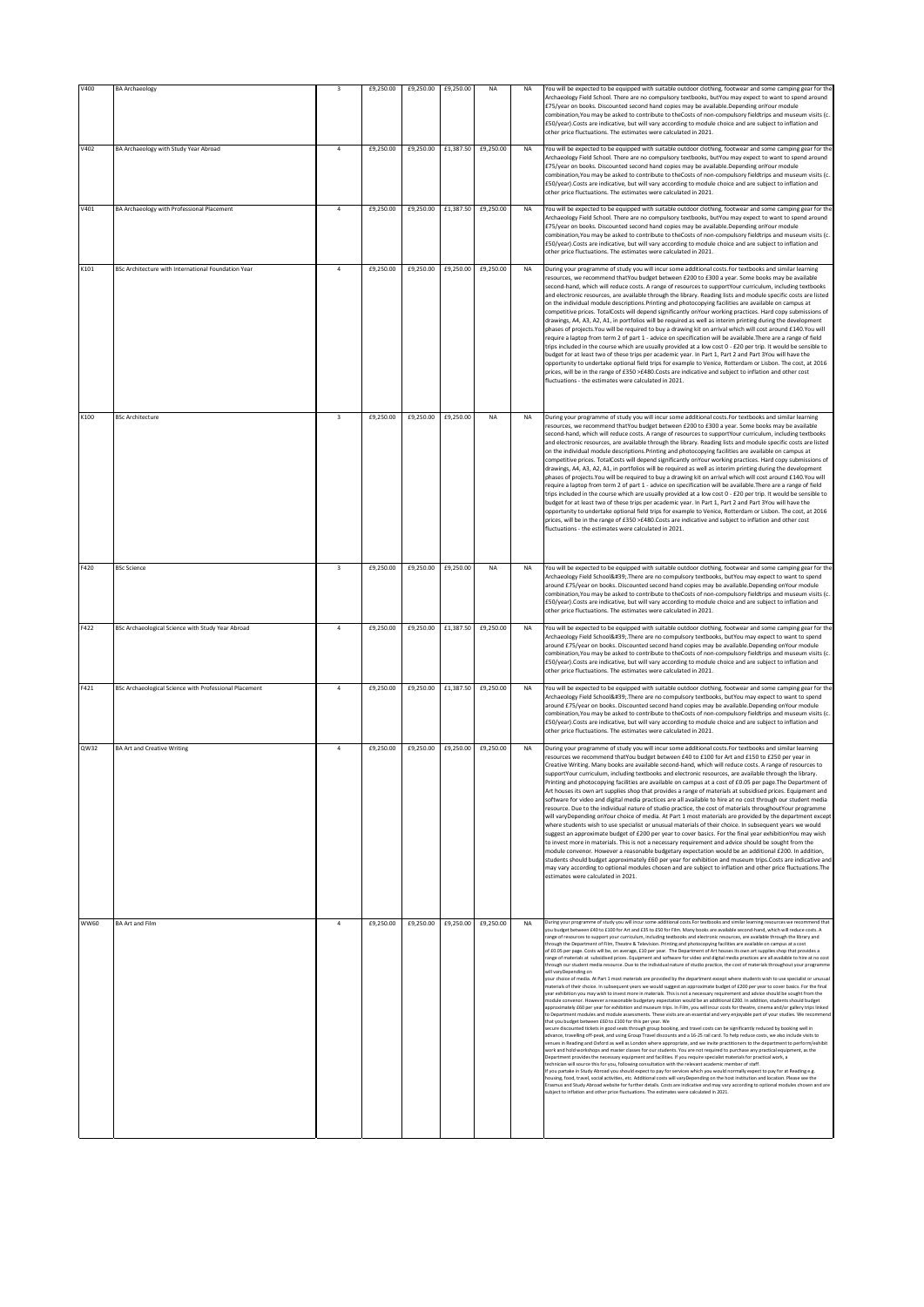| V400 | BA Archaeology | 3 | £9,250.00 | £9,250.00 | £9,250.00 | NA | NA | You will be expected to be equipped with suitable outdoor clothing, footwear and some camping gear for the Archaeology Field School. There are no compulsory textbooks, butYou may expect to want to spend around £75/year on books. Discounted second hand copies may be available.Depending onYour module combination,You may be asked to contribute to theCosts of non-compulsory fieldtrips and museum visits (c. £50/year).Costs are indicative, but will vary according to module choice and are subject to inflation and other price fluctuations. The estimates were calculated in 2021. |
|---|---|---|---|---|---|---|---|---|
| V402 | BA Archaeology with Study Year Abroad | 4 | £9,250.00 | £9,250.00 | £1,387.50 | £9,250.00 | NA | You will be expected to be equipped with suitable outdoor clothing, footwear and some camping gear for the Archaeology Field School. There are no compulsory textbooks, butYou may expect to want to spend around £75/year on books. Discounted second hand copies may be available.Depending onYour module combination,You may be asked to contribute to theCosts of non-compulsory fieldtrips and museum visits (c. £50/year).Costs are indicative, but will vary according to module choice and are subject to inflation and other price fluctuations. The estimates were calculated in 2021. |
| V401 | BA Archaeology with Professional Placement | 4 | £9,250.00 | £9,250.00 | £1,387.50 | £9,250.00 | NA | You will be expected to be equipped with suitable outdoor clothing, footwear and some camping gear for the Archaeology Field School. There are no compulsory textbooks, butYou may expect to want to spend around £75/year on books. Discounted second hand copies may be available.Depending onYour module combination,You may be asked to contribute to theCosts of non-compulsory fieldtrips and museum visits (c. £50/year).Costs are indicative, but will vary according to module choice and are subject to inflation and other price fluctuations. The estimates were calculated in 2021. |
| K101 | BSc Architecture with International Foundation Year | 4 | £9,250.00 | £9,250.00 | £9,250.00 | £9,250.00 | NA | During your programme of study you will incur some additional costs.For textbooks and similar learning resources, we recommend thatYou budget between £200 to £300 a year. Some books may be available second-hand, which will reduce costs. A range of resources to supportYour curriculum, including textbooks and electronic resources, are available through the library. Reading lists and module specific costs are listed on the individual module descriptions.Printing and photocopying facilities are available on campus at competitive prices. TotalCosts will depend significantly onYour working practices. Hard copy submissions of drawings, A4, A3, A2, A1, in portfolios will be required as well as interim printing during the development phases of projects.You will be required to buy a drawing kit on arrival which will cost around £140.You will require a laptop from term 2 of part 1 - advice on specification will be available.There are a range of field trips included in the course which are usually provided at a low cost 0 - £20 per trip. It would be sensible to budget for at least two of these trips per academic year. In Part 1, Part 2 and Part 3You will have the opportunity to undertake optional field trips for example to Venice, Rotterdam or Lisbon. The cost, at 2016 prices, will be in the range of £350 >£480.Costs are indicative and subject to inflation and other cost fluctuations - the estimates were calculated in 2021. |
| K100 | BSc Architecture | 3 | £9,250.00 | £9,250.00 | £9,250.00 | NA | NA | During your programme of study you will incur some additional costs.For textbooks and similar learning resources, we recommend thatYou budget between £200 to £300 a year. Some books may be available second-hand, which will reduce costs. A range of resources to supportYour curriculum, including textbooks and electronic resources, are available through the library. Reading lists and module specific costs are listed on the individual module descriptions.Printing and photocopying facilities are available on campus at competitive prices. TotalCosts will depend significantly onYour working practices. Hard copy submissions of drawings, A4, A3, A2, A1, in portfolios will be required as well as interim printing during the development phases of projects.You will be required to buy a drawing kit on arrival which will cost around £140.You will require a laptop from term 2 of part 1 - advice on specification will be available.There are a range of field trips included in the course which are usually provided at a low cost 0 - £20 per trip. It would be sensible to budget for at least two of these trips per academic year. In Part 1, Part 2 and Part 3You will have the opportunity to undertake optional field trips for example to Venice, Rotterdam or Lisbon. The cost, at 2016 prices, will be in the range of £350 >£480.Costs are indicative and subject to inflation and other cost fluctuations - the estimates were calculated in 2021. |
| F420 | BSc Science | 3 | £9,250.00 | £9,250.00 | £9,250.00 | NA | NA | You will be expected to be equipped with suitable outdoor clothing, footwear and some camping gear for the Archaeology Field School&#39;.There are no compulsory textbooks, butYou may expect to want to spend around £75/year on books. Discounted second hand copies may be available.Depending onYour module combination,You may be asked to contribute to theCosts of non-compulsory fieldtrips and museum visits (c. £50/year).Costs are indicative, but will vary according to module choice and are subject to inflation and other price fluctuations. The estimates were calculated in 2021. |
| F422 | BSc Archaeological Science with Study Year Abroad | 4 | £9,250.00 | £9,250.00 | £1,387.50 | £9,250.00 | NA | You will be expected to be equipped with suitable outdoor clothing, footwear and some camping gear for the Archaeology Field School&#39;.There are no compulsory textbooks, butYou may expect to want to spend around £75/year on books. Discounted second hand copies may be available.Depending onYour module combination,You may be asked to contribute to theCosts of non-compulsory fieldtrips and museum visits (c. £50/year).Costs are indicative, but will vary according to module choice and are subject to inflation and other price fluctuations. The estimates were calculated in 2021. |
| F421 | BSc Archaeological Science with Professional Placement | 4 | £9,250.00 | £9,250.00 | £1,387.50 | £9,250.00 | NA | You will be expected to be equipped with suitable outdoor clothing, footwear and some camping gear for the Archaeology Field School&#39;.There are no compulsory textbooks, butYou may expect to want to spend around £75/year on books. Discounted second hand copies may be available.Depending onYour module combination,You may be asked to contribute to theCosts of non-compulsory fieldtrips and museum visits (c. £50/year).Costs are indicative, but will vary according to module choice and are subject to inflation and other price fluctuations. The estimates were calculated in 2021. |
| QW32 | BA Art and Creative Writing | 4 | £9,250.00 | £9,250.00 | £9,250.00 | £9,250.00 | NA | During your programme of study you will incur some additional costs.For textbooks and similar learning resources we recommend thatYou budget between £40 to £100 for Art and £150 to £250 per year in Creative Writing. Many books are available second-hand, which will reduce costs. A range of resources to supportYour curriculum, including textbooks and electronic resources, are available through the library. Printing and photocopying facilities are available on campus at a cost of £0.05 per page.The Department of Art houses its own art supplies shop that provides a range of materials at subsidised prices. Equipment and software for video and digital media practices are all available to hire at no cost through our student media resource. Due to the individual nature of studio practice, the cost of materials throughoutYour programme will varyDepending onYour choice of media. At Part 1 most materials are provided by the department except where students wish to use specialist or unusual materials of their choice. In subsequent years we would suggest an approximate budget of £200 per year to cover basics. For the final year exhibitionYou may wish to invest more in materials. This is not a necessary requirement and advice should be sought from the module convenor. However a reasonable budgetary expectation would be an additional £200. In addition, students should budget approximately £60 per year for exhibition and museum trips.Costs are indicative and may vary according to optional modules chosen and are subject to inflation and other price fluctuations.The estimates were calculated in 2021. |
| WW60 | BA Art and Film | 4 | £9,250.00 | £9,250.00 | £9,250.00 | £9,250.00 | NA | During your programme of study you will incur some additional costs. For textbooks and similar learning resources we recommend that you budget between £40 to £100 for Art and £35 to £50 for Film. Many books are available second-hand, which will reduce costs. A range of resources to support your curriculum, including textbooks and electronic resources, are available through the library and through the Department of Film, Theatre & Television. Printing and photocopying facilities are available on campus at a cost of £0.05 per page. Costs will be, on average, £10 per year. The Department of Art houses its own art supplies shop that provides a range of materials at subsidised prices. Equipment and software for video and digital media practices are all available to hire at no cost through our student media resource. Due to the individual nature of studio practice, the cost of materials throughout your programme will varyDepending on your choice of media. At Part 1 most materials are provided by the department except where students wish to use specialist or unusual materials of their choice. In subsequent years we would suggest an approximate budget of £200 per year to cover basics. For the final year exhibition you may wish to invest more in materials. This is not a necessary requirement and advice should be sought from the module convenor. However a reasonable budgetary expectation would be an additional £200. In addition, students should budget approximately £60 per year for exhibition and museum trips. In Film, you will incur costs for theatre, cinema and/or gallery trips linked to Department modules and module assessments. These visits are an essential and very enjoyable part of your studies. We recommend that you budget between £60 to £100 for this per year. We secure discounted tickets in good seats through group booking, and travel costs can be significantly reduced by booking well in advance, travelling off-peak, and using Group Travel discounts and a 16-25 rail card. To help reduce costs, we also include visits to venues in Reading and Oxford as well as London where appropriate, and we invite practitioners to the department to perform/exhibit work and hold workshops and master classes for our students. You are not required to purchase any practical equipment, as the Department provides the necessary equipment and facilities. If you require specialist materials for practical work, a technician will source this for you, following consultation with the relevant academic member of staff. If you partake in Study Abroad you should expect to pay for services which you would normally expect to pay for at Reading e.g. housing, food, travel, social activities, etc. Additional costs will varyDepending on the host institution and location. Please see the Erasmus and Study Abroad website for further details. Costs are indicative and may vary according to optional modules chosen and are subject to inflation and other price fluctuations. The estimates were calculated in 2021. |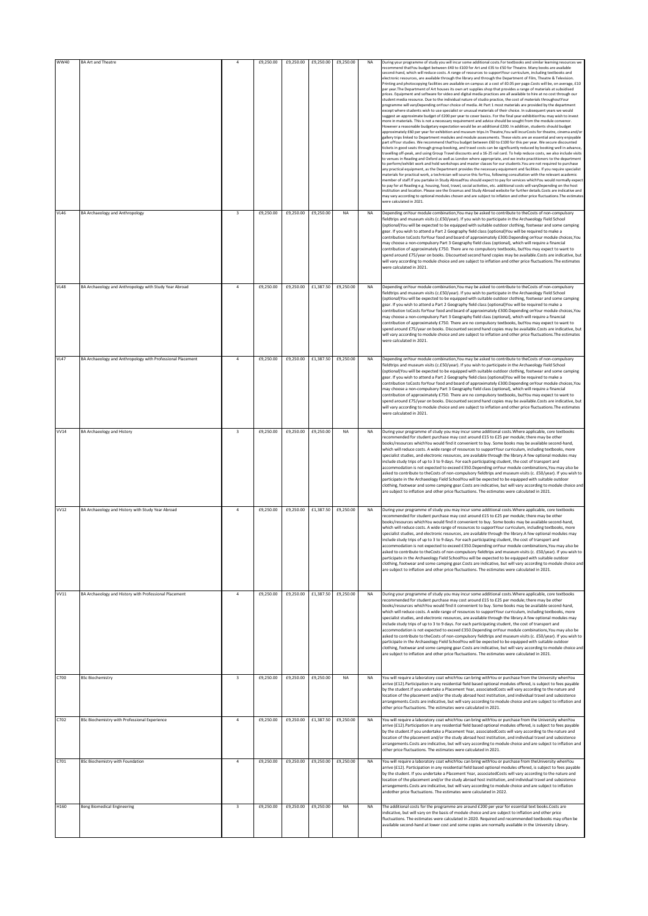| WW40 | BA Art and Theatre | 4 | £9,250.00 | £9,250.00 | £9,250.00 | £9,250.00 | NA | During your programme of study you will incur some additional costs.For textbooks and similar learning resources we recommend thatYou budget between £40 to £100 for Art and £35 to £50 for Theatre. Many books are available second-hand, which will reduce costs. A range of resources to supportYour curriculum, including textbooks and electronic resources, are available through the library and through the Department of Film, Theatre & Television. Printing and photocopying facilities are available on campus at a cost of £0.05 per page.Costs will be, on average, £10 per year.The Department of Art houses its own art supplies shop that provides a range of materials at subsidised prices. Equipment and software for video and digital media practices are all available to hire at no cost through our student media resource. Due to the individual nature of studio practice, the cost of materials throughoutYour programme will varyDepending onYour choice of media. At Part 1 most materials are provided by the department except where students wish to use specialist or unusual materials of their choice. In subsequent years we would suggest an approximate budget of £200 per year to cover basics. For the final year exhibitionYou may wish to invest more in materials. This is not a necessary requirement and advice should be sought from the module convenor. However a reasonable budgetary expectation would be an additional £200. In addition, students should budget approximately £60 per year for exhibition and museum trips.In Theatre,You will incurCosts for theatre, cinema and/or gallery trips linked to Department modules and module assessments. These visits are an essential and very enjoyable part ofYour studies. We recommend thatYou budget between £60 to £100 for this per year. We secure discounted tickets in good seats through group booking, and travel costs can be significantly reduced by booking well in advance, travelling off-peak, and using Group Travel discounts and a 16-25 rail card. To help reduce costs, we also include visits to venues in Reading and Oxford as well as London where appropriate, and we invite practitioners to the department to perform/exhibit work and hold workshops and master classes for our students.You are not required to purchase any practical equipment, as the Department provides the necessary equipment and facilities. If you require specialist materials for practical work, a technician will source this forYou, following consultation with the relevant academic member of staff.If you partake in Study AbroadYou should expect to pay for services whichYou would normally expect to pay for at Reading e.g. housing, food, travel, social activities, etc. additional costs will varyDepending on the host institution and location. Please see the Erasmus and Study Abroad website for further details.Costs are indicative and may vary according to optional modules chosen and are subject to inflation and other price fluctuations.The estimates were calculated in 2021. |
|---|---|---|---|---|---|---|---|---|
| VL46 | BA Archaeology and Anthropology | 3 | £9,250.00 | £9,250.00 | £9,250.00 | NA | NA | Depending onYour module combination,You may be asked to contribute to theCosts of non-compulsory fieldtrips and museum visits (c.£50/year). If you wish to participate in the Archaeology Field School (optional)You will be expected to be equipped with suitable outdoor clothing, footwear and some camping gear. If you wish to attend a Part 2 Geography field class (optional)You will be required to make a contribution toCosts forYour food and board of approximately £300.Depending onYour module choices,You may choose a non-compulsory Part 3 Geography field class (optional), which will require a financial contribution of approximately £750. There are no compulsory textbooks, butYou may expect to want to spend around £75/year on books. Discounted second hand copies may be available.Costs are indicative, but will vary according to module choice and are subject to inflation and other price fluctuations.The estimates were calculated in 2021. |
| VL48 | BA Archaeology and Anthropology with Study Year Abroad | 4 | £9,250.00 | £9,250.00 | £1,387.50 | £9,250.00 | NA | Depending onYour module combination,You may be asked to contribute to theCosts of non-compulsory fieldtrips and museum visits (c.£50/year). If you wish to participate in the Archaeology Field School (optional)You will be expected to be equipped with suitable outdoor clothing, footwear and some camping gear. If you wish to attend a Part 2 Geography field class (optional)You will be required to make a contribution toCosts forYour food and board of approximately £300.Depending onYour module choices,You may choose a non-compulsory Part 3 Geography field class (optional), which will require a financial contribution of approximately £750. There are no compulsory textbooks, butYou may expect to want to spend around £75/year on books. Discounted second hand copies may be available.Costs are indicative, but will vary according to module choice and are subject to inflation and other price fluctuations.The estimates were calculated in 2021. |
| VL47 | BA Archaeology and Anthropology with Professional Placement | 4 | £9,250.00 | £9,250.00 | £1,387.50 | £9,250.00 | NA | Depending onYour module combination,You may be asked to contribute to theCosts of non-compulsory fieldtrips and museum visits (c.£50/year). If you wish to participate in the Archaeology Field School (optional)You will be expected to be equipped with suitable outdoor clothing, footwear and some camping gear. If you wish to attend a Part 2 Geography field class (optional)You will be required to make a contribution toCosts forYour food and board of approximately £300.Depending onYour module choices,You may choose a non-compulsory Part 3 Geography field class (optional), which will require a financial contribution of approximately £750. There are no compulsory textbooks, butYou may expect to want to spend around £75/year on books. Discounted second hand copies may be available.Costs are indicative, but will vary according to module choice and are subject to inflation and other price fluctuations.The estimates were calculated in 2021. |
| VV14 | BA Archaeology and History | 3 | £9,250.00 | £9,250.00 | £9,250.00 | NA | NA | During your programme of study you may incur some additional costs.Where applicable, core textbooks recommended for student purchase may cost around £15 to £25 per module; there may be other books/resources whichYou would find it convenient to buy. Some books may be available second-hand, which will reduce costs. A wide range of resources to supportYour curriculum, including textbooks, more specialist studies, and electronic resources, are available through the library.A few optional modules may include study trips of up to 3 to 9 days. For each participating student, the cost of transport and accommodation is not expected to exceed £350.Depending onYour module combinations,You may also be asked to contribute to theCosts of non-compulsory fieldtrips and museum visits (c. £50/year). If you wish to participate in the Archaeology Field SchoolYou will be expected to be equipped with suitable outdoor clothing, footwear and some camping gear.Costs are indicative, but will vary according to module choice and are subject to inflation and other price fluctuations. The estimates were calculated in 2021. |
| VV12 | BA Archaeology and History with Study Year Abroad | 4 | £9,250.00 | £9,250.00 | £1,387.50 | £9,250.00 | NA | During your programme of study you may incur some additional costs.Where applicable, core textbooks recommended for student purchase may cost around £15 to £25 per module; there may be other books/resources whichYou would find it convenient to buy. Some books may be available second-hand, which will reduce costs. A wide range of resources to supportYour curriculum, including textbooks, more specialist studies, and electronic resources, are available through the library.A few optional modules may include study trips of up to 3 to 9 days. For each participating student, the cost of transport and accommodation is not expected to exceed £350.Depending onYour module combinations,You may also be asked to contribute to theCosts of non-compulsory fieldtrips and museum visits (c. £50/year). If you wish to participate in the Archaeology Field SchoolYou will be expected to be equipped with suitable outdoor clothing, footwear and some camping gear.Costs are indicative, but will vary according to module choice and are subject to inflation and other price fluctuations. The estimates were calculated in 2021. |
| VV11 | BA Archaeology and History with Professional Placement | 4 | £9,250.00 | £9,250.00 | £1,387.50 | £9,250.00 | NA | During your programme of study you may incur some additional costs.Where applicable, core textbooks recommended for student purchase may cost around £15 to £25 per module; there may be other books/resources whichYou would find it convenient to buy. Some books may be available second-hand, which will reduce costs. A wide range of resources to supportYour curriculum, including textbooks, more specialist studies, and electronic resources, are available through the library.A few optional modules may include study trips of up to 3 to 9 days. For each participating student, the cost of transport and accommodation is not expected to exceed £350.Depending onYour module combinations,You may also be asked to contribute to theCosts of non-compulsory fieldtrips and museum visits (c. £50/year). If you wish to participate in the Archaeology Field SchoolYou will be expected to be equipped with suitable outdoor clothing, footwear and some camping gear.Costs are indicative, but will vary according to module choice and are subject to inflation and other price fluctuations. The estimates were calculated in 2021. |
| C700 | BSc Biochemistry | 3 | £9,250.00 | £9,250.00 | £9,250.00 | NA | NA | You will require a laboratory coat whichYou can bring withYou or purchase from the University whenYou arrive (£12).Participation in any residential field based optional modules offered, is subject to fees payable by the student.If you undertake a Placement Year, associatedCosts will vary according to the nature and location of the placement and/or the study abroad host institution, and individual travel and subsistence arrangements.Costs are indicative, but will vary according to module choice and are subject to inflation and other price fluctuations. The estimates were calculated in 2021. |
| C702 | BSc Biochemistry with Professional Experience | 4 | £9,250.00 | £9,250.00 | £1,387.50 | £9,250.00 | NA | You will require a laboratory coat whichYou can bring withYou or purchase from the University whenYou arrive (£12).Participation in any residential field based optional modules offered, is subject to fees payable by the student.If you undertake a Placement Year, associatedCosts will vary according to the nature and location of the placement and/or the study abroad host institution, and individual travel and subsistence arrangements.Costs are indicative, but will vary according to module choice and are subject to inflation and other price fluctuations. The estimates were calculated in 2021. |
| C701 | BSc Biochemistry with Foundation | 4 | £9,250.00 | £9,250.00 | £9,250.00 | £9,250.00 | NA | You will require a laboratory coat whichYou can bring withYou or purchase from theUniversity whenYou arrive (£12). Participation in any residential field based optional modules offered, is subject to fees payable by the student. If you undertake a Placement Year, associatedCosts will vary according to the nature and location of the placement and/or the study abroad host institution, and individual travel and subsistence arrangements.Costs are indicative, but will vary according to module choice and are subject to inflation andother price fluctuations. The estimates were calculated in 2022. |
| H160 | Beng Biomedical Engineering | 3 | £9,250.00 | £9,250.00 | £9,250.00 | NA | NA | The additional costs for the programme are around £200 per year for essential text books.Costs are indicative, but will vary on the basis of module choice and are subject to inflation and other price fluctuations. The estimates were calculated in 2020. Required and recommended textbooks may often be available second-hand at lower cost and some copies are normally available in the University Library. |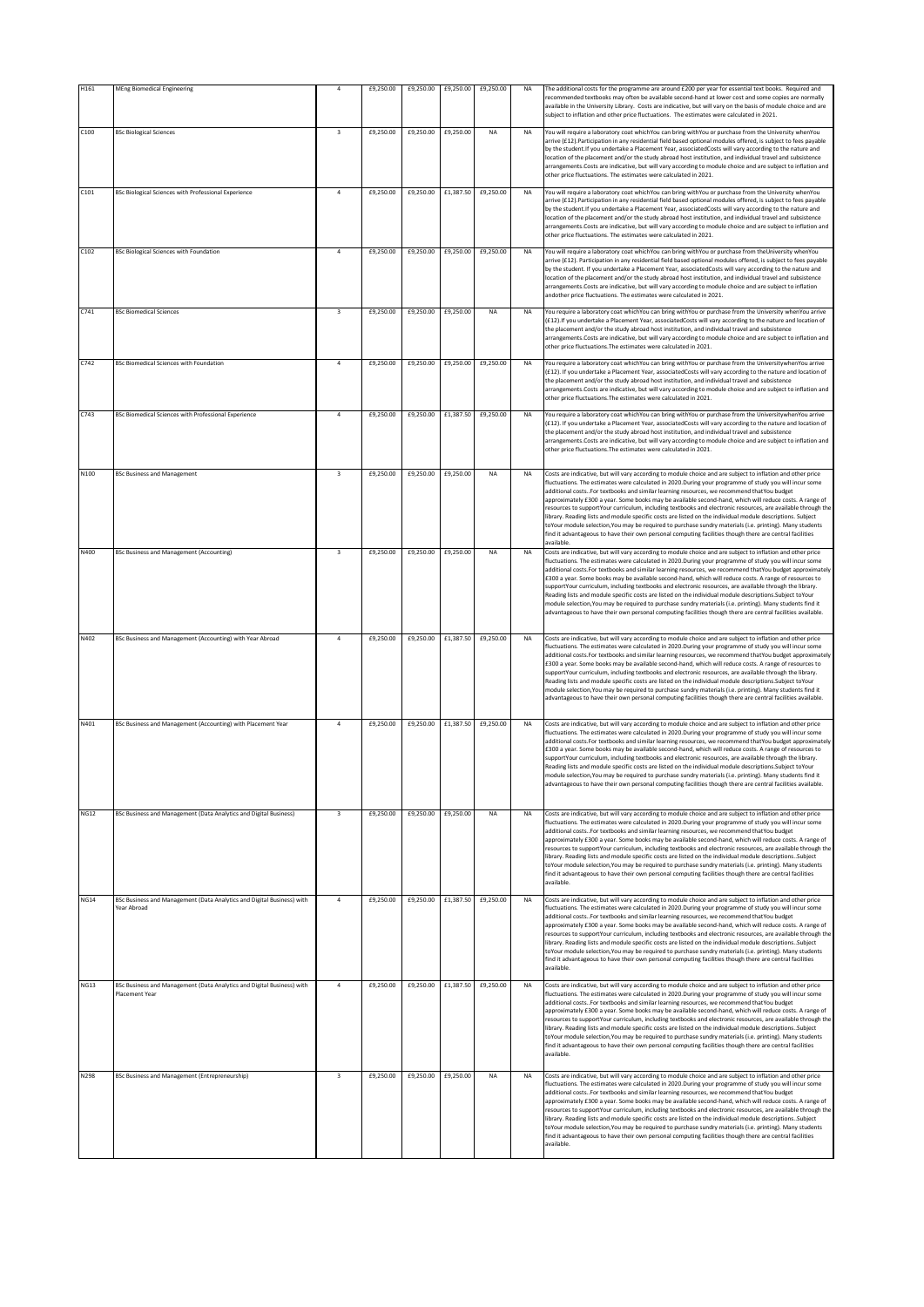| | | | | | | | | |
|---|---|---|---|---|---|---|---|---|
| H161 | MEng Biomedical Engineering | 4 | £9,250.00 | £9,250.00 | £9,250.00 | £9,250.00 | NA | The additional costs for the programme are around £200 per year for essential text books. Required and recommended textbooks may often be available second-hand at lower cost and some copies are normally available in the University Library. Costs are indicative, but will vary on the basis of module choice and are subject to inflation and other price fluctuations. The estimates were calculated in 2021. |
| C100 | BSc Biological Sciences | 3 | £9,250.00 | £9,250.00 | £9,250.00 | NA | NA | You will require a laboratory coat whichYou can bring withYou or purchase from the University whenYou arrive (£12).Participation in any residential field based optional modules offered, is subject to fees payable by the student.If you undertake a Placement Year, associatedCosts will vary according to the nature and location of the placement and/or the study abroad host institution, and individual travel and subsistence arrangements.Costs are indicative, but will vary according to module choice and are subject to inflation and other price fluctuations. The estimates were calculated in 2021. |
| C101 | BSc Biological Sciences with Professional Experience | 4 | £9,250.00 | £9,250.00 | £1,387.50 | £9,250.00 | NA | You will require a laboratory coat whichYou can bring withYou or purchase from the University whenYou arrive (£12).Participation in any residential field based optional modules offered, is subject to fees payable by the student.If you undertake a Placement Year, associatedCosts will vary according to the nature and location of the placement and/or the study abroad host institution, and individual travel and subsistence arrangements.Costs are indicative, but will vary according to module choice and are subject to inflation and other price fluctuations. The estimates were calculated in 2021. |
| C102 | BSc Biological Sciences with Foundation | 4 | £9,250.00 | £9,250.00 | £9,250.00 | £9,250.00 | NA | You will require a laboratory coat whichYou can bring withYou or purchase from theUniversity whenYou arrive (£12). Participation in any residential field based optional modules offered, is subject to fees payable by the student. If you undertake a Placement Year, associatedCosts will vary according to the nature and location of the placement and/or the study abroad host institution, and individual travel and subsistence arrangements.Costs are indicative, but will vary according to module choice and are subject to inflation andother price fluctuations. The estimates were calculated in 2021. |
| C741 | BSc Biomedical Sciences | 3 | £9,250.00 | £9,250.00 | £9,250.00 | NA | NA | You require a laboratory coat whichYou can bring withYou or purchase from the University whenYou arrive (£12).If you undertake a Placement Year, associatedCosts will vary according to the nature and location of the placement and/or the study abroad host institution, and individual travel and subsistence arrangements.Costs are indicative, but will vary according to module choice and are subject to inflation and other price fluctuations.The estimates were calculated in 2021. |
| C742 | BSc Biomedical Sciences with Foundation | 4 | £9,250.00 | £9,250.00 | £9,250.00 | £9,250.00 | NA | You require a laboratory coat whichYou can bring withYou or purchase from the UniversitywhenYou arrive (£12). If you undertake a Placement Year, associatedCosts will vary according to the nature and location of the placement and/or the study abroad host institution, and individual travel and subsistence arrangements.Costs are indicative, but will vary according to module choice and are subject to inflation and other price fluctuations.The estimates were calculated in 2021. |
| C743 | BSc Biomedical Sciences with Professional Experience | 4 | £9,250.00 | £9,250.00 | £1,387.50 | £9,250.00 | NA | You require a laboratory coat whichYou can bring withYou or purchase from the UniversitywhenYou arrive (£12). If you undertake a Placement Year, associatedCosts will vary according to the nature and location of the placement and/or the study abroad host institution, and individual travel and subsistence arrangements.Costs are indicative, but will vary according to module choice and are subject to inflation and other price fluctuations.The estimates were calculated in 2021. |
| N100 | BSc Business and Management | 3 | £9,250.00 | £9,250.00 | £9,250.00 | NA | NA | Costs are indicative, but will vary according to module choice and are subject to inflation and other price fluctuations. The estimates were calculated in 2020.During your programme of study you will incur some additional costs..For textbooks and similar learning resources, we recommend thatYou budget approximately £300 a year. Some books may be available second-hand, which will reduce costs. A range of resources to supportYour curriculum, including textbooks and electronic resources, are available through the library. Reading lists and module specific costs are listed on the individual module descriptions. Subject toYour module selection,You may be required to purchase sundry materials (i.e. printing). Many students find it advantageous to have their own personal computing facilities though there are central facilities available. |
| N400 | BSc Business and Management (Accounting) | 3 | £9,250.00 | £9,250.00 | £9,250.00 | NA | NA | Costs are indicative, but will vary according to module choice and are subject to inflation and other price fluctuations. The estimates were calculated in 2020.During your programme of study you will incur some additional costs.For textbooks and similar learning resources, we recommend thatYou budget approximately £300 a year. Some books may be available second-hand, which will reduce costs. A range of resources to supportYour curriculum, including textbooks and electronic resources, are available through the library. Reading lists and module specific costs are listed on the individual module descriptions.Subject toYour module selection,You may be required to purchase sundry materials (i.e. printing). Many students find it advantageous to have their own personal computing facilities though there are central facilities available. |
| N402 | BSc Business and Management (Accounting) with Year Abroad | 4 | £9,250.00 | £9,250.00 | £1,387.50 | £9,250.00 | NA | Costs are indicative, but will vary according to module choice and are subject to inflation and other price fluctuations. The estimates were calculated in 2020.During your programme of study you will incur some additional costs.For textbooks and similar learning resources, we recommend thatYou budget approximately £300 a year. Some books may be available second-hand, which will reduce costs. A range of resources to supportYour curriculum, including textbooks and electronic resources, are available through the library. Reading lists and module specific costs are listed on the individual module descriptions.Subject toYour module selection,You may be required to purchase sundry materials (i.e. printing). Many students find it advantageous to have their own personal computing facilities though there are central facilities available. |
| N401 | BSc Business and Management (Accounting) with Placement Year | 4 | £9,250.00 | £9,250.00 | £1,387.50 | £9,250.00 | NA | Costs are indicative, but will vary according to module choice and are subject to inflation and other price fluctuations. The estimates were calculated in 2020.During your programme of study you will incur some additional costs.For textbooks and similar learning resources, we recommend thatYou budget approximately £300 a year. Some books may be available second-hand, which will reduce costs. A range of resources to supportYour curriculum, including textbooks and electronic resources, are available through the library. Reading lists and module specific costs are listed on the individual module descriptions.Subject toYour module selection,You may be required to purchase sundry materials (i.e. printing). Many students find it advantageous to have their own personal computing facilities though there are central facilities available. |
| NG12 | BSc Business and Management (Data Analytics and Digital Business) | 3 | £9,250.00 | £9,250.00 | £9,250.00 | NA | NA | Costs are indicative, but will vary according to module choice and are subject to inflation and other price fluctuations. The estimates were calculated in 2020.During your programme of study you will incur some additional costs..For textbooks and similar learning resources, we recommend thatYou budget approximately £300 a year. Some books may be available second-hand, which will reduce costs. A range of resources to supportYour curriculum, including textbooks and electronic resources, are available through the library. Reading lists and module specific costs are listed on the individual module descriptions..Subject toYour module selection,You may be required to purchase sundry materials (i.e. printing). Many students find it advantageous to have their own personal computing facilities though there are central facilities available. |
| NG14 | BSc Business and Management (Data Analytics and Digital Business) with Year Abroad | 4 | £9,250.00 | £9,250.00 | £1,387.50 | £9,250.00 | NA | Costs are indicative, but will vary according to module choice and are subject to inflation and other price fluctuations. The estimates were calculated in 2020.During your programme of study you will incur some additional costs..For textbooks and similar learning resources, we recommend thatYou budget approximately £300 a year. Some books may be available second-hand, which will reduce costs. A range of resources to supportYour curriculum, including textbooks and electronic resources, are available through the library. Reading lists and module specific costs are listed on the individual module descriptions..Subject toYour module selection,You may be required to purchase sundry materials (i.e. printing). Many students find it advantageous to have their own personal computing facilities though there are central facilities available. |
| NG13 | BSc Business and Management (Data Analytics and Digital Business) with Placement Year | 4 | £9,250.00 | £9,250.00 | £1,387.50 | £9,250.00 | NA | Costs are indicative, but will vary according to module choice and are subject to inflation and other price fluctuations. The estimates were calculated in 2020.During your programme of study you will incur some additional costs..For textbooks and similar learning resources, we recommend thatYou budget approximately £300 a year. Some books may be available second-hand, which will reduce costs. A range of resources to supportYour curriculum, including textbooks and electronic resources, are available through the library. Reading lists and module specific costs are listed on the individual module descriptions..Subject toYour module selection,You may be required to purchase sundry materials (i.e. printing). Many students find it advantageous to have their own personal computing facilities though there are central facilities available. |
| N298 | BSc Business and Management (Entrepreneurship) | 3 | £9,250.00 | £9,250.00 | £9,250.00 | NA | NA | Costs are indicative, but will vary according to module choice and are subject to inflation and other price fluctuations. The estimates were calculated in 2020.During your programme of study you will incur some additional costs..For textbooks and similar learning resources, we recommend thatYou budget approximately £300 a year. Some books may be available second-hand, which will reduce costs. A range of resources to supportYour curriculum, including textbooks and electronic resources, are available through the library. Reading lists and module specific costs are listed on the individual module descriptions..Subject toYour module selection,You may be required to purchase sundry materials (i.e. printing). Many students find it advantageous to have their own personal computing facilities though there are central facilities available. |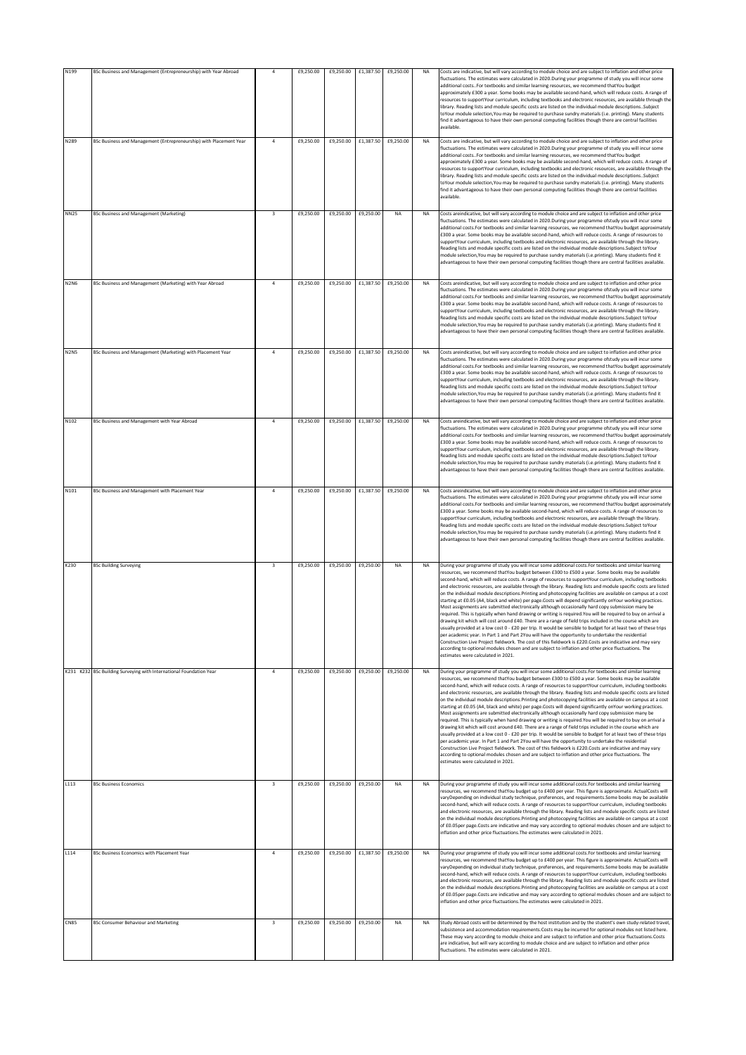| N199 | BSc Business and Management (Entrepreneurship) with Year Abroad | 4 | £9,250.00 | £9,250.00 | £1,387.50 | £9,250.00 | NA | Costs are indicative, but will vary according to module choice and are subject to inflation and other price fluctuations. The estimates were calculated in 2020.During your programme of study you will incur some additional costs..For textbooks and similar learning resources, we recommend thatYou budget approximately £300 a year. Some books may be available second-hand, which will reduce costs. A range of resources to supportYour curriculum, including textbooks and electronic resources, are available through the library. Reading lists and module specific costs are listed on the individual module descriptions..Subject toYour module selection,You may be required to purchase sundry materials (i.e. printing). Many students find it advantageous to have their own personal computing facilities though there are central facilities available. |
|---|---|---|---|---|---|---|---|---|
| N289 | BSc Business and Management (Entrepreneurship) with Placement Year | 4 | £9,250.00 | £9,250.00 | £1,387.50 | £9,250.00 | NA | Costs are indicative, but will vary according to module choice and are subject to inflation and other price fluctuations. The estimates were calculated in 2020.During your programme of study you will incur some additional costs..For textbooks and similar learning resources, we recommend thatYou budget approximately £300 a year. Some books may be available second-hand, which will reduce costs. A range of resources to supportYour curriculum, including textbooks and electronic resources, are available through the library. Reading lists and module specific costs are listed on the individual module descriptions..Subject toYour module selection,You may be required to purchase sundry materials (i.e. printing). Many students find it advantageous to have their own personal computing facilities though there are central facilities available. |
| NN25 | BSc Business and Management (Marketing) | 3 | £9,250.00 | £9,250.00 | £9,250.00 | NA | NA | Costs areindicative, but will vary according to module choice and are subject to inflation and other price fluctuations. The estimates were calculated in 2020.During your programme ofstudy you will incur some additional costs.For textbooks and similar learning resources, we recommend thatYou budget approximately £300 a year. Some books may be available second-hand, which will reduce costs. A range of resources to supportYour curriculum, including textbooks and electronic resources, are available through the library. Reading lists and module specific costs are listed on the individual module descriptions.Subject toYour module selection,You may be required to purchase sundry materials (i.e.printing). Many students find it advantageous to have their own personal computing facilities though there are central facilities available. |
| N2N6 | BSc Business and Management (Marketing) with Year Abroad | 4 | £9,250.00 | £9,250.00 | £1,387.50 | £9,250.00 | NA | Costs areindicative, but will vary according to module choice and are subject to inflation and other price fluctuations. The estimates were calculated in 2020.During your programme ofstudy you will incur some additional costs.For textbooks and similar learning resources, we recommend thatYou budget approximately £300 a year. Some books may be available second-hand, which will reduce costs. A range of resources to supportYour curriculum, including textbooks and electronic resources, are available through the library. Reading lists and module specific costs are listed on the individual module descriptions.Subject toYour module selection,You may be required to purchase sundry materials (i.e.printing). Many students find it advantageous to have their own personal computing facilities though there are central facilities available. |
| N2N5 | BSc Business and Management (Marketing) with Placement Year | 4 | £9,250.00 | £9,250.00 | £1,387.50 | £9,250.00 | NA | Costs areindicative, but will vary according to module choice and are subject to inflation and other price fluctuations. The estimates were calculated in 2020.During your programme ofstudy you will incur some additional costs.For textbooks and similar learning resources, we recommend thatYou budget approximately £300 a year. Some books may be available second-hand, which will reduce costs. A range of resources to supportYour curriculum, including textbooks and electronic resources, are available through the library. Reading lists and module specific costs are listed on the individual module descriptions.Subject toYour module selection,You may be required to purchase sundry materials (i.e.printing). Many students find it advantageous to have their own personal computing facilities though there are central facilities available. |
| N102 | BSc Business and Management with Year Abroad | 4 | £9,250.00 | £9,250.00 | £1,387.50 | £9,250.00 | NA | Costs areindicative, but will vary according to module choice and are subject to inflation and other price fluctuations. The estimates were calculated in 2020.During your programme ofstudy you will incur some additional costs.For textbooks and similar learning resources, we recommend thatYou budget approximately £300 a year. Some books may be available second-hand, which will reduce costs. A range of resources to supportYour curriculum, including textbooks and electronic resources, are available through the library. Reading lists and module specific costs are listed on the individual module descriptions.Subject toYour module selection,You may be required to purchase sundry materials (i.e.printing). Many students find it advantageous to have their own personal computing facilities though there are central facilities available. |
| N101 | BSc Business and Management with Placement Year | 4 | £9,250.00 | £9,250.00 | £1,387.50 | £9,250.00 | NA | Costs areindicative, but will vary according to module choice and are subject to inflation and other price fluctuations. The estimates were calculated in 2020.During your programme ofstudy you will incur some additional costs.For textbooks and similar learning resources, we recommend thatYou budget approximately £300 a year. Some books may be available second-hand, which will reduce costs. A range of resources to supportYour curriculum, including textbooks and electronic resources, are available through the library. Reading lists and module specific costs are listed on the individual module descriptions.Subject toYour module selection,You may be required to purchase sundry materials (i.e.printing). Many students find it advantageous to have their own personal computing facilities though there are central facilities available. |
| K230 | BSc Building Surveying | 3 | £9,250.00 | £9,250.00 | £9,250.00 | NA | NA | During your programme of study you will incur some additional costs.For textbooks and similar learning resources, we recommend thatYou budget between £300 to £500 a year. Some books may be available second-hand, which will reduce costs. A range of resources to supportYour curriculum, including textbooks and electronic resources, are available through the library. Reading lists and module specific costs are listed on the individual module descriptions.Printing and photocopying facilities are available on campus at a cost starting at £0.05 (A4, black and white) per page.Costs will depend significantly onYour working practices. Most assignments are submitted electronically although occasionally hard copy submission may be required. This is typically when hand drawing or writing is required.You will be required to buy on arrival a drawing kit which will cost around £40. There are a range of field trips included in the course which are usually provided at a low cost 0 - £20 per trip. It would be sensible to budget for at least two of these trips per academic year. In Part 1 and Part 2You will have the opportunity to undertake the residential Construction Live Project fieldwork. The cost of this fieldwork is £220.Costs are indicative and may vary according to optional modules chosen and are subject to inflation and other price fluctuations. The estimates were calculated in 2021. |
| K231 K232 | BSc Building Surveying with International Foundation Year | 4 | £9,250.00 | £9,250.00 | £9,250.00 | £9,250.00 | NA | During your programme of study you will incur some additional costs.For textbooks and similar learning resources, we recommend thatYou budget between £300 to £500 a year. Some books may be available second-hand, which will reduce costs. A range of resources to supportYour curriculum, including textbooks and electronic resources, are available through the library. Reading lists and module specific costs are listed on the individual module descriptions.Printing and photocopying facilities are available on campus at a cost starting at £0.05 (A4, black and white) per page.Costs will depend significantly onYour working practices. Most assignments are submitted electronically although occasionally hard copy submission may be required. This is typically when hand drawing or writing is required.You will be required to buy on arrival a drawing kit which will cost around £40. There are a range of field trips included in the course which are usually provided at a low cost 0 - £20 per trip. It would be sensible to budget for at least two of these trips per academic year. In Part 1 and Part 2You will have the opportunity to undertake the residential Construction Live Project fieldwork. The cost of this fieldwork is £220.Costs are indicative and may vary according to optional modules chosen and are subject to inflation and other price fluctuations. The estimates were calculated in 2021. |
| L113 | BSc Business Economics | 3 | £9,250.00 | £9,250.00 | £9,250.00 | NA | NA | During your programme of study you will incur some additional costs.For textbooks and similar learning resources, we recommend thatYou budget up to £400 per year. This figure is approximate. ActualCosts will varyDepending on individual study technique, preferences, and requirements.Some books may be available second-hand, which will reduce costs. A range of resources to supportYour curriculum, including textbooks and electronic resources, are available through the library. Reading lists and module specific costs are listed on the individual module descriptions.Printing and photocopying facilities are available on campus at a cost of £0.05per page.Costs are indicative and may vary according to optional modules chosen and are subject to inflation and other price fluctuations.The estimates were calculated in 2021. |
| L114 | BSc Business Economics with Placement Year | 4 | £9,250.00 | £9,250.00 | £1,387.50 | £9,250.00 | NA | During your programme of study you will incur some additional costs.For textbooks and similar learning resources, we recommend thatYou budget up to £400 per year. This figure is approximate. ActualCosts will varyDepending on individual study technique, preferences, and requirements.Some books may be available second-hand, which will reduce costs. A range of resources to supportYour curriculum, including textbooks and electronic resources, are available through the library. Reading lists and module specific costs are listed on the individual module descriptions.Printing and photocopying facilities are available on campus at a cost of £0.05per page.Costs are indicative and may vary according to optional modules chosen and are subject to inflation and other price fluctuations.The estimates were calculated in 2021. |
| CN85 | BSc Consumer Behaviour and Marketing | 3 | £9,250.00 | £9,250.00 | £9,250.00 | NA | NA | Study Abroad costs will be determined by the host institution and by the student's own study-related travel, subsistence and accommodation requirements.Costs may be incurred for optional modules not listed here. These may vary according to module choice and are subject to inflation and other price fluctuations.Costs are indicative, but will vary according to module choice and are subject to inflation and other price fluctuations. The estimates were calculated in 2021. |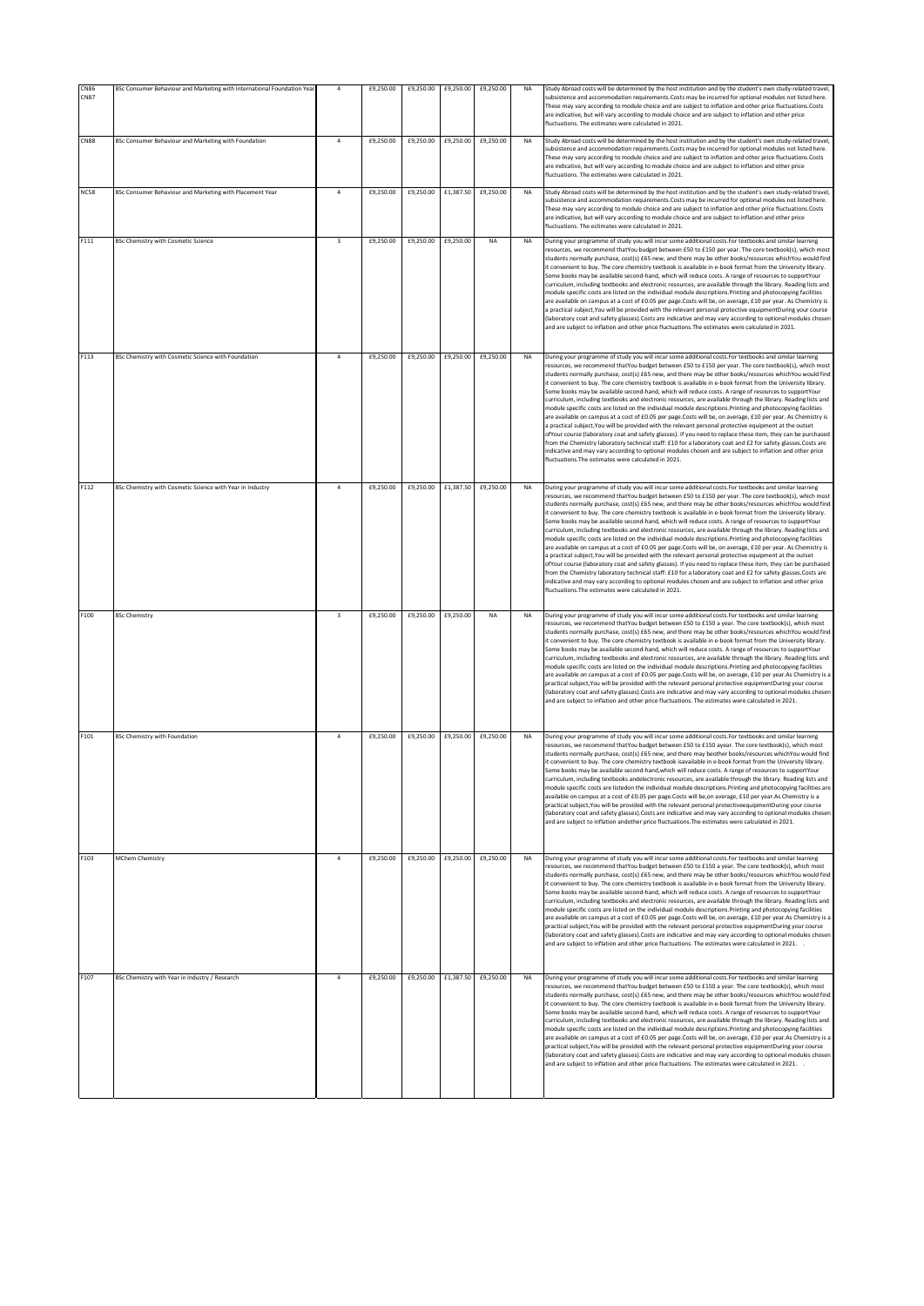| CN86 CN87 | BSc Consumer Behaviour and Marketing with International Foundation Year | 4 | £9,250.00 | £9,250.00 | £9,250.00 | £9,250.00 | NA | Study Abroad costs will be determined by the host institution and by the student's own study-related travel, subsistence and accommodation requirements.Costs may be incurred for optional modules not listed here. These may vary according to module choice and are subject to inflation and other price fluctuations.Costs are indicative, but will vary according to module choice and are subject to inflation and other price fluctuations. The estimates were calculated in 2021. |
|---|---|---|---|---|---|---|---|---|
| CN88 | BSc Consumer Behaviour and Marketing with Foundation | 4 | £9,250.00 | £9,250.00 | £9,250.00 | £9,250.00 | NA | Study Abroad costs will be determined by the host institution and by the student's own study-related travel, subsistence and accommodation requirements.Costs may be incurred for optional modules not listed here. These may vary according to module choice and are subject to inflation and other price fluctuations.Costs are indicative, but will vary according to module choice and are subject to inflation and other price fluctuations. The estimates were calculated in 2021. |
| NC58 | BSc Consumer Behaviour and Marketing with Placement Year | 4 | £9,250.00 | £9,250.00 | £1,387.50 | £9,250.00 | NA | Study Abroad costs will be determined by the host institution and by the student's own study-related travel, subsistence and accommodation requirements.Costs may be incurred for optional modules not listed here. These may vary according to module choice and are subject to inflation and other price fluctuations.Costs are indicative, but will vary according to module choice and are subject to inflation and other price fluctuations. The estimates were calculated in 2021. |
| F111 | BSc Chemistry with Cosmetic Science | 3 | £9,250.00 | £9,250.00 | £9,250.00 | NA | NA | During your programme of study you will incur some additional costs.For textbooks and similar learning resources, we recommend thatYou budget between £50 to £150 per year. The core textbook(s), which most students normally purchase, cost(s) £65 new, and there may be other books/resources whichYou would find it convenient to buy. The core chemistry textbook is available in e-book format from the University library. Some books may be available second-hand, which will reduce costs. A range of resources to supportYour curriculum, including textbooks and electronic resources, are available through the library. Reading lists and module specific costs are listed on the individual module descriptions.Printing and photocopying facilities are available on campus at a cost of £0.05 per page.Costs will be, on average, £10 per year. As Chemistry is a practical subject,You will be provided with the relevant personal protective equipmentDuring your course (laboratory coat and safety glasses).Costs are indicative and may vary according to optional modules chosen and are subject to inflation and other price fluctuations.The estimates were calculated in 2021. |
| F113 | BSc Chemistry with Cosmetic Science with Foundation | 4 | £9,250.00 | £9,250.00 | £9,250.00 | £9,250.00 | NA | During your programme of study you will incur some additional costs.For textbooks and similar learning resources, we recommend thatYou budget between £50 to £150 per year. The core textbook(s), which most students normally purchase, cost(s) £65 new, and there may be other books/resources whichYou would find it convenient to buy. The core chemistry textbook is available in e-book format from the University library. Some books may be available second-hand, which will reduce costs. A range of resources to supportYour curriculum, including textbooks and electronic resources, are available through the library. Reading lists and module specific costs are listed on the individual module descriptions.Printing and photocopying facilities are available on campus at a cost of £0.05 per page.Costs will be, on average, £10 per year. As Chemistry is a practical subject,You will be provided with the relevant personal protective equipment at the outset ofYour course (laboratory coat and safety glasses). If you need to replace these item, they can be purchased from the Chemistry laboratory technical staff: £10 for a laboratory coat and £2 for safety glasses.Costs are indicative and may vary according to optional modules chosen and are subject to inflation and other price fluctuations.The estimates were calculated in 2021. |
| F112 | BSc Chemistry with Cosmetic Science with Year in Industry | 4 | £9,250.00 | £9,250.00 | £1,387.50 | £9,250.00 | NA | During your programme of study you will incur some additional costs.For textbooks and similar learning resources, we recommend thatYou budget between £50 to £150 per year. The core textbook(s), which most students normally purchase, cost(s) £65 new, and there may be other books/resources whichYou would find it convenient to buy. The core chemistry textbook is available in e-book format from the University library. Some books may be available second-hand, which will reduce costs. A range of resources to supportYour curriculum, including textbooks and electronic resources, are available through the library. Reading lists and module specific costs are listed on the individual module descriptions.Printing and photocopying facilities are available on campus at a cost of £0.05 per page.Costs will be, on average, £10 per year. As Chemistry is a practical subject,You will be provided with the relevant personal protective equipment at the outset ofYour course (laboratory coat and safety glasses). If you need to replace these item, they can be purchased from the Chemistry laboratory technical staff: £10 for a laboratory coat and £2 for safety glasses.Costs are indicative and may vary according to optional modules chosen and are subject to inflation and other price fluctuations.The estimates were calculated in 2021. |
| F100 | BSc Chemistry | 3 | £9,250.00 | £9,250.00 | £9,250.00 | NA | NA | During your programme of study you will incur some additional costs.For textbooks and similar learning resources, we recommend thatYou budget between £50 to £150 a year. The core textbook(s), which most students normally purchase, cost(s) £65 new, and there may be other books/resources whichYou would find it convenient to buy. The core chemistry textbook is available in e-book format from the University library. Some books may be available second-hand, which will reduce costs. A range of resources to supportYour curriculum, including textbooks and electronic resources, are available through the library. Reading lists and module specific costs are listed on the individual module descriptions.Printing and photocopying facilities are available on campus at a cost of £0.05 per page.Costs will be, on average, £10 per year.As Chemistry is a practical subject,You will be provided with the relevant personal protective equipmentDuring your course (laboratory coat and safety glasses).Costs are indicative and may vary according to optional modules chosen and are subject to inflation and other price fluctuations. The estimates were calculated in 2021. |
| F101 | BSc Chemistry with Foundation | 4 | £9,250.00 | £9,250.00 | £9,250.00 | £9,250.00 | NA | During your programme of study you will incur some additional costs.For textbooks and similar learning resources, we recommend thatYou budget between £50 to £150 ayear. The core textbook(s), which most students normally purchase, cost(s) £65 new, and there may beother books/resources whichYou would find it convenient to buy. The core chemistry textbook isavailable in e-book format from the University library. Some books may be available second-hand,which will reduce costs. A range of resources to supportYour curriculum, including textbooks andelectronic resources, are available through the library. Reading lists and module specific costs are listedon the individual module descriptions.Printing and photocopying facilities are available on campus at a cost of £0.05 per page.Costs will be,on average, £10 per year.As Chemistry is a practical subject,You will be provided with the relevant personal protectiveequipmentDuring your course (laboratory coat and safety glasses).Costs are indicative and may vary according to optional modules chosen and are subject to inflation andother price fluctuations.The estimates were calculated in 2021. |
| F103 | MChem Chemistry | 4 | £9,250.00 | £9,250.00 | £9,250.00 | £9,250.00 | NA | During your programme of study you will incur some additional costs.For textbooks and similar learning resources, we recommend thatYou budget between £50 to £150 a year. The core textbook(s), which most students normally purchase, cost(s) £65 new, and there may be other books/resources whichYou would find it convenient to buy. The core chemistry textbook is available in e-book format from the University library. Some books may be available second-hand, which will reduce costs. A range of resources to supportYour curriculum, including textbooks and electronic resources, are available through the library. Reading lists and module specific costs are listed on the individual module descriptions.Printing and photocopying facilities are available on campus at a cost of £0.05 per page.Costs will be, on average, £10 per year.As Chemistry is a practical subject,You will be provided with the relevant personal protective equipmentDuring your course (laboratory coat and safety glasses).Costs are indicative and may vary according to optional modules chosen and are subject to inflation and other price fluctuations. The estimates were calculated in 2021. . |
| F107 | BSc Chemistry with Year in Industry / Research | 4 | £9,250.00 | £9,250.00 | £1,387.50 | £9,250.00 | NA | During your programme of study you will incur some additional costs.For textbooks and similar learning resources, we recommend thatYou budget between £50 to £150 a year. The core textbook(s), which most students normally purchase, cost(s) £65 new, and there may be other books/resources whichYou would find it convenient to buy. The core chemistry textbook is available in e-book format from the University library. Some books may be available second-hand, which will reduce costs. A range of resources to supportYour curriculum, including textbooks and electronic resources, are available through the library. Reading lists and module specific costs are listed on the individual module descriptions.Printing and photocopying facilities are available on campus at a cost of £0.05 per page.Costs will be, on average, £10 per year.As Chemistry is a practical subject,You will be provided with the relevant personal protective equipmentDuring your course (laboratory coat and safety glasses).Costs are indicative and may vary according to optional modules chosen and are subject to inflation and other price fluctuations. The estimates were calculated in 2021. . |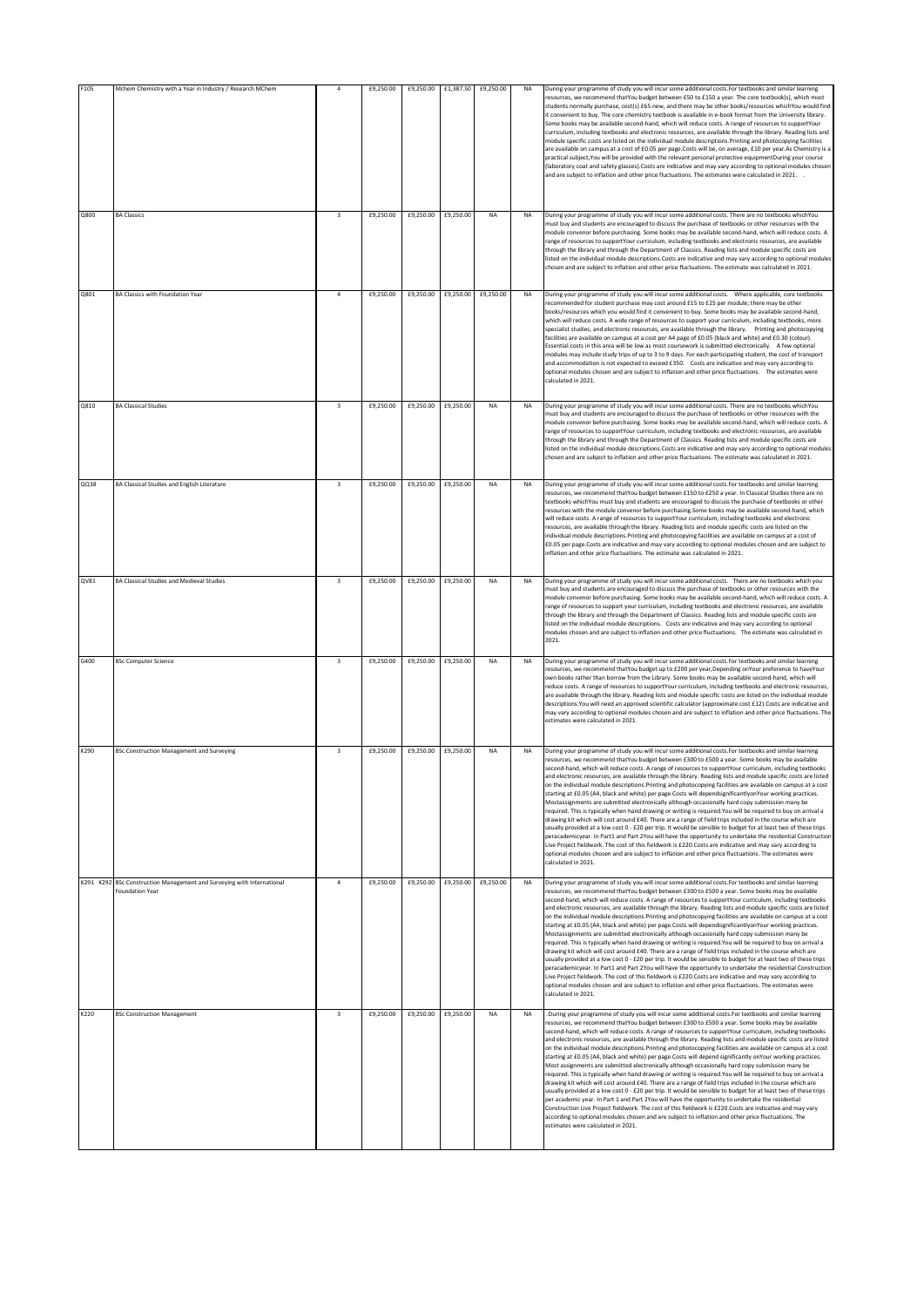| F105 | Mchem Chemistry with a Year in Industry / Research MChem | 4 | £9,250.00 | £9,250.00 | £1,387.50 | £9,250.00 | NA | During your programme of study you will incur some additional costs.For textbooks and similar learning resources, we recommend thatYou budget between £50 to £150 a year. The core textbook(s), which most students normally purchase, cost(s) £65 new, and there may be other books/resources whichYou would find it convenient to buy. The core chemistry textbook is available in e-book format from the University library. Some books may be available second-hand, which will reduce costs. A range of resources to supportYour curriculum, including textbooks and electronic resources, are available through the library. Reading lists and module specific costs are listed on the individual module descriptions.Printing and photocopying facilities are available on campus at a cost of £0.05 per page.Costs will be, on average, £10 per year.As Chemistry is a practical subject,You will be provided with the relevant personal protective equipmentDuring your course (laboratory coat and safety glasses).Costs are indicative and may vary according to optional modules chosen and are subject to inflation and other price fluctuations. The estimates were calculated in 2021. . |
|---|---|---|---|---|---|---|---|---|
| Q800 | BA Classics | 3 | £9,250.00 | £9,250.00 | £9,250.00 | NA | NA | During your programme of study you will incur some additional costs. There are no textbooks whichYou must buy and students are encouraged to discuss the purchase of textbooks or other resources with the module convenor before purchasing. Some books may be available second-hand, which will reduce costs. A range of resources to supportYour curriculum, including textbooks and electronic resources, are available through the library and through the Department of Classics. Reading lists and module specific costs are listed on the individual module descriptions.Costs are indicative and may vary according to optional modules chosen and are subject to inflation and other price fluctuations. The estimate was calculated in 2021. |
| Q801 | BA Classics with Foundation Year | 4 | £9,250.00 | £9,250.00 | £9,250.00 | £9,250.00 | NA | During your programme of study you will incur some additional costs. Where applicable, core textbooks recommended for student purchase may cost around £15 to £25 per module; there may be other books/resources which you would find it convenient to buy. Some books may be available second-hand, which will reduce costs. A wide range of resources to support your curriculum, including textbooks, more specialist studies, and electronic resources, are available through the library. Printing and photocopying facilities are available on campus at a cost per A4 page of £0.05 (black and white) and £0.30 (colour). Essential costs in this area will be low as most coursework is submitted electronically. A few optional modules may include study trips of up to 3 to 9 days. For each participating student, the cost of transport and accommodation is not expected to exceed £350. Costs are indicative and may vary according to optional modules chosen and are subject to inflation and other price fluctuations. The estimates were calculated in 2021. |
| Q810 | BA Classical Studies | 3 | £9,250.00 | £9,250.00 | £9,250.00 | NA | NA | During your programme of study you will incur some additional costs. There are no textbooks whichYou must buy and students are encouraged to discuss the purchase of textbooks or other resources with the module convenor before purchasing. Some books may be available second-hand, which will reduce costs. A range of resources to supportYour curriculum, including textbooks and electronic resources, are available through the library and through the Department of Classics. Reading lists and module specific costs are listed on the individual module descriptions.Costs are indicative and may vary according to optional modules chosen and are subject to inflation and other price fluctuations. The estimate was calculated in 2021. |
| QQ38 | BA Classical Studies and English Literature | 3 | £9,250.00 | £9,250.00 | £9,250.00 | NA | NA | During your programme of study you will incur some additional costs.For textbooks and similar learning resources, we recommend thatYou budget between £150 to £250 a year. In Classical Studies there are no textbooks whichYou must buy and students are encouraged to discuss the purchase of textbooks or other resources with the module convenor before purchasing.Some books may be available second-hand, which will reduce costs. A range of resources to supportYour curriculum, including textbooks and electronic resources, are available through the library. Reading lists and module specific costs are listed on the individual module descriptions.Printing and photocopying facilities are available on campus at a cost of £0.05 per page.Costs are indicative and may vary according to optional modules chosen and are subject to inflation and other price fluctuations. The estimate was calculated in 2021. |
| QV81 | BA Classical Studies and Medieval Studies | 3 | £9,250.00 | £9,250.00 | £9,250.00 | NA | NA | During your programme of study you will incur some additional costs. There are no textbooks which you must buy and students are encouraged to discuss the purchase of textbooks or other resources with the module convenor before purchasing. Some books may be available second-hand, which will reduce costs. A range of resources to support your curriculum, including textbooks and electronic resources, are available through the library and through the Department of Classics. Reading lists and module specific costs are listed on the individual module descriptions. Costs are indicative and may vary according to optional modules chosen and are subject to inflation and other price fluctuations. The estimate was calculated in 2021. |
| G400 | BSc Computer Science | 3 | £9,250.00 | £9,250.00 | £9,250.00 | NA | NA | During your programme of study you will incur some additional costs.For textbooks and similar learning resources, we recommend thatYou budget up to £200 per year,Depending onYour preference to haveYour own books rather than borrow from the Library. Some books may be available second-hand, which will reduce costs. A range of resources to supportYour curriculum, including textbooks and electronic resources, are available through the library. Reading lists and module specific costs are listed on the individual module descriptions.You will need an approved scientific calculator (approximate cost £12).Costs are indicative and may vary according to optional modules chosen and are subject to inflation and other price fluctuations. The estimates were calculated in 2021. |
| K290 | BSc Construction Management and Surveying | 3 | £9,250.00 | £9,250.00 | £9,250.00 | NA | NA | During your programme of study you will incur some additional costs.For textbooks and similar learning resources, we recommend thatYou budget between £300 to £500 a year. Some books may be available second-hand, which will reduce costs. A range of resources to supportYour curriculum, including textbooks and electronic resources, are available through the library. Reading lists and module specific costs are listed on the individual module descriptions.Printing and photocopying facilities are available on campus at a cost starting at £0.05 (A4, black and white) per page.Costs will dependsignificantlyonYour working practices. Mostassignments are submitted electronically although occasionally hard copy submission many be required. This is typically when hand drawing or writing is required.You will be required to buy on arrival a drawing kit which will cost around £40. There are a range of field trips included in the course which are usually provided at a low cost 0 - £20 per trip. It would be sensible to budget for at least two of these trips peracademicyear. In Part1 and Part 2You will have the opportunity to undertake the residential Construction Live Project fieldwork. The cost of this fieldwork is £220.Costs are indicative and may vary according to optional modules chosen and are subject to inflation and other price fluctuations. The estimates were calculated in 2021. |
| K291 K292 | BSc Construction Management and Surveying with International Foundation Year | 4 | £9,250.00 | £9,250.00 | £9,250.00 | £9,250.00 | NA | During your programme of study you will incur some additional costs.For textbooks and similar learning resources, we recommend thatYou budget between £300 to £500 a year. Some books may be available second-hand, which will reduce costs. A range of resources to supportYour curriculum, including textbooks and electronic resources, are available through the library. Reading lists and module specific costs are listed on the individual module descriptions.Printing and photocopying facilities are available on campus at a cost starting at £0.05 (A4, black and white) per page.Costs will dependsignificantlyonYour working practices. Mostassignments are submitted electronically although occasionally hard copy submission many be required. This is typically when hand drawing or writing is required.You will be required to buy on arrival a drawing kit which will cost around £40. There are a range of field trips included in the course which are usually provided at a low cost 0 - £20 per trip. It would be sensible to budget for at least two of these trips peracademicyear. In Part1 and Part 2You will have the opportunity to undertake the residential Construction Live Project fieldwork. The cost of this fieldwork is £220.Costs are indicative and may vary according to optional modules chosen and are subject to inflation and other price fluctuations. The estimates were calculated in 2021. |
| K220 | BSc Construction Management | 3 | £9,250.00 | £9,250.00 | £9,250.00 | NA | NA | .During your programme of study you will incur some additional costs.For textbooks and similar learning resources, we recommend thatYou budget between £300 to £500 a year. Some books may be available second-hand, which will reduce costs. A range of resources to supportYour curriculum, including textbooks and electronic resources, are available through the library. Reading lists and module specific costs are listed on the individual module descriptions.Printing and photocopying facilities are available on campus at a cost starting at £0.05 (A4, black and white) per page.Costs will depend significantly onYour working practices. Most assignments are submitted electronically although occasionally hard copy submission many be required. This is typically when hand drawing or writing is required.You will be required to buy on arrival a drawing kit which will cost around £40. There are a range of field trips included in the course which are usually provided at a low cost 0 - £20 per trip. It would be sensible to budget for at least two of these trips per academic year. In Part 1 and Part 2You will have the opportunity to undertake the residential Construction Live Project fieldwork. The cost of this fieldwork is £220.Costs are indicative and may vary according to optional modules chosen and are subject to inflation and other price fluctuations. The estimates were calculated in 2021. |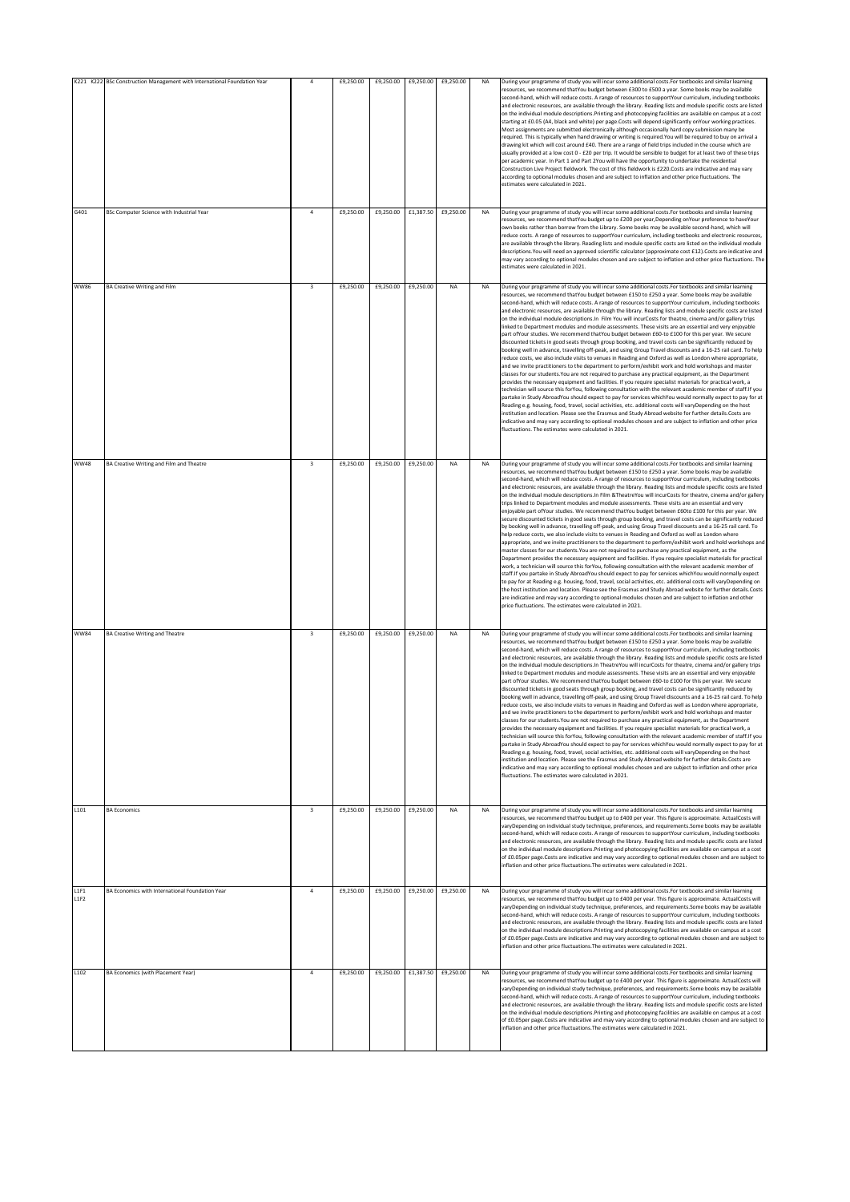| K221 K222 | BSc Construction Management with International Foundation Year | 4 | £9,250.00 | £9,250.00 | £9,250.00 | £9,250.00 | NA | During your programme of study you will incur some additional costs.For textbooks and similar learning resources, we recommend thatYou budget between £300 to £500 a year. Some books may be available second-hand, which will reduce costs. A range of resources to supportYour curriculum, including textbooks and electronic resources, are available through the library. Reading lists and module specific costs are listed on the individual module descriptions.Printing and photocopying facilities are available on campus at a cost starting at £0.05 (A4, black and white) per page.Costs will depend significantly onYour working practices. Most assignments are submitted electronically although occasionally hard copy submission many be required. This is typically when hand drawing or writing is required.You will be required to buy on arrival a drawing kit which will cost around £40. There are a range of field trips included in the course which are usually provided at a low cost 0 - £20 per trip. It would be sensible to budget for at least two of these trips per academic year. In Part 1 and Part 2You will have the opportunity to undertake the residential Construction Live Project fieldwork. The cost of this fieldwork is £220.Costs are indicative and may vary according to optional modules chosen and are subject to inflation and other price fluctuations. The estimates were calculated in 2021. |
|---|---|---|---|---|---|---|---|---|
| G401 | BSc Computer Science with Industrial Year | 4 | £9,250.00 | £9,250.00 | £1,387.50 | £9,250.00 | NA | During your programme of study you will incur some additional costs.For textbooks and similar learning resources, we recommend thatYou budget up to £200 per year,Depending onYour preference to haveYour own books rather than borrow from the Library. Some books may be available second-hand, which will reduce costs. A range of resources to supportYour curriculum, including textbooks and electronic resources, are available through the library. Reading lists and module specific costs are listed on the individual module descriptions.You will need an approved scientific calculator (approximate cost £12).Costs are indicative and may vary according to optional modules chosen and are subject to inflation and other price fluctuations. The estimates were calculated in 2021. |
| WW86 | BA Creative Writing and Film | 3 | £9,250.00 | £9,250.00 | £9,250.00 | NA | NA | During your programme of study you will incur some additional costs.For textbooks and similar learning resources, we recommend thatYou budget between £150 to £250 a year. Some books may be available second-hand, which will reduce costs. A range of resources to supportYour curriculum, including textbooks and electronic resources, are available through the library. Reading lists and module specific costs are listed on the individual module descriptions.In Film You will incurCosts for theatre, cinema and/or gallery trips linked to Department modules and module assessments. These visits are an essential and very enjoyable part ofYour studies. We recommend thatYou budget between £60-to £100 for this per year. We secure discounted tickets in good seats through group booking, and travel costs can be significantly reduced by booking well in advance, travelling off-peak, and using Group Travel discounts and a 16-25 rail card. To help reduce costs, we also include visits to venues in Reading and Oxford as well as London where appropriate, and we invite practitioners to the department to perform/exhibit work and hold workshops and master classes for our students.You are not required to purchase any practical equipment, as the Department provides the necessary equipment and facilities. If you require specialist materials for practical work, a technician will source this forYou, following consultation with the relevant academic member of staff.If you partake in Study AbroadYou should expect to pay for services whichYou would normally expect to pay for at Reading e.g. housing, food, travel, social activities, etc. additional costs will varyDepending on the host institution and location. Please see the Erasmus and Study Abroad website for further details.Costs are indicative and may vary according to optional modules chosen and are subject to inflation and other price fluctuations. The estimates were calculated in 2021. |
| WW48 | BA Creative Writing and Film and Theatre | 3 | £9,250.00 | £9,250.00 | £9,250.00 | NA | NA | During your programme of study you will incur some additional costs.For textbooks and similar learning resources, we recommend thatYou budget between £150 to £250 a year. Some books may be available second-hand, which will reduce costs. A range of resources to supportYour curriculum, including textbooks and electronic resources, are available through the library. Reading lists and module specific costs are listed on the individual module descriptions.In Film &TheatreYou will incurCosts for theatre, cinema and/or gallery trips linked to Department modules and module assessments. These visits are an essential and very enjoyable part ofYour studies. We recommend thatYou budget between £60to £100 for this per year. We secure discounted tickets in good seats through group booking, and travel costs can be significantly reduced by booking well in advance, travelling off-peak, and using Group Travel discounts and a 16-25 rail card. To help reduce costs, we also include visits to venues in Reading and Oxford as well as London where appropriate, and we invite practitioners to the department to perform/exhibit work and hold workshops and master classes for our students.You are not required to purchase any practical equipment, as the Department provides the necessary equipment and facilities. If you require specialist materials for practical work, a technician will source this forYou, following consultation with the relevant academic member of staff.If you partake in Study AbroadYou should expect to pay for services whichYou would normally expect to pay for at Reading e.g. housing, food, travel, social activities, etc. additional costs will varyDepending on the host institution and location. Please see the Erasmus and Study Abroad website for further details.Costs are indicative and may vary according to optional modules chosen and are subject to inflation and other price fluctuations. The estimates were calculated in 2021. |
| WW84 | BA Creative Writing and Theatre | 3 | £9,250.00 | £9,250.00 | £9,250.00 | NA | NA | During your programme of study you will incur some additional costs.For textbooks and similar learning resources, we recommend thatYou budget between £150 to £250 a year. Some books may be available second-hand, which will reduce costs. A range of resources to supportYour curriculum, including textbooks and electronic resources, are available through the library. Reading lists and module specific costs are listed on the individual module descriptions.In TheatreYou will incurCosts for theatre, cinema and/or gallery trips linked to Department modules and module assessments. These visits are an essential and very enjoyable part ofYour studies. We recommend thatYou budget between £60-to £100 for this per year. We secure discounted tickets in good seats through group booking, and travel costs can be significantly reduced by booking well in advance, travelling off-peak, and using Group Travel discounts and a 16-25 rail card. To help reduce costs, we also include visits to venues in Reading and Oxford as well as London where appropriate, and we invite practitioners to the department to perform/exhibit work and hold workshops and master classes for our students.You are not required to purchase any practical equipment, as the Department provides the necessary equipment and facilities. If you require specialist materials for practical work, a technician will source this forYou, following consultation with the relevant academic member of staff.If you partake in Study AbroadYou should expect to pay for services whichYou would normally expect to pay for at Reading e.g. housing, food, travel, social activities, etc. additional costs will varyDepending on the host institution and location. Please see the Erasmus and Study Abroad website for further details.Costs are indicative and may vary according to optional modules chosen and are subject to inflation and other price fluctuations. The estimates were calculated in 2021. |
| L101 | BA Economics | 3 | £9,250.00 | £9,250.00 | £9,250.00 | NA | NA | During your programme of study you will incur some additional costs.For textbooks and similar learning resources, we recommend thatYou budget up to £400 per year. This figure is approximate. ActualCosts will varyDepending on individual study technique, preferences, and requirements.Some books may be available second-hand, which will reduce costs. A range of resources to supportYour curriculum, including textbooks and electronic resources, are available through the library. Reading lists and module specific costs are listed on the individual module descriptions.Printing and photocopying facilities are available on campus at a cost of £0.05per page.Costs are indicative and may vary according to optional modules chosen and are subject to inflation and other price fluctuations.The estimates were calculated in 2021. |
| L1F1 L1F2 | BA Economics with International Foundation Year | 4 | £9,250.00 | £9,250.00 | £9,250.00 | £9,250.00 | NA | During your programme of study you will incur some additional costs.For textbooks and similar learning resources, we recommend thatYou budget up to £400 per year. This figure is approximate. ActualCosts will varyDepending on individual study technique, preferences, and requirements.Some books may be available second-hand, which will reduce costs. A range of resources to supportYour curriculum, including textbooks and electronic resources, are available through the library. Reading lists and module specific costs are listed on the individual module descriptions.Printing and photocopying facilities are available on campus at a cost of £0.05per page.Costs are indicative and may vary according to optional modules chosen and are subject to inflation and other price fluctuations.The estimates were calculated in 2021. |
| L102 | BA Economics (with Placement Year) | 4 | £9,250.00 | £9,250.00 | £1,387.50 | £9,250.00 | NA | During your programme of study you will incur some additional costs.For textbooks and similar learning resources, we recommend thatYou budget up to £400 per year. This figure is approximate. ActualCosts will varyDepending on individual study technique, preferences, and requirements.Some books may be available second-hand, which will reduce costs. A range of resources to supportYour curriculum, including textbooks and electronic resources, are available through the library. Reading lists and module specific costs are listed on the individual module descriptions.Printing and photocopying facilities are available on campus at a cost of £0.05per page.Costs are indicative and may vary according to optional modules chosen and are subject to inflation and other price fluctuations.The estimates were calculated in 2021. |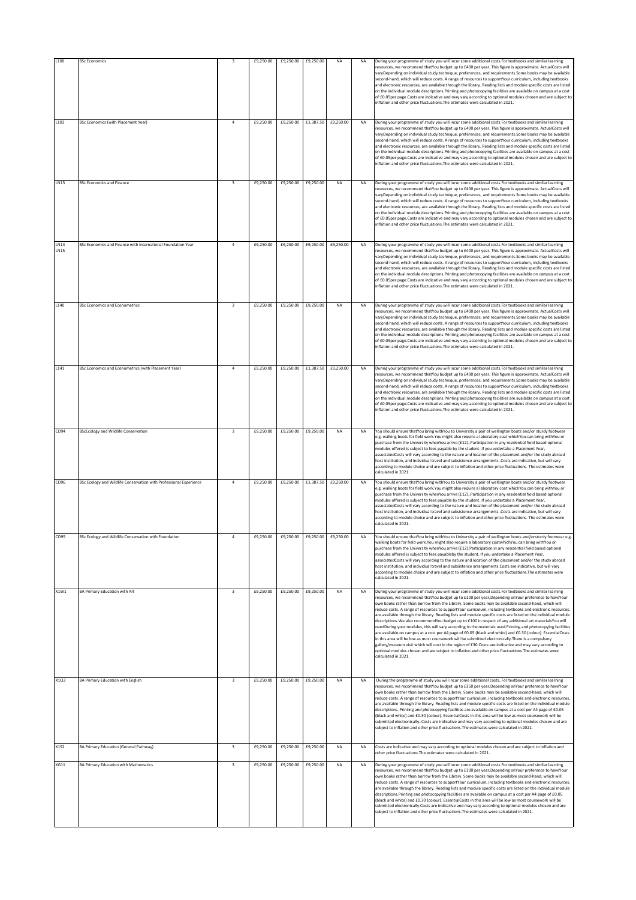| L100 | BSc Economics | 3 | £9,250.00 | £9,250.00 | £9,250.00 | NA | NA | During your programme of study you will incur some additional costs.For textbooks and similar learning resources, we recommend thatYou budget up to £400 per year. This figure is approximate. ActualCosts will varyDepending on individual study technique, preferences, and requirements.Some books may be available second-hand, which will reduce costs. A range of resources to supportYour curriculum, including textbooks and electronic resources, are available through the library. Reading lists and module specific costs are listed on the individual module descriptions.Printing and photocopying facilities are available on campus at a cost of £0.05per page.Costs are indicative and may vary according to optional modules chosen and are subject to inflation and other price fluctuations.The estimates were calculated in 2021. |
|---|---|---|---|---|---|---|---|---|
| L103 | BSc Economics (with Placement Year) | 4 | £9,250.00 | £9,250.00 | £1,387.50 | £9,250.00 | NA | During your programme of study you will incur some additional costs.For textbooks and similar learning resources, we recommend thatYou budget up to £400 per year. This figure is approximate. ActualCosts will varyDepending on individual study technique, preferences, and requirements.Some books may be available second-hand, which will reduce costs. A range of resources to supportYour curriculum, including textbooks and electronic resources, are available through the library. Reading lists and module specific costs are listed on the individual module descriptions.Printing and photocopying facilities are available on campus at a cost of £0.05per page.Costs are indicative and may vary according to optional modules chosen and are subject to inflation and other price fluctuations.The estimates were calculated in 2021. |
| LN13 | BSc Economics and Finance | 3 | £9,250.00 | £9,250.00 | £9,250.00 | NA | NA | During your programme of study you will incur some additional costs.For textbooks and similar learning resources, we recommend thatYou budget up to £400 per year. This figure is approximate. ActualCosts will varyDepending on individual study technique, preferences, and requirements.Some books may be available second-hand, which will reduce costs. A range of resources to supportYour curriculum, including textbooks and electronic resources, are available through the library. Reading lists and module specific costs are listed on the individual module descriptions.Printing and photocopying facilities are available on campus at a cost of £0.05per page.Costs are indicative and may vary according to optional modules chosen and are subject to inflation and other price fluctuations.The estimates were calculated in 2021. |
| LN14 LN15 | BSc Economics and Finance with International Foundation Year | 4 | £9,250.00 | £9,250.00 | £9,250.00 | £9,250.00 | NA | During your programme of study you will incur some additional costs.For textbooks and similar learning resources, we recommend thatYou budget up to £400 per year. This figure is approximate. ActualCosts will varyDepending on individual study technique, preferences, and requirements.Some books may be available second-hand, which will reduce costs. A range of resources to supportYour curriculum, including textbooks and electronic resources, are available through the library. Reading lists and module specific costs are listed on the individual module descriptions.Printing and photocopying facilities are available on campus at a cost of £0.05per page.Costs are indicative and may vary according to optional modules chosen and are subject to inflation and other price fluctuations.The estimates were calculated in 2021. |
| L140 | BSc Economics and Econometrics | 3 | £9,250.00 | £9,250.00 | £9,250.00 | NA | NA | During your programme of study you will incur some additional costs.For textbooks and similar learning resources, we recommend thatYou budget up to £400 per year. This figure is approximate. ActualCosts will varyDepending on individual study technique, preferences, and requirements.Some books may be available second-hand, which will reduce costs. A range of resources to supportYour curriculum, including textbooks and electronic resources, are available through the library. Reading lists and module specific costs are listed on the individual module descriptions.Printing and photocopying facilities are available on campus at a cost of £0.05per page.Costs are indicative and may vary according to optional modules chosen and are subject to inflation and other price fluctuations.The estimates were calculated in 2021. |
| L141 | BSc Economics and Econometrics (with Placement Year) | 4 | £9,250.00 | £9,250.00 | £1,387.50 | £9,250.00 | NA | During your programme of study you will incur some additional costs.For textbooks and similar learning resources, we recommend thatYou budget up to £400 per year. This figure is approximate. ActualCosts will varyDepending on individual study technique, preferences, and requirements.Some books may be available second-hand, which will reduce costs. A range of resources to supportYour curriculum, including textbooks and electronic resources, are available through the library. Reading lists and module specific costs are listed on the individual module descriptions.Printing and photocopying facilities are available on campus at a cost of £0.05per page.Costs are indicative and may vary according to optional modules chosen and are subject to inflation and other price fluctuations.The estimates were calculated in 2021. |
| CD94 | BScEcology and Wildlife Conservation | 3 | £9,250.00 | £9,250.00 | £9,250.00 | NA | NA | You should ensure thatYou bring withYou to University a pair of wellington boots and/or sturdy footwear e.g. walking boots for field work.You might also require a laboratory coat whichYou can bring withYou or purchase from the University whenYou arrive (£12)..Participation in any residential field based optional modules offered is subject to fees payable by the student..If you undertake a Placement Year, associatedCosts will vary according to the nature and location of the placement and/or the study abroad host institution, and individual travel and subsistence arrangements..Costs are indicative, but will vary according to module choice and are subject to inflation and other price fluctuations. The estimates were calculated in 2021. |
| CD96 | BSc Ecology and Wildlife Conservation with Professional Experience | 4 | £9,250.00 | £9,250.00 | £1,387.50 | £9,250.00 | NA | You should ensure thatYou bring withYou to University a pair of wellington boots and/or sturdy footwear e.g. walking boots for field work.You might also require a laboratory coat whichYou can bring withYou or purchase from the University whenYou arrive (£12)..Participation in any residential field based optional modules offered is subject to fees payable by the student..If you undertake a Placement Year, associatedCosts will vary according to the nature and location of the placement and/or the study abroad host institution, and individual travel and subsistence arrangements..Costs are indicative, but will vary according to module choice and are subject to inflation and other price fluctuations. The estimates were calculated in 2021. |
| CD95 | BSc Ecology and Wildlife Conservation with Foundation | 4 | £9,250.00 | £9,250.00 | £9,250.00 | £9,250.00 | NA | You should ensure thatYou bring withYou to University a pair of wellington boots and/orsturdy footwear e.g. walking boots for field work.You might also require a laboratory coatwhichYou can bring withYou or purchase from the University whenYou arrive (£12).Participation in any residential field based optional modules offered is subject to fees payableby the student. If you undertake a Placement Year, associatedCosts will vary according to the nature and location of the placement and/or the study abroad host institution, and individual travel and subsistence arrangements.Costs are indicative, but will vary according to module choice and are subject to inflation and other price fluctuations.The estimates were calculated in 2021. |
| X1W1 | BA Primary Education with Art | 3 | £9,250.00 | £9,250.00 | £9,250.00 | NA | NA | During your programme of study you will incur some additional costs.For textbooks and similar learning resources, we recommend thatYou budget up to £100 per year,Depending onYour preference to haveYour own books rather than borrow from the Library. Some books may be available second-hand, which will reduce costs. A range of resources to supportYour curriculum, including textbooks and electronic resources, are available through the library. Reading lists and module specific costs are listed on the individual module descriptions.We also recommendYou budget up to £100 in respect of any additional art materialsYou will needDuring your modules, this will vary according to the materials used.Printing and photocopying facilities are available on campus at a cost per A4 page of £0.05 (black and white) and £0.30 (colour). EssentialCosts in this area will be low as most coursework will be submitted electronically.There is a compulsory gallery/museum visit which will cost in the region of £30.Costs are indicative and may vary according to optional modules chosen and are subject to inflation and other price fluctuations.The estimates were calculated in 2021. |
| X1Q3 | BA Primary Education with English | 3 | £9,250.00 | £9,250.00 | £9,250.00 | NA | NA | During the programme of study you will incur some additional costs..For textbooks and similar learning resources, we recommend thatYou budget up to £150 per year,Depending onYour preference to haveYour own books rather than borrow from the Library. Some books may be available second-hand, which will reduce costs. A range of resources to supportYour curriculum, including textbooks and electronic resources, are available through the library. Reading lists and module specific costs are listed on the individual module descriptions..Printing and photocopying facilities are available on campus at a cost per A4 page of £0.05 (black and white) and £0.30 (colour). EssentialCosts in this area will be low as most coursework will be submitted electronically..Costs are indicative and may vary according to optional modules chosen and are subject to inflation and other price fluctuations.The estimates were calculated in 2021. |
| X1S2 | BA Primary Education (General Pathway) | 3 | £9,250.00 | £9,250.00 | £9,250.00 | NA | NA | Costs are indicative and may vary according to optional modules chosen and are subject to inflation and other price fluctuations.The estimates were calculated in 2021. |
| XG11 | BA Primary Education with Mathematics | 3 | £9,250.00 | £9,250.00 | £9,250.00 | NA | NA | During your programme of study you will incur some additional costs.For textbooks and similar learning resources, we recommend thatYou budget up to £100 per year,Depending onYour preference to haveYour own books rather than borrow from the Library. Some books may be available second-hand, which will reduce costs. A range of resources to supportYour curriculum, including textbooks and electronic resources, are available through the library. Reading lists and module specific costs are listed on the individual module descriptions.Printing and photocopying facilities are available on campus at a cost per A4 page of £0.05 (black and white) and £0.30 (colour). EssentialCosts in this area will be low as most coursework will be submitted electronically.Costs are indicative and may vary according to optional modules chosen and are subject to inflation and other price fluctuations.The estimates were calculated in 2021. |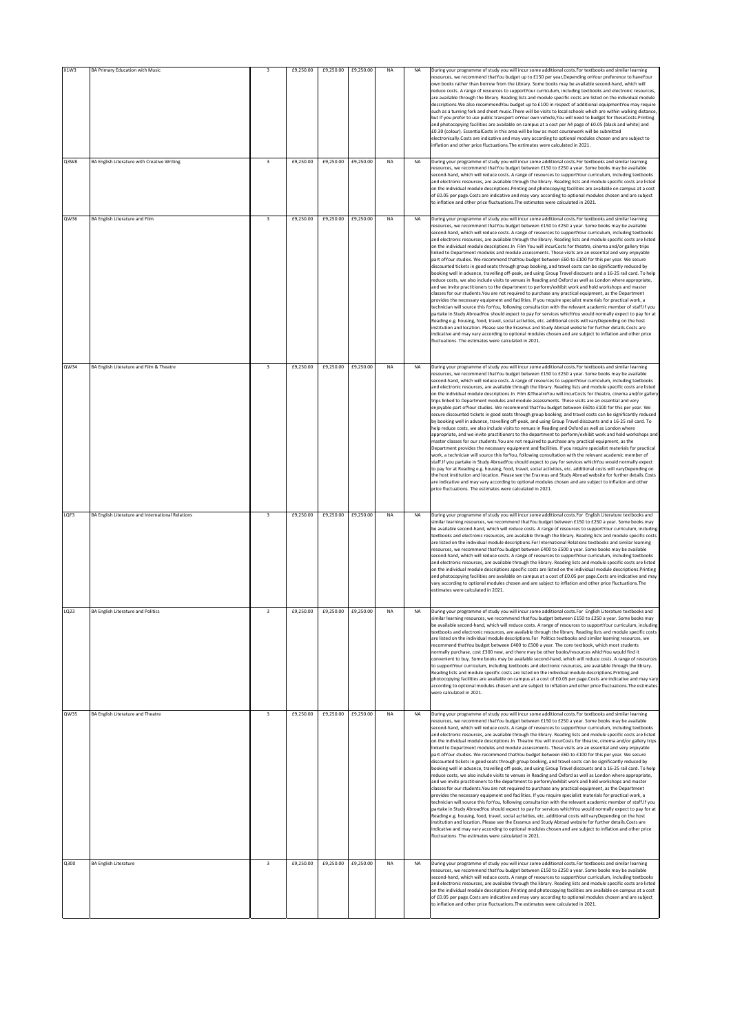| | | | | | | | | |
|---|---|---|---|---|---|---|---|---|
| X1W3 | BA Primary Education with Music | 3 | £9,250.00 | £9,250.00 | £9,250.00 | NA | NA | During your programme of study you will incur some additional costs.For textbooks and similar learning resources, we recommend thatYou budget up to £150 per year,Depending onYour preference to haveYour own books rather than borrow from the Library. Some books may be available second-hand, which will reduce costs. A range of resources to supportYour curriculum, including textbooks and electronic resources, are available through the library. Reading lists and module specific costs are listed on the individual module descriptions.We also recommendYou budget up to £100 in respect of additional equipmentYou may require such as a turning fork and sheet music.There will be visits to local schools which are within walking distance, but if you prefer to use public transport orYour own vehicle,You will need to budget for theseCosts.Printing and photocopying facilities are available on campus at a cost per A4 page of £0.05 (black and white) and £0.30 (colour). EssentialCosts in this area will be low as most coursework will be submitted electronically.Costs are indicative and may vary according to optional modules chosen and are subject to inflation and other price fluctuations.The estimates were calculated in 2021. |
| Q3W8 | BA English Literature with Creative Writing | 3 | £9,250.00 | £9,250.00 | £9,250.00 | NA | NA | During your programme of study you will incur some additional costs.For textbooks and similar learning resources, we recommend thatYou budget between £150 to £250 a year. Some books may be available second-hand, which will reduce costs. A range of resources to supportYour curriculum, including textbooks and electronic resources, are available through the library. Reading lists and module specific costs are listed on the individual module descriptions.Printing and photocopying facilities are available on campus at a cost of £0.05 per page.Costs are indicative and may vary according to optional modules chosen and are subject to inflation and other price fluctuations.The estimates were calculated in 2021. |
| QW36 | BA English Literature and Film | 3 | £9,250.00 | £9,250.00 | £9,250.00 | NA | NA | During your programme of study you will incur some additional costs.For textbooks and similar learning resources, we recommend thatYou budget between £150 to £250 a year. Some books may be available second-hand, which will reduce costs. A range of resources to supportYour curriculum, including textbooks and electronic resources, are available through the library. Reading lists and module specific costs are listed on the individual module descriptions.In Film You will incurCosts for theatre, cinema and/or gallery trips linked to Department modules and module assessments. These visits are an essential and very enjoyable part ofYour studies. We recommend thatYou budget between £60-to £100 for this per year. We secure discounted tickets in good seats through group booking, and travel costs can be significantly reduced by booking well in advance, travelling off-peak, and using Group Travel discounts and a 16-25 rail card. To help reduce costs, we also include visits to venues in Reading and Oxford as well as London where appropriate, and we invite practitioners to the department to perform/exhibit work and hold workshops and master classes for our students.You are not required to purchase any practical equipment, as the Department provides the necessary equipment and facilities. If you require specialist materials for practical work, a technician will source this forYou, following consultation with the relevant academic member of staff.If you partake in Study AbroadYou should expect to pay for services whichYou would normally expect to pay for at Reading e.g. housing, food, travel, social activities, etc. additional costs will varyDepending on the host institution and location. Please see the Erasmus and Study Abroad website for further details.Costs are indicative and may vary according to optional modules chosen and are subject to inflation and other price fluctuations. The estimates were calculated in 2021. |
| QW34 | BA English Literature and Film & Theatre | 3 | £9,250.00 | £9,250.00 | £9,250.00 | NA | NA | During your programme of study you will incur some additional costs.For textbooks and similar learning resources, we recommend thatYou budget between £150 to £250 a year. Some books may be available second-hand, which will reduce costs. A range of resources to supportYour curriculum, including textbooks and electronic resources, are available through the library. Reading lists and module specific costs are listed on the individual module descriptions.In Film &TheatreYou will incurCosts for theatre, cinema and/or gallery trips linked to Department modules and module assessments. These visits are an essential and very enjoyable part ofYour studies. We recommend thatYou budget between £60to £100 for this per year. We secure discounted tickets in good seats through group booking, and travel costs can be significantly reduced by booking well in advance, travelling off-peak, and using Group Travel discounts and a 16-25 rail card. To help reduce costs, we also include visits to venues in Reading and Oxford as well as London where appropriate, and we invite practitioners to the department to perform/exhibit work and hold workshops and master classes for our students.You are not required to purchase any practical equipment, as the Department provides the necessary equipment and facilities. If you require specialist materials for practical work, a technician will source this forYou, following consultation with the relevant academic member of staff.If you partake in Study AbroadYou should expect to pay for services whichYou would normally expect to pay for at Reading e.g. housing, food, travel, social activities, etc. additional costs will varyDepending on the host institution and location. Please see the Erasmus and Study Abroad website for further details.Costs are indicative and may vary according to optional modules chosen and are subject to inflation and other price fluctuations. The estimates were calculated in 2021. |
| LQF3 | BA English Literature and International Relations | 3 | £9,250.00 | £9,250.00 | £9,250.00 | NA | NA | During your programme of study you will incur some additional costs.For English Literature textbooks and similar learning resources, we recommend thatYou budget between £150 to £250 a year. Some books may be available second-hand, which will reduce costs. A range of resources to supportYour curriculum, including textbooks and electronic resources, are available through the library. Reading lists and module specific costs are listed on the individual module descriptions.For International Relations textbooks and similar learning resources, we recommend thatYou budget between £400 to £500 a year. Some books may be available second-hand, which will reduce costs. A range of resources to supportYour curriculum, including textbooks and electronic resources, are available through the library. Reading lists and module specific costs are listed on the individual module descriptions.specific costs are listed on the individual module descriptions.Printing and photocopying facilities are available on campus at a cost of £0.05 per page.Costs are indicative and may vary according to optional modules chosen and are subject to inflation and other price fluctuations.The estimates were calculated in 2021. |
| LQ23 | BA English Literature and Politics | 3 | £9,250.00 | £9,250.00 | £9,250.00 | NA | NA | During your programme of study you will incur some additional costs.For English Literature textbooks and similar learning resources, we recommend thatYou budget between £150 to £250 a year. Some books may be available second-hand, which will reduce costs. A range of resources to supportYour curriculum, including textbooks and electronic resources, are available through the library. Reading lists and module specific costs are listed on the individual module descriptions.For Politics textbooks and similar learning resources, we recommend thatYou budget between £400 to £500 a year. The core textbook, which most students normally purchase, cost £300 new, and there may be other books/resources whichYou would find it convenient to buy. Some books may be available second-hand, which will reduce costs. A range of resources to supportYour curriculum, including textbooks and electronic resources, are available through the library. Reading lists and module specific costs are listed on the individual module descriptions.Printing and photocopying facilities are available on campus at a cost of £0.05 per page.Costs are indicative and may vary according to optional modules chosen and are subject to inflation and other price fluctuations.The estimates were calculated in 2021. |
| QW35 | BA English Literature and Theatre | 3 | £9,250.00 | £9,250.00 | £9,250.00 | NA | NA | During your programme of study you will incur some additional costs.For textbooks and similar learning resources, we recommend thatYou budget between £150 to £250 a year. Some books may be available second-hand, which will reduce costs. A range of resources to supportYour curriculum, including textbooks and electronic resources, are available through the library. Reading lists and module specific costs are listed on the individual module descriptions.In Theatre You will incurCosts for theatre, cinema and/or gallery trips linked to Department modules and module assessments. These visits are an essential and very enjoyable part ofYour studies. We recommend thatYou budget between £60-to £100 for this per year. We secure discounted tickets in good seats through group booking, and travel costs can be significantly reduced by booking well in advance, travelling off-peak, and using Group Travel discounts and a 16-25 rail card. To help reduce costs, we also include visits to venues in Reading and Oxford as well as London where appropriate, and we invite practitioners to the department to perform/exhibit work and hold workshops and master classes for our students.You are not required to purchase any practical equipment, as the Department provides the necessary equipment and facilities. If you require specialist materials for practical work, a technician will source this forYou, following consultation with the relevant academic member of staff.If you partake in Study AbroadYou should expect to pay for services whichYou would normally expect to pay for at Reading e.g. housing, food, travel, social activities, etc. additional costs will varyDepending on the host institution and location. Please see the Erasmus and Study Abroad website for further details.Costs are indicative and may vary according to optional modules chosen and are subject to inflation and other price fluctuations. The estimates were calculated in 2021. |
| Q300 | BA English Literature | 3 | £9,250.00 | £9,250.00 | £9,250.00 | NA | NA | During your programme of study you will incur some additional costs.For textbooks and similar learning resources, we recommend thatYou budget between £150 to £250 a year. Some books may be available second-hand, which will reduce costs. A range of resources to supportYour curriculum, including textbooks and electronic resources, are available through the library. Reading lists and module specific costs are listed on the individual module descriptions.Printing and photocopying facilities are available on campus at a cost of £0.05 per page.Costs are indicative and may vary according to optional modules chosen and are subject to inflation and other price fluctuations.The estimates were calculated in 2021. |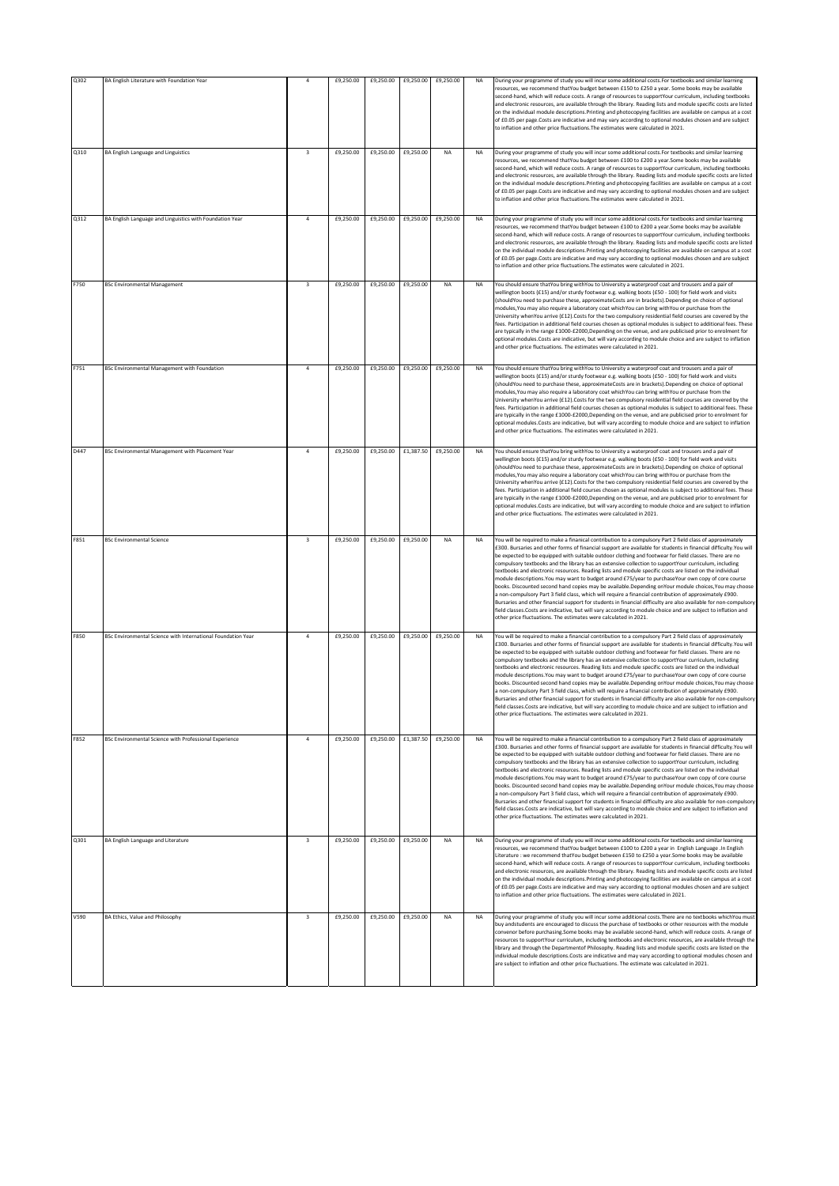| Q302 | BA English Literature with Foundation Year | 4 | £9,250.00 | £9,250.00 | £9,250.00 | £9,250.00 | NA | During your programme of study you will incur some additional costs.For textbooks and similar learning resources, we recommend thatYou budget between £150 to £250 a year. Some books may be available second-hand, which will reduce costs. A range of resources to supportYour curriculum, including textbooks and electronic resources, are available through the library. Reading lists and module specific costs are listed on the individual module descriptions.Printing and photocopying facilities are available on campus at a cost of £0.05 per page.Costs are indicative and may vary according to optional modules chosen and are subject to inflation and other price fluctuations.The estimates were calculated in 2021. |
|---|---|---|---|---|---|---|---|---|
| Q310 | BA English Language and Linguistics | 3 | £9,250.00 | £9,250.00 | £9,250.00 | NA | NA | During your programme of study you will incur some additional costs.For textbooks and similar learning resources, we recommend thatYou budget between £100 to £200 a year.Some books may be available second-hand, which will reduce costs. A range of resources to supportYour curriculum, including textbooks and electronic resources, are available through the library. Reading lists and module specific costs are listed on the individual module descriptions.Printing and photocopying facilities are available on campus at a cost of £0.05 per page.Costs are indicative and may vary according to optional modules chosen and are subject to inflation and other price fluctuations.The estimates were calculated in 2021. |
| Q312 | BA English Language and Linguistics with Foundation Year | 4 | £9,250.00 | £9,250.00 | £9,250.00 | £9,250.00 | NA | During your programme of study you will incur some additional costs.For textbooks and similar learning resources, we recommend thatYou budget between £100 to £200 a year.Some books may be available second-hand, which will reduce costs. A range of resources to supportYour curriculum, including textbooks and electronic resources, are available through the library. Reading lists and module specific costs are listed on the individual module descriptions.Printing and photocopying facilities are available on campus at a cost of £0.05 per page.Costs are indicative and may vary according to optional modules chosen and are subject to inflation and other price fluctuations.The estimates were calculated in 2021. |
| F750 | BSc Environmental Management | 3 | £9,250.00 | £9,250.00 | £9,250.00 | NA | NA | You should ensure thatYou bring withYou to University a waterproof coat and trousers and a pair of wellington boots (£15) and/or sturdy footwear e.g. walking boots (£50 - 100) for field work and visits (shouldYou need to purchase these, approximateCosts are in brackets).Depending on choice of optional modules,You may also require a laboratory coat whichYou can bring withYou or purchase from the University whenYou arrive (£12).Costs for the two compulsory residential field courses are covered by the fees. Participation in additional field courses chosen as optional modules is subject to additional fees. These are typically in the range £1000-£2000,Depending on the venue, and are publicised prior to enrolment for optional modules.Costs are indicative, but will vary according to module choice and are subject to inflation and other price fluctuations. The estimates were calculated in 2021. |
| F751 | BSc Environmental Management with Foundation | 4 | £9,250.00 | £9,250.00 | £9,250.00 | £9,250.00 | NA | You should ensure thatYou bring withYou to University a waterproof coat and trousers and a pair of wellington boots (£15) and/or sturdy footwear e.g. walking boots (£50 - 100) for field work and visits (shouldYou need to purchase these, approximateCosts are in brackets).Depending on choice of optional modules,You may also require a laboratory coat whichYou can bring withYou or purchase from the University whenYou arrive (£12).Costs for the two compulsory residential field courses are covered by the fees. Participation in additional field courses chosen as optional modules is subject to additional fees. These are typically in the range £1000-£2000,Depending on the venue, and are publicised prior to enrolment for optional modules.Costs are indicative, but will vary according to module choice and are subject to inflation and other price fluctuations. The estimates were calculated in 2021. |
| D447 | BSc Environmental Management with Placement Year | 4 | £9,250.00 | £9,250.00 | £1,387.50 | £9,250.00 | NA | You should ensure thatYou bring withYou to University a waterproof coat and trousers and a pair of wellington boots (£15) and/or sturdy footwear e.g. walking boots (£50 - 100) for field work and visits (shouldYou need to purchase these, approximateCosts are in brackets).Depending on choice of optional modules,You may also require a laboratory coat whichYou can bring withYou or purchase from the University whenYou arrive (£12).Costs for the two compulsory residential field courses are covered by the fees. Participation in additional field courses chosen as optional modules is subject to additional fees. These are typically in the range £1000-£2000,Depending on the venue, and are publicised prior to enrolment for optional modules.Costs are indicative, but will vary according to module choice and are subject to inflation and other price fluctuations. The estimates were calculated in 2021. |
| F851 | BSc Environmental Science | 3 | £9,250.00 | £9,250.00 | £9,250.00 | NA | NA | You will be required to make a finanical contribution to a compulsory Part 2 field class of approximately £300. Bursaries and other forms of financial support are available for students in financial difficulty.You will be expected to be equipped with suitable outdoor clothing and footwear for field classes. There are no compulsory textbooks and the library has an extensive collection to supportYour curriculum, including textbooks and electronic resources. Reading lists and module specific costs are listed on the individual module descriptions.You may want to budget around £75/year to purchaseYour own copy of core course books. Discounted second hand copies may be available.Depending onYour module choices,You may choose a non-compulsory Part 3 field class, which will require a financial contribution of approximately £900. Bursaries and other financial support for students in financial difficulty are also available for non-compulsory field classes.Costs are indicative, but will vary according to module choice and are subject to inflation and other price fluctuations. The estimates were calculated in 2021. |
| F850 | BSc Environmental Science with International Foundation Year | 4 | £9,250.00 | £9,250.00 | £9,250.00 | £9,250.00 | NA | You will be required to make a financial contribution to a compulsory Part 2 field class of approximately £300. Bursaries and other forms of financial support are available for students in financial difficulty.You will be expected to be equipped with suitable outdoor clothing and footwear for field classes. There are no compulsory textbooks and the library has an extensive collection to supportYour curriculum, including textbooks and electronic resources. Reading lists and module specific costs are listed on the individual module descriptions.You may want to budget around £75/year to purchaseYour own copy of core course books. Discounted second hand copies may be available.Depending onYour module choices,You may choose a non-compulsory Part 3 field class, which will require a financial contribution of approximately £900. Bursaries and other financial support for students in financial difficulty are also available for non-compulsory field classes.Costs are indicative, but will vary according to module choice and are subject to inflation and other price fluctuations. The estimates were calculated in 2021. |
| F852 | BSc Environmental Science with Professional Experience | 4 | £9,250.00 | £9,250.00 | £1,387.50 | £9,250.00 | NA | You will be required to make a financial contribution to a compulsory Part 2 field class of approximately £300. Bursaries and other forms of financial support are available for students in financial difficulty.You will be expected to be equipped with suitable outdoor clothing and footwear for field classes. There are no compulsory textbooks and the library has an extensive collection to supportYour curriculum, including textbooks and electronic resources. Reading lists and module specific costs are listed on the individual module descriptions.You may want to budget around £75/year to purchaseYour own copy of core course books. Discounted second hand copies may be available.Depending onYour module choices,You may choose a non-compulsory Part 3 field class, which will require a financial contribution of approximately £900. Bursaries and other financial support for students in financial difficulty are also available for non-compulsory field classes.Costs are indicative, but will vary according to module choice and are subject to inflation and other price fluctuations. The estimates were calculated in 2021. |
| Q301 | BA English Language and Literature | 3 | £9,250.00 | £9,250.00 | £9,250.00 | NA | NA | During your programme of study you will incur some additional costs.For textbooks and similar learning resources, we recommend thatYou budget between £100 to £200 a year in English Language .In English Literature : we recommend thatYou budget between £150 to £250 a year.Some books may be available second-hand, which will reduce costs. A range of resources to supportYour curriculum, including textbooks and electronic resources, are available through the library. Reading lists and module specific costs are listed on the individual module descriptions.Printing and photocopying facilities are available on campus at a cost of £0.05 per page.Costs are indicative and may vary according to optional modules chosen and are subject to inflation and other price fluctuations. The estimates were calculated in 2021. |
| V590 | BA Ethics, Value and Philosophy | 3 | £9,250.00 | £9,250.00 | £9,250.00 | NA | NA | During your programme of study you will incur some additional costs.There are no textbooks whichYou must buy andstudents are encouraged to discuss the purchase of textbooks or other resources with the module convenor before purchasing.Some books may be available second-hand, which will reduce costs. A range of resources to supportYour curriculum, including textbooks and electronic resources, are available through the library and through the Departmentof Philosophy. Reading lists and module specific costs are listed on the individual module descriptions.Costs are indicative and may vary according to optional modules chosen and are subject to inflation and other price fluctuations. The estimate was calculated in 2021. |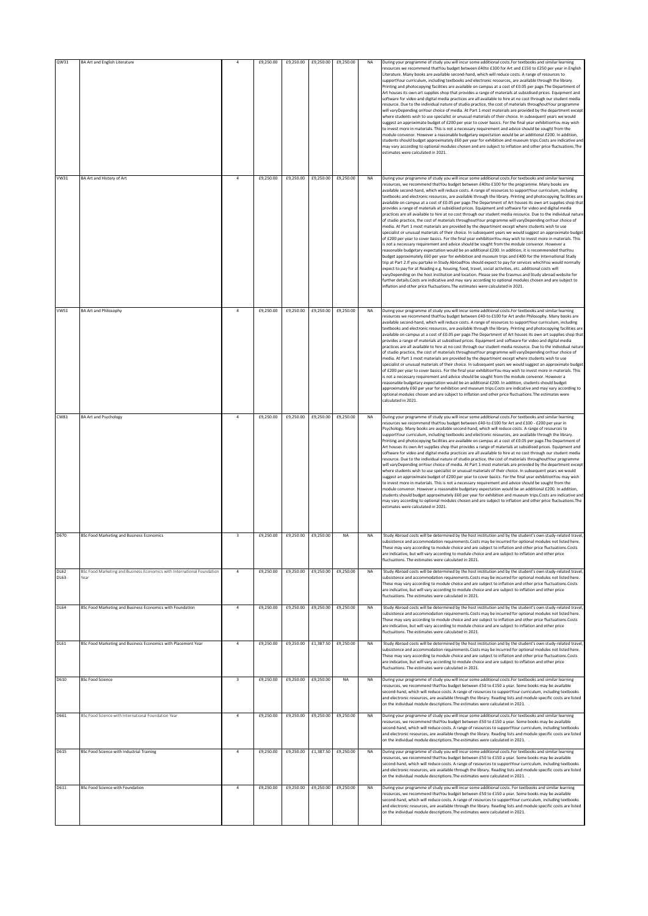| QW31 | BA Art and English Literature | 4 | £9,250.00 | £9,250.00 | £9,250.00 | £9,250.00 | NA | During your programme of study you will incur some additional costs.For textbooks and similar learning resources we recommend thatYou budget between £40to £100 for Art and £150 to £250 per year in English Literature. Many books are available second-hand, which will reduce costs. A range of resources to supportYour curriculum, including textbooks and electronic resources, are available through the library. Printing and photocopying facilities are available on campus at a cost of £0.05 per page.The Department of Art houses its own art supplies shop that provides a range of materials at subsidised prices. Equipment and software for video and digital media practices are all available to hire at no cost through our student media resource. Due to the individual nature of studio practice, the cost of materials throughoutYour programme will varyDepending onYour choice of media. At Part 1 most materials are provided by the department except where students wish to use specialist or unusual materials of their choice. In subsequent years we would suggest an approximate budget of £200 per year to cover basics. For the final year exhibitionYou may wish to invest more in materials. This is not a necessary requirement and advice should be sought from the module convenor. However a reasonable budgetary expectation would be an additional £200. In addition, students should budget approximately £60 per year for exhibition and museum trips.Costs are indicative and may vary according to optional modules chosen and are subject to inflation and other price fluctuations.The estimates were calculated in 2021. |
|---|---|---|---|---|---|---|---|---|
| VW31 | BA Art and History of Art | 4 | £9,250.00 | £9,250.00 | £9,250.00 | £9,250.00 | NA | During your programme of study you will incur some additional costs.For textbooks and similar learning resources, we recommend thatYou budget between £40to £100 for the programme. Many books are available second-hand, which will reduce costs. A range of resources to supportYour curriculum, including textbooks and electronic resources, are available through the library. Printing and photocopying facilities are available on campus at a cost of £0.05 per page.The Department of Art houses its own art supplies shop that provides a range of materials at subsidised prices. Equipment and software for video and digital media practices are all available to hire at no cost through our student media resource. Due to the individual nature of studio practice, the cost of materials throughoutYour programme will varyDepending onYour choice of media. At Part 1 most materials are provided by the department except where students wish to use specialist or unusual materials of their choice. In subsequent years we would suggest an approximate budget of £200 per year to cover basics. For the final year exhibitionYou may wish to invest more in materials. This is not a necessary requirement and advice should be sought from the module convenor. However a reasonable budgetary expectation would be an additional £200. In addition, it is recommended thatYou budget approximately £60 per year for exhibition and museum trips and £400 for the International Study trip at Part 2.If you partake in Study AbroadYou should expect to pay for services whichYou would normally expect to pay for at Reading e.g. housing, food, travel, social activities, etc. additional costs will varyDepending on the host institution and location. Please see the Erasmus and Study abroad website for further details.Costs are indicative and may vary according to optional modules chosen and are subject to inflation and other price fluctuations.The estimates were calculated in 2021. |
| VW51 | BA Art and Philosophy | 4 | £9,250.00 | £9,250.00 | £9,250.00 | £9,250.00 | NA | During your programme of study you will incur some additional costs.For textbooks and similar learning resources we recommend thatYou budget between £40-to £100 for Art andin Philosophy. Many books are available second-hand, which will reduce costs. A range of resources to supportYour curriculum, including textbooks and electronic resources, are available through the library. Printing and photocopying facilities are available on campus at a cost of £0.05 per page.The Department of Art houses its own art supplies shop that provides a range of materials at subsidised prices. Equipment and software for video and digital media practices are all available to hire at no cost through our student media resource. Due to the individual nature of studio practice, the cost of materials throughoutYour programme will varyDepending onYour choice of media. At Part 1 most materials are provided by the department except where students wish to use specialist or unusual materials of their choice. In subsequent years we would suggest an approximate budget of £200 per year to cover basics. For the final year exhibitionYou may wish to invest more in materials. This is not a necessary requirement and advice should be sought from the module convenor. However a reasonable budgetary expectation would be an additional £200. In addition, students should budget approximately £60 per year for exhibition and museum trips.Costs are indicative and may vary according to optional modules chosen and are subject to inflation and other price fluctuations.The estimates were calculated in 2021. |
| CW81 | BA Art and Psychology | 4 | £9,250.00 | £9,250.00 | £9,250.00 | £9,250.00 | NA | During your programme of study you will incur some additional costs.For textbooks and similar learning resources we recommend thatYou budget between £40-to £100 for Art and £100 - £200 per year in Psychology. Many books are available second-hand, which will reduce costs. A range of resources to supportYour curriculum, including textbooks and electronic resources, are available through the library. Printing and photocopying facilities are available on campus at a cost of £0.05 per page.The Department of Art houses its own Art supplies shop that provides a range of materials at subsidised prices. Equipment and software for video and digital media practices are all available to hire at no cost through our student media resource. Due to the individual nature of studio practice, the cost of materials throughoutYour programme will varyDepending onYour choice of media. At Part 1 most materials are provided by the department except where students wish to use specialist or unusual materials of their choice. In subsequent years we would suggest an approximate budget of £200 per year to cover basics. For the final year exhibitionYou may wish to invest more in materials. This is not a necessary requirement and advice should be sought from the module convenor. However a reasonable budgetary expectation would be an additional £200. In addition, students should budget approximately £60 per year for exhibition and museum trips.Costs are indicative and may vary according to optional modules chosen and are subject to inflation and other price fluctuations.The estimates were calculated in 2021. |
| D670 | BSc Food Marketing and Business Economics | 3 | £9,250.00 | £9,250.00 | £9,250.00 | NA | NA | Study Abroad costs will be determined by the host institution and by the student's own study-related travel, subsistence and accommodation requirements.Costs may be incurred for optional modules not listed here. These may vary according to module choice and are subject to inflation and other price fluctuations.Costs are indicative, but will vary according to module choice and are subject to inflation and other price fluctuations. The estimates were calculated in 2021. |
| DL62 DL63 | BSc Food Marketing and Business Economics with International Foundation Year | 4 | £9,250.00 | £9,250.00 | £9,250.00 | £9,250.00 | NA | Study Abroad costs will be determined by the host institution and by the student's own study-related travel, subsistence and accommodation requirements.Costs may be incurred for optional modules not listed here. These may vary according to module choice and are subject to inflation and other price fluctuations.Costs are indicative, but will vary according to module choice and are subject to inflation and other price fluctuations. The estimates were calculated in 2021. |
| DL64 | BSc Food Marketing and Business Economics with Foundation | 4 | £9,250.00 | £9,250.00 | £9,250.00 | £9,250.00 | NA | Study Abroad costs will be determined by the host institution and by the student's own study-related travel, subsistence and accommodation requirements.Costs may be incurred for optional modules not listed here. These may vary according to module choice and are subject to inflation and other price fluctuations.Costs are indicative, but will vary according to module choice and are subject to inflation and other price fluctuations. The estimates were calculated in 2021. |
| DL61 | BSc Food Marketing and Business Economics with Placement Year | 4 | £9,250.00 | £9,250.00 | £1,387.50 | £9,250.00 | NA | Study Abroad costs will be determined by the host institution and by the student's own study-related travel, subsistence and accommodation requirements.Costs may be incurred for optional modules not listed here. These may vary according to module choice and are subject to inflation and other price fluctuations.Costs are indicative, but will vary according to module choice and are subject to inflation and other price fluctuations. The estimates were calculated in 2021. |
| D610 | BSc Food Science | 3 | £9,250.00 | £9,250.00 | £9,250.00 | NA | NA | During your programme of study you will incur some additional costs.For textbooks and similar learning resources, we recommend thatYou budget between £50 to £150 a year. Some books may be available second-hand, which will reduce costs. A range of resources to supportYour curriculum, including textbooks and electronic resources, are available through the library. Reading lists and module specific costs are listed on the individual module descriptions.The estimates were calculated in 2021. . |
| D661 | BSc Food Science with International Foundation Year | 4 | £9,250.00 | £9,250.00 | £9,250.00 | £9,250.00 | NA | During your programme of study you will incur some additional costs.For textbooks and similar learning resources, we recommend thatYou budget between £50 to £150 a year. Some books may be available second-hand, which will reduce costs. A range of resources to supportYour curriculum, including textbooks and electronic resources, are available through the library. Reading lists and module specific costs are listed on the individual module descriptions.The estimates were calculated in 2021. . |
| D615 | BSc Food Science with Industrial Training | 4 | £9,250.00 | £9,250.00 | £1,387.50 | £9,250.00 | NA | During your programme of study you will incur some additional costs.For textbooks and similar learning resources, we recommend thatYou budget between £50 to £150 a year. Some books may be available second-hand, which will reduce costs. A range of resources to supportYour curriculum, including textbooks and electronic resources, are available through the library. Reading lists and module specific costs are listed on the individual module descriptions.The estimates were calculated in 2021. . |
| D611 | BSc Food Science with Foundation | 4 | £9,250.00 | £9,250.00 | £9,250.00 | £9,250.00 | NA | During your programme of study you will incur some additional costs. For textbooks and similar learning resources, we recommend thatYou budget between £50 to £150 a year. Some books may be available second-hand, which will reduce costs. A range of resources to supportYour curriculum, including textbooks and electronic resources, are available through the library. Reading lists and module specific costs are listed on the individual module descriptions.The estimates were calculated in 2021. |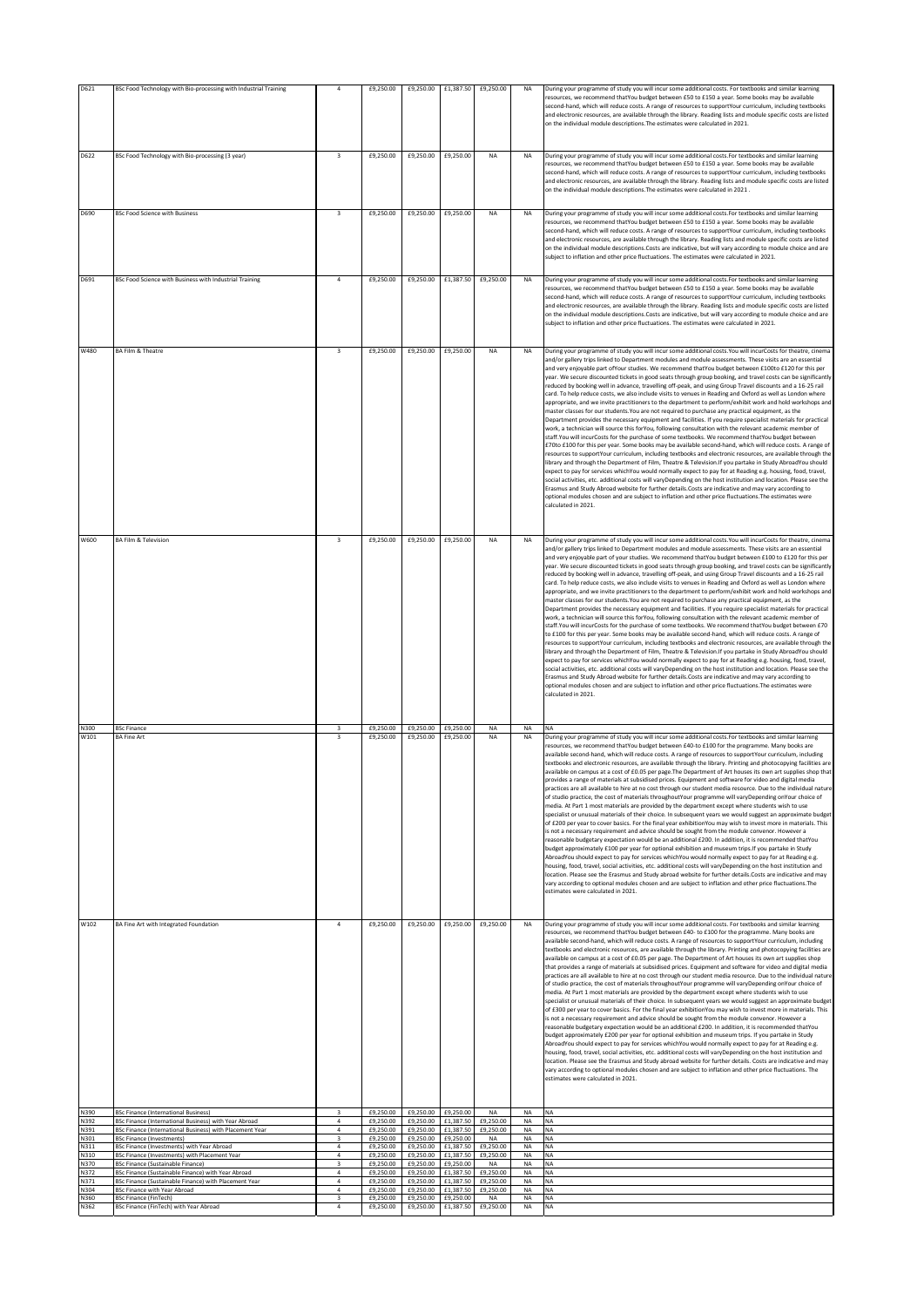| D621 | BSc Food Technology with Bio-processing with Industrial Training | 4 | £9,250.00 | £9,250.00 | £1,387.50 | £9,250.00 | NA | During your programme of study you will incur some additional costs. For textbooks and similar learning resources, we recommend thatYou budget between £50 to £150 a year. Some books may be available second-hand, which will reduce costs. A range of resources to supportYour curriculum, including textbooks and electronic resources, are available through the library. Reading lists and module specific costs are listed on the individual module descriptions.The estimates were calculated in 2021. |
|---|---|---|---|---|---|---|---|---|
| D622 | BSc Food Technology with Bio-processing (3 year) | 3 | £9,250.00 | £9,250.00 | £9,250.00 | NA | NA | During your programme of study you will incur some additional costs.For textbooks and similar learning resources, we recommend thatYou budget between £50 to £150 a year. Some books may be available second-hand, which will reduce costs. A range of resources to supportYour curriculum, including textbooks and electronic resources, are available through the library. Reading lists and module specific costs are listed on the individual module descriptions.The estimates were calculated in 2021 . |
| D690 | BSc Food Science with Business | 3 | £9,250.00 | £9,250.00 | £9,250.00 | NA | NA | During your programme of study you will incur some additional costs.For textbooks and similar learning resources, we recommend thatYou budget between £50 to £150 a year. Some books may be available second-hand, which will reduce costs. A range of resources to supportYour curriculum, including textbooks and electronic resources, are available through the library. Reading lists and module specific costs are listed on the individual module descriptions.Costs are indicative, but will vary according to module choice and are subject to inflation and other price fluctuations. The estimates were calculated in 2021. |
| D691 | BSc Food Science with Business with Industrial Training | 4 | £9,250.00 | £9,250.00 | £1,387.50 | £9,250.00 | NA | During your programme of study you will incur some additional costs. For textbooks and similar learning resources, we recommend thatYou budget between £50 to £150 a year. Some books may be available second-hand, which will reduce costs. A range of resources to supportYour curriculum, including textbooks and electronic resources, are available through the library. Reading lists and module specific costs are listed on the individual module descriptions.Costs are indicative, but will vary according to module choice and are subject to inflation and other price fluctuations. The estimates were calculated in 2021. |
| W480 | BA Film & Theatre | 3 | £9,250.00 | £9,250.00 | £9,250.00 | NA | NA | During your programme of study you will incur some additional costs.You will incurCosts for theatre, cinema and/or gallery trips linked to Department modules and module assessments. These visits are an essential and very enjoyable part ofYour studies. We recommend thatYou budget between £100to £120 for this per year. We secure discounted tickets in good seats through group booking, and travel costs can be significantly reduced by booking well in advance, travelling off-peak, and using Group Travel discounts and a 16-25 rail card. To help reduce costs, we also include visits to venues in Reading and Oxford as well as London where appropriate, and we invite practitioners to the department to perform/exhibit work and hold workshops and master classes for our students.You are not required to purchase any practical equipment, as the Department provides the necessary equipment and facilities. If you require specialist materials for practical work, a technician will source this forYou, following consultation with the relevant academic member of staff.You will incurCosts for the purchase of some textbooks. We recommend thatYou budget between £70to £100 for this per year. Some books may be available second-hand, which will reduce costs. A range of resources to supportYour curriculum, including textbooks and electronic resources, are available through the library and through the Department of Film, Theatre & Television.If you partake in Study AbroadYou should expect to pay for services whichYou would normally expect to pay for at Reading e.g. housing, food, travel, social activities, etc. additional costs will varyDepending on the host institution and location. Please see the Erasmus and Study Abroad website for further details.Costs are indicative and may vary according to optional modules chosen and are subject to inflation and other price fluctuations.The estimates were calculated in 2021. |
| W600 | BA Film & Television | 3 | £9,250.00 | £9,250.00 | £9,250.00 | NA | NA | During your programme of study you will incur some additional costs.You will incurCosts for theatre, cinema and/or gallery trips linked to Department modules and module assessments. These visits are an essential and very enjoyable part of your studies. We recommend thatYou budget between £100 to £120 for this per year. We secure discounted tickets in good seats through group booking, and travel costs can be significantly reduced by booking well in advance, travelling off-peak, and using Group Travel discounts and a 16-25 rail card. To help reduce costs, we also include visits to venues in Reading and Oxford as well as London where appropriate, and we invite practitioners to the department to perform/exhibit work and hold workshops and master classes for our students.You are not required to purchase any practical equipment, as the Department provides the necessary equipment and facilities. If you require specialist materials for practical work, a technician will source this forYou, following consultation with the relevant academic member of staff.You will incurCosts for the purchase of some textbooks. We recommend thatYou budget between £70 to £100 for this per year. Some books may be available second-hand, which will reduce costs. A range of resources to supportYour curriculum, including textbooks and electronic resources, are available through the library and through the Department of Film, Theatre & Television.If you partake in Study AbroadYou should expect to pay for services whichYou would normally expect to pay for at Reading e.g. housing, food, travel, social activities, etc. additional costs will varyDepending on the host institution and location. Please see the Erasmus and Study Abroad website for further details.Costs are indicative and may vary according to optional modules chosen and are subject to inflation and other price fluctuations.The estimates were calculated in 2021. |
| N300 | BSc Finance | 3 | £9,250.00 | £9,250.00 | £9,250.00 | NA | NA | NA |
| W101 | BA Fine Art | 3 | £9,250.00 | £9,250.00 | £9,250.00 | NA | NA | During your programme of study you will incur some additional costs.For textbooks and similar learning resources, we recommend thatYou budget between £40-to £100 for the programme. Many books are available second-hand, which will reduce costs. A range of resources to supportYour curriculum, including textbooks and electronic resources, are available through the library. Printing and photocopying facilities are available on campus at a cost of £0.05 per page.The Department of Art houses its own art supplies shop that provides a range of materials at subsidised prices. Equipment and software for video and digital media practices are all available to hire at no cost through our student media resource. Due to the individual nature of studio practice, the cost of materials throughoutYour programme will varyDepending onYour choice of media. At Part 1 most materials are provided by the department except where students wish to use specialist or unusual materials of their choice. In subsequent years we would suggest an approximate budget of £200 per year to cover basics. For the final year exhibitionYou may wish to invest more in materials. This is not a necessary requirement and advice should be sought from the module convenor. However a reasonable budgetary expectation would be an additional £200. In addition, it is recommended thatYou budget approximately £100 per year for optional exhibition and museum trips.If you partake in Study AbroadYou should expect to pay for services whichYou would normally expect to pay for at Reading e.g. housing, food, travel, social activities, etc. additional costs will varyDepending on the host institution and location. Please see the Erasmus and Study abroad website for further details.Costs are indicative and may vary according to optional modules chosen and are subject to inflation and other price fluctuations.The estimates were calculated in 2021. |
| W102 | BA Fine Art with Integrated Foundation | 4 | £9,250.00 | £9,250.00 | £9,250.00 | £9,250.00 | NA | During your programme of study you will incur some additional costs. For textbooks and similar learning resources, we recommend thatYou budget between £40- to £100 for the programme. Many books are available second-hand, which will reduce costs. A range of resources to supportYour curriculum, including textbooks and electronic resources, are available through the library. Printing and photocopying facilities are available on campus at a cost of £0.05 per page. The Department of Art houses its own art supplies shop that provides a range of materials at subsidised prices. Equipment and software for video and digital media practices are all available to hire at no cost through our student media resource. Due to the individual nature of studio practice, the cost of materials throughoutYour programme will varyDepending onYour choice of media. At Part 1 most materials are provided by the department except where students wish to use specialist or unusual materials of their choice. In subsequent years we would suggest an approximate budget of £300 per year to cover basics. For the final year exhibitionYou may wish to invest more in materials. This is not a necessary requirement and advice should be sought from the module convenor. However a reasonable budgetary expectation would be an additional £200. In addition, it is recommended thatYou budget approximately £200 per year for optional exhibition and museum trips. If you partake in Study AbroadYou should expect to pay for services whichYou would normally expect to pay for at Reading e.g. housing, food, travel, social activities, etc. additional costs will varyDepending on the host institution and location. Please see the Erasmus and Study abroad website for further details. Costs are indicative and may vary according to optional modules chosen and are subject to inflation and other price fluctuations. The estimates were calculated in 2021. |
| N390 | BSc Finance (International Business) | 3 | £9,250.00 | £9,250.00 | £9,250.00 | NA | NA | NA |
| N392 | BSc Finance (International Business) with Year Abroad | 4 | £9,250.00 | £9,250.00 | £1,387.50 | £9,250.00 | NA | NA |
| N391 | BSc Finance (International Business) with Placement Year | 4 | £9,250.00 | £9,250.00 | £1,387.50 | £9,250.00 | NA | NA |
| N301 | BSc Finance (Investments) | 3 | £9,250.00 | £9,250.00 | £9,250.00 | NA | NA | NA |
| N311 | BSc Finance (Investments) with Year Abroad | 4 | £9,250.00 | £9,250.00 | £1,387.50 | £9,250.00 | NA | NA |
| N310 | BSc Finance (Investments) with Placement Year | 4 | £9,250.00 | £9,250.00 | £1,387.50 | £9,250.00 | NA | NA |
| N370 | BSc Finance (Sustainable Finance) | 3 | £9,250.00 | £9,250.00 | £9,250.00 | NA | NA | NA |
| N372 | BSc Finance (Sustainable Finance) with Year Abroad | 4 | £9,250.00 | £9,250.00 | £1,387.50 | £9,250.00 | NA | NA |
| N371 | BSc Finance (Sustainable Finance) with Placement Year | 4 | £9,250.00 | £9,250.00 | £1,387.50 | £9,250.00 | NA | NA |
| N304 | BSc Finance with Year Abroad | 4 | £9,250.00 | £9,250.00 | £1,387.50 | £9,250.00 | NA | NA |
| N360 | BSc Finance (FinTech) | 3 | £9,250.00 | £9,250.00 | £9,250.00 | NA | NA | NA |
| N362 | BSc Finance (FinTech) with Year Abroad | 4 | £9,250.00 | £9,250.00 | £1,387.50 | £9,250.00 | NA | NA |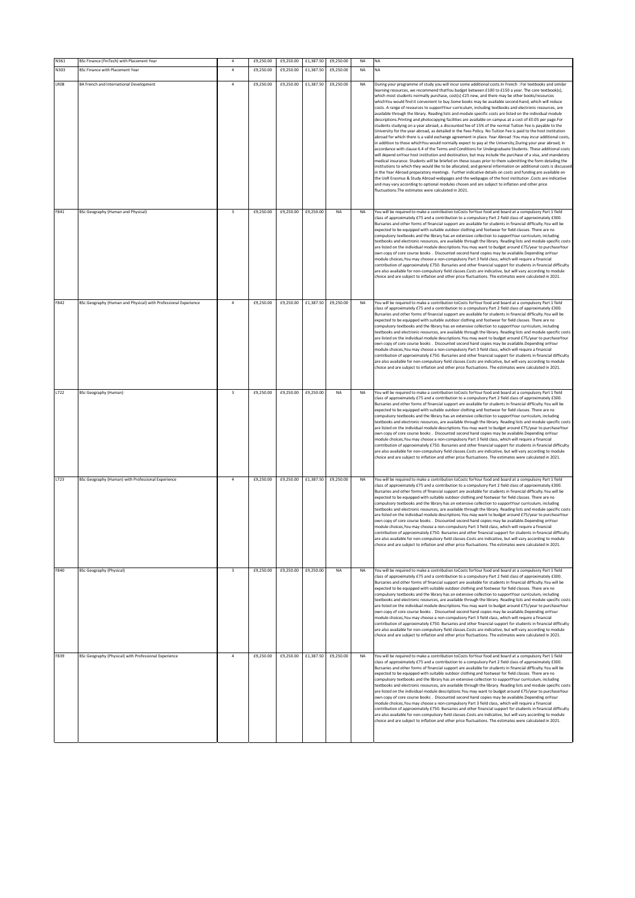| N361 | BSc Finance (FinTech) with Placement Year | 4 | £9,250.00 | £9,250.00 | £1,387.50 | £9,250.00 | NA | NA |
|---|---|---|---|---|---|---|---|---|
| N303 | BSc Finance with Placement Year | 4 | £9,250.00 | £9,250.00 | £1,387.50 | £9,250.00 | NA | NA |
| LR08 | BA French and International Development | 4 | £9,250.00 | £9,250.00 | £1,387.50 | £9,250.00 | NA | During your programme of study you will incur some additional costs.In French : For textbooks and similar learning resources, we recommend thatYou budget between £100 to £150 a year. The core textbook(s), which most students normally purchase, cost(s) £25 new, and there may be other books/resources whichYou would find it convenient to buy.Some books may be available second-hand, which will reduce costs. A range of resources to supportYour curriculum, including textbooks and electronic resources, are available through the library. Reading lists and module specific costs are listed on the individual module descriptions.Printing and photocopying facilities are available on campus at a cost of £0.05 per page.For students studying on a year abroad, a discounted fee of 15% of the normal Tuition Fee is payable to the University for the year abroad, as detailed in the Fees Policy. No Tuition Fee is paid to the host institution abroad for which there is a valid exchange agreement in place. Year Abroad :You may incur additional costs, in addition to those whichYou would normally expect to pay at the University.During your year abroad, in accordance with clause 6.4 of the Terms and Conditions for Undergraduate Students. These additional costs will depend onYour host institution and destination, but may include the purchase of a visa, and mandatory medical insurance. Students will be briefed on these issues prior to them submitting the form detailing the institutions to which they would like to be allocated, and general information on additional costs is discussed in the Year Abroad preparatory meetings. Further indicative details on costs and funding are available on the UoR Erasmus & Study Abroad webpages and the webpages of the host institution .Costs are indicative and may vary according to optional modules chosen and are subject to inflation and other price fluctuations.The estimates were calculated in 2021. |
| F841 | BSc Geography (Human and Physical) | 3 | £9,250.00 | £9,250.00 | £9,250.00 | NA | NA | You will be required to make a contribution toCosts forYour food and board at a compulsory Part 1 field class of approximately £75 and a contribution to a compulsory Part 2 field class of approximately £300. Bursaries and other forms of financial support are available for students in financial difficulty.You will be expected to be equipped with suitable outdoor clothing and footwear for field classes. There are no compulsory textbooks and the library has an extensive collection to supportYour curriculum, including textbooks and electronic resources, are available through the library. Reading lists and module specific costs are listed on the individual module descriptions.You may want to budget around £75/year to purchaseYour own copy of core course books . Discounted second hand copies may be available.Depending onYour module choices,You may choose a non-compulsory Part 3 field class, which will require a financial contribution of approximately £750. Bursaries and other financial support for students in financial difficulty are also available for non-compulsory field classes.Costs are indicative, but will vary according to module choice and are subject to inflation and other price fluctuations. The estimates were calculated in 2021. |
| F842 | BSc Geography (Human and Physical) with Professional Experience | 4 | £9,250.00 | £9,250.00 | £1,387.50 | £9,250.00 | NA | You will be required to make a contribution toCosts forYour food and board at a compulsory Part 1 field class of approximately £75 and a contribution to a compulsory Part 2 field class of approximately £300. Bursaries and other forms of financial support are available for students in financial difficulty.You will be expected to be equipped with suitable outdoor clothing and footwear for field classes. There are no compulsory textbooks and the library has an extensive collection to supportYour curriculum, including textbooks and electronic resources, are available through the library. Reading lists and module specific costs are listed on the individual module descriptions.You may want to budget around £75/year to purchaseYour own copy of core course books . Discounted second hand copies may be available.Depending onYour module choices,You may choose a non-compulsory Part 3 field class, which will require a financial contribution of approximately £750. Bursaries and other financial support for students in financial difficulty are also available for non-compulsory field classes.Costs are indicative, but will vary according to module choice and are subject to inflation and other price fluctuations. The estimates were calculated in 2021. |
| L722 | BSc Geography (Human) | 3 | £9,250.00 | £9,250.00 | £9,250.00 | NA | NA | You will be required to make a contribution toCosts forYour food and board at a compulsory Part 1 field class of approximately £75 and a contribution to a compulsory Part 2 field class of approximately £300. Bursaries and other forms of financial support are available for students in financial difficulty.You will be expected to be equipped with suitable outdoor clothing and footwear for field classes. There are no compulsory textbooks and the library has an extensive collection to supportYour curriculum, including textbooks and electronic resources, are available through the library. Reading lists and module specific costs are listed on the individual module descriptions.You may want to budget around £75/year to purchaseYour own copy of core course books . Discounted second hand copies may be available.Depending onYour module choices,You may choose a non-compulsory Part 3 field class, which will require a financial contribution of approximately £750. Bursaries and other financial support for students in financial difficulty are also available for non-compulsory field classes.Costs are indicative, but will vary according to module choice and are subject to inflation and other price fluctuations. The estimates were calculated in 2021. |
| L723 | BSc Geography (Human) with Professional Experience | 4 | £9,250.00 | £9,250.00 | £1,387.50 | £9,250.00 | NA | You will be required to make a contribution toCosts forYour food and board at a compulsory Part 1 field class of approximately £75 and a contribution to a compulsory Part 2 field class of approximately £300. Bursaries and other forms of financial support are available for students in financial difficulty.You will be expected to be equipped with suitable outdoor clothing and footwear for field classes. There are no compulsory textbooks and the library has an extensive collection to supportYour curriculum, including textbooks and electronic resources, are available through the library. Reading lists and module specific costs are listed on the individual module descriptions.You may want to budget around £75/year to purchaseYour own copy of core course books . Discounted second hand copies may be available.Depending onYour module choices,You may choose a non-compulsory Part 3 field class, which will require a financial contribution of approximately £750. Bursaries and other financial support for students in financial difficulty are also available for non-compulsory field classes.Costs are indicative, but will vary according to module choice and are subject to inflation and other price fluctuations. The estimates were calculated in 2021. |
| F840 | BSc Geography (Physical) | 3 | £9,250.00 | £9,250.00 | £9,250.00 | NA | NA | You will be required to make a contribution toCosts forYour food and board at a compulsory Part 1 field class of approximately £75 and a contribution to a compulsory Part 2 field class of approximately £300. Bursaries and other forms of financial support are available for students in financial difficulty.You will be expected to be equipped with suitable outdoor clothing and footwear for field classes. There are no compulsory textbooks and the library has an extensive collection to supportYour curriculum, including textbooks and electronic resources, are available through the library. Reading lists and module specific costs are listed on the individual module descriptions.You may want to budget around £75/year to purchaseYour own copy of core course books . Discounted second hand copies may be available.Depending onYour module choices,You may choose a non-compulsory Part 3 field class, which will require a financial contribution of approximately £750. Bursaries and other financial support for students in financial difficulty are also available for non-compulsory field classes.Costs are indicative, but will vary according to module choice and are subject to inflation and other price fluctuations. The estimates were calculated in 2021. |
| F839 | BSc Geography (Physical) with Professional Experience | 4 | £9,250.00 | £9,250.00 | £1,387.50 | £9,250.00 | NA | You will be required to make a contribution toCosts forYour food and board at a compulsory Part 1 field class of approximately £75 and a contribution to a compulsory Part 2 field class of approximately £300. Bursaries and other forms of financial support are available for students in financial difficulty.You will be expected to be equipped with suitable outdoor clothing and footwear for field classes. There are no compulsory textbooks and the library has an extensive collection to supportYour curriculum, including textbooks and electronic resources, are available through the library. Reading lists and module specific costs are listed on the individual module descriptions.You may want to budget around £75/year to purchaseYour own copy of core course books . Discounted second hand copies may be available.Depending onYour module choices,You may choose a non-compulsory Part 3 field class, which will require a financial contribution of approximately £750. Bursaries and other financial support for students in financial difficulty are also available for non-compulsory field classes.Costs are indicative, but will vary according to module choice and are subject to inflation and other price fluctuations. The estimates were calculated in 2021. |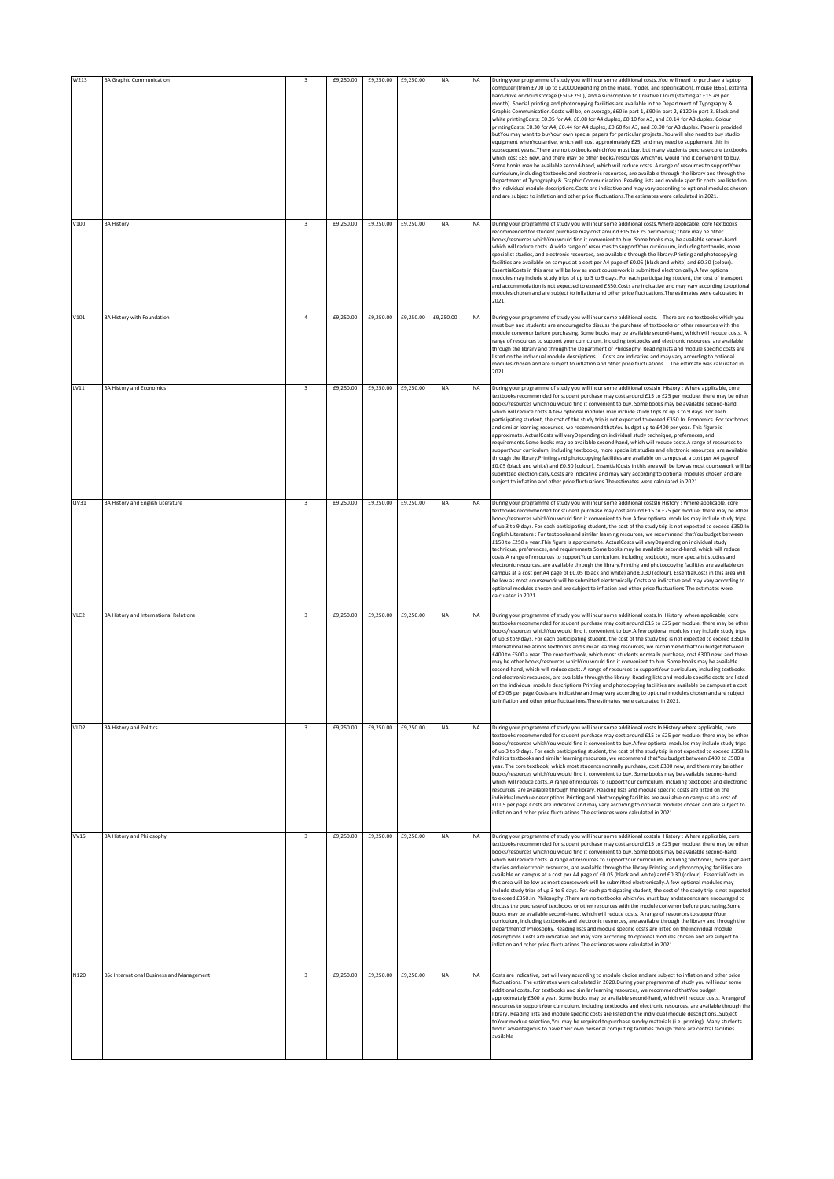| W213 | BA Graphic Communication | 3 | £9,250.00 | £9,250.00 | £9,250.00 | NA | NA | During your programme of study you will incur some additional costs..You will need to purchase a laptop computer (from £700 up to £2000Depending on the make, model, and specification), mouse (£65), external hard-drive or cloud storage (£50-£250), and a subscription to Creative Cloud (starting at £15.49 per month)..Special printing and photocopying facilities are available in the Department of Typography & Graphic Communication.Costs will be, on average, £60 in part 1, £90 in part 2, £120 in part 3. Black and white printingCosts: £0.05 for A4, £0.08 for A4 duplex, £0.10 for A3, and £0.14 for A3 duplex. Colour printingCosts: £0.30 for A4, £0.44 for A4 duplex, £0.60 for A3, and £0.90 for A3 duplex. Paper is provided butYou may want to buyYour own special papers for particular projects..You will also need to buy studio equipment whenYou arrive, which will cost approximately £25, and may need to supplement this in subsequent years..There are no textbooks whichYou must buy, but many students purchase core textbooks, which cost £85 new, and there may be other books/resources whichYou would find it convenient to buy. Some books may be available second-hand, which will reduce costs. A range of resources to supportYour curriculum, including textbooks and electronic resources, are available through the library and through the Department of Typography & Graphic Communication. Reading lists and module specific costs are listed on the individual module descriptions.Costs are indicative and may vary according to optional modules chosen and are subject to inflation and other price fluctuations.The estimates were calculated in 2021. |
|---|---|---|---|---|---|---|---|---|
| V100 | BA History | 3 | £9,250.00 | £9,250.00 | £9,250.00 | NA | NA | During your programme of study you will incur some additional costs.Where applicable, core textbooks recommended for student purchase may cost around £15 to £25 per module; there may be other books/resources whichYou would find it convenient to buy. Some books may be available second-hand, which will reduce costs. A wide range of resources to supportYour curriculum, including textbooks, more specialist studies, and electronic resources, are available through the library.Printing and photocopying facilities are available on campus at a cost per A4 page of £0.05 (black and white) and £0.30 (colour). EssentialCosts in this area will be low as most coursework is submitted electronically.A few optional modules may include study trips of up to 3 to 9 days. For each participating student, the cost of transport and accommodation is not expected to exceed £350.Costs are indicative and may vary according to optional modules chosen and are subject to inflation and other price fluctuations.The estimates were calculated in 2021. |
| V101 | BA History with Foundation | 4 | £9,250.00 | £9,250.00 | £9,250.00 | £9,250.00 | NA | During your programme of study you will incur some additional costs. There are no textbooks which you must buy and students are encouraged to discuss the purchase of textbooks or other resources with the module convenor before purchasing. Some books may be available second-hand, which will reduce costs. A range of resources to support your curriculum, including textbooks and electronic resources, are available through the library and through the Department of Philosophy. Reading lists and module specific costs are listed on the individual module descriptions. Costs are indicative and may vary according to optional modules chosen and are subject to inflation and other price fluctuations. The estimate was calculated in 2021. |
| LV11 | BA History and Economics | 3 | £9,250.00 | £9,250.00 | £9,250.00 | NA | NA | During your programme of study you will incur some additional costsIn History : Where applicable, core textbooks recommended for student purchase may cost around £15 to £25 per module; there may be other books/resources whichYou would find it convenient to buy. Some books may be available second-hand, which will reduce costs.A few optional modules may include study trips of up 3 to 9 days. For each participating student, the cost of the study trip is not expected to exceed £350.In Economics :For textbooks and similar learning resources, we recommend thatYou budget up to £400 per year. This figure is approximate. ActualCosts will varyDepending on individual study technique, preferences, and requirements.Some books may be available second-hand, which will reduce costs.A range of resources to supportYour curriculum, including textbooks, more specialist studies and electronic resources, are available through the library.Printing and photocopying facilities are available on campus at a cost per A4 page of £0.05 (black and white) and £0.30 (colour). EssentialCosts in this area will be low as most coursework will be submitted electronically.Costs are indicative and may vary according to optional modules chosen and are subject to inflation and other price fluctuations.The estimates were calculated in 2021. |
| QV31 | BA History and English Literature | 3 | £9,250.00 | £9,250.00 | £9,250.00 | NA | NA | During your programme of study you will incur some additional costsIn History : Where applicable, core textbooks recommended for student purchase may cost around £15 to £25 per module; there may be other books/resources whichYou would find it convenient to buy.A few optional modules may include study trips of up 3 to 9 days. For each participating student, the cost of the study trip is not expected to exceed £350.In English Literature : For textbooks and similar learning resources, we recommend thatYou budget between £150 to £250 a year.This figure is approximate. ActualCosts will varyDepending on individual study technique, preferences, and requirements.Some books may be available second-hand, which will reduce costs.A range of resources to supportYour curriculum, including textbooks, more specialist studies and electronic resources, are available through the library.Printing and photocopying facilities are available on campus at a cost per A4 page of £0.05 (black and white) and £0.30 (colour). EssentialCosts in this area will be low as most coursework will be submitted electronically.Costs are indicative and may vary according to optional modules chosen and are subject to inflation and other price fluctuations.The estimates were calculated in 2021. |
| VLC2 | BA History and International Relations | 3 | £9,250.00 | £9,250.00 | £9,250.00 | NA | NA | During your programme of study you will incur some additional costs.In History where applicable, core textbooks recommended for student purchase may cost around £15 to £25 per module; there may be other books/resources whichYou would find it convenient to buy.A few optional modules may include study trips of up 3 to 9 days. For each participating student, the cost of the study trip is not expected to exceed £350.In International Relations textbooks and similar learning resources, we recommend thatYou budget between £400 to £500 a year. The core textbook, which most students normally purchase, cost £300 new, and there may be other books/resources whichYou would find it convenient to buy. Some books may be available second-hand, which will reduce costs. A range of resources to supportYour curriculum, including textbooks and electronic resources, are available through the library. Reading lists and module specific costs are listed on the individual module descriptions.Printing and photocopying facilities are available on campus at a cost of £0.05 per page.Costs are indicative and may vary according to optional modules chosen and are subject to inflation and other price fluctuations.The estimates were calculated in 2021. |
| VLD2 | BA History and Politics | 3 | £9,250.00 | £9,250.00 | £9,250.00 | NA | NA | During your programme of study you will incur some additional costs.In History where applicable, core textbooks recommended for student purchase may cost around £15 to £25 per module; there may be other books/resources whichYou would find it convenient to buy.A few optional modules may include study trips of up 3 to 9 days. For each participating student, the cost of the study trip is not expected to exceed £350.In Politics textbooks and similar learning resources, we recommend thatYou budget between £400 to £500 a year. The core textbook, which most students normally purchase, cost £300 new, and there may be other books/resources whichYou would find it convenient to buy. Some books may be available second-hand, which will reduce costs. A range of resources to supportYour curriculum, including textbooks and electronic resources, are available through the library. Reading lists and module specific costs are listed on the individual module descriptions.Printing and photocopying facilities are available on campus at a cost of £0.05 per page.Costs are indicative and may vary according to optional modules chosen and are subject to inflation and other price fluctuations.The estimates were calculated in 2021. |
| VV15 | BA History and Philosophy | 3 | £9,250.00 | £9,250.00 | £9,250.00 | NA | NA | During your programme of study you will incur some additional costsIn History : Where applicable, core textbooks recommended for student purchase may cost around £15 to £25 per module; there may be other books/resources whichYou would find it convenient to buy. Some books may be available second-hand, which will reduce costs. A range of resources to supportYour curriculum, including textbooks, more specialist studies and electronic resources, are available through the library.Printing and photocopying facilities are available on campus at a cost per A4 page of £0.05 (black and white) and £0.30 (colour). EssentialCosts in this area will be low as most coursework will be submitted electronically.A few optional modules may include study trips of up 3 to 9 days. For each participating student, the cost of the study trip is not expected to exceed £350.In Philosophy :There are no textbooks whichYou must buy andstudents are encouraged to discuss the purchase of textbooks or other resources with the module convenor before purchasing.Some books may be available second-hand, which will reduce costs. A range of resources to supportYour curriculum, including textbooks and electronic resources, are available through the library and through the Departmentof Philosophy. Reading lists and module specific costs are listed on the individual module descriptions.Costs are indicative and may vary according to optional modules chosen and are subject to inflation and other price fluctuations.The estimates were calculated in 2021. |
| N120 | BSc International Business and Management | 3 | £9,250.00 | £9,250.00 | £9,250.00 | NA | NA | Costs are indicative, but will vary according to module choice and are subject to inflation and other price fluctuations. The estimates were calculated in 2020.During your programme of study you will incur some additional costs..For textbooks and similar learning resources, we recommend thatYou budget approximately £300 a year. Some books may be available second-hand, which will reduce costs. A range of resources to supportYour curriculum, including textbooks and electronic resources, are available through the library. Reading lists and module specific costs are listed on the individual module descriptions..Subject toYour module selection,You may be required to purchase sundry materials (i.e. printing). Many students find it advantageous to have their own personal computing facilities though there are central facilities available. |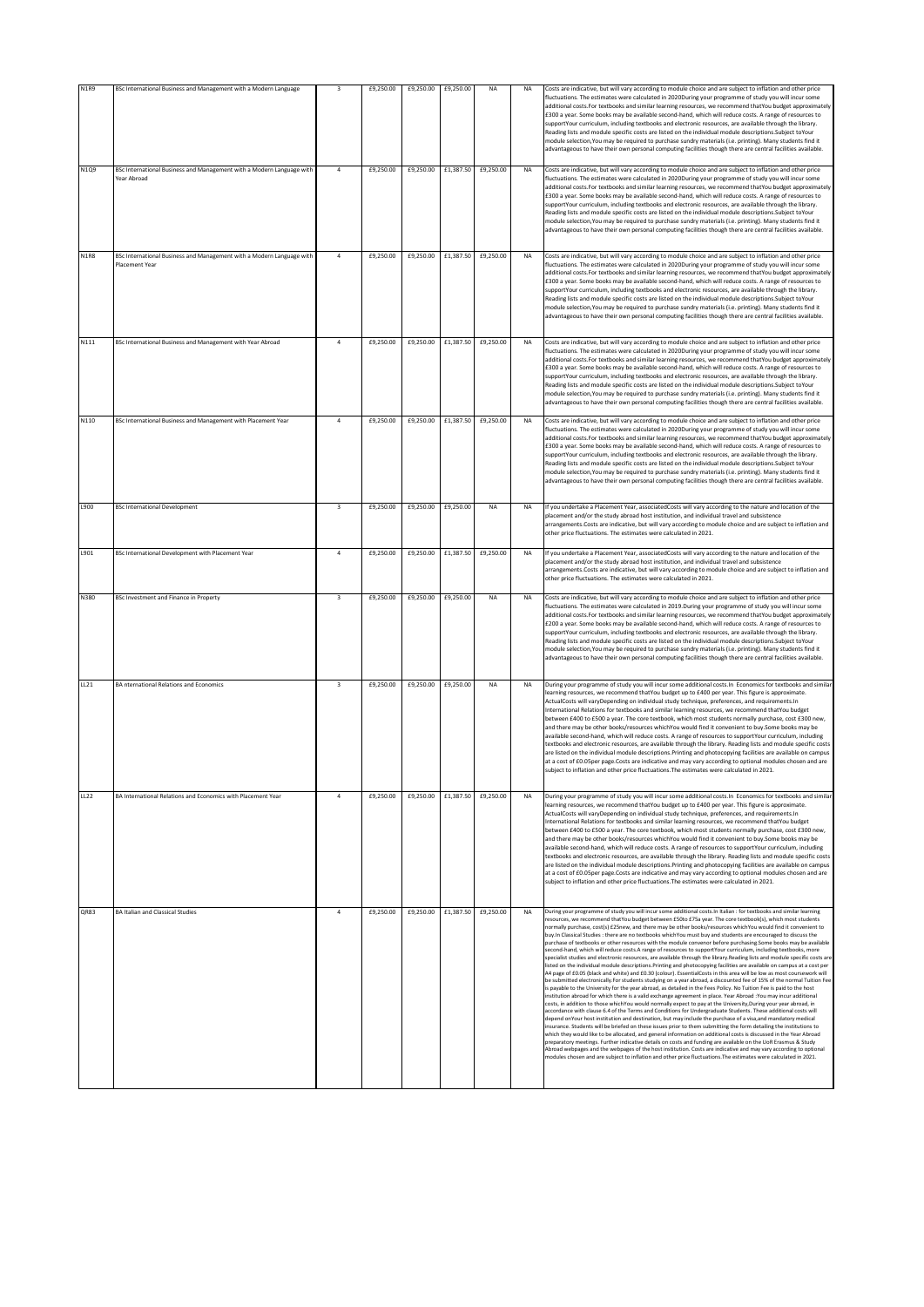| N1R9 | BSc International Business and Management with a Modern Language | 3 | £9,250.00 | £9,250.00 | £9,250.00 | NA | NA | Costs are indicative, but will vary according to module choice and are subject to inflation and other price fluctuations. The estimates were calculated in 2020During your programme of study you will incur some additional costs.For textbooks and similar learning resources, we recommend thatYou budget approximately £300 a year. Some books may be available second-hand, which will reduce costs. A range of resources to supportYour curriculum, including textbooks and electronic resources, are available through the library. Reading lists and module specific costs are listed on the individual module descriptions.Subject toYour module selection,You may be required to purchase sundry materials (i.e. printing). Many students find it advantageous to have their own personal computing facilities though there are central facilities available. |
|---|---|---|---|---|---|---|---|---|
| N1Q9 | BSc International Business and Management with a Modern Language with Year Abroad | 4 | £9,250.00 | £9,250.00 | £1,387.50 | £9,250.00 | NA | Costs are indicative, but will vary according to module choice and are subject to inflation and other price fluctuations. The estimates were calculated in 2020During your programme of study you will incur some additional costs.For textbooks and similar learning resources, we recommend thatYou budget approximately £300 a year. Some books may be available second-hand, which will reduce costs. A range of resources to supportYour curriculum, including textbooks and electronic resources, are available through the library. Reading lists and module specific costs are listed on the individual module descriptions.Subject toYour module selection,You may be required to purchase sundry materials (i.e. printing). Many students find it advantageous to have their own personal computing facilities though there are central facilities available. |
| N1R8 | BSc International Business and Management with a Modern Language with Placement Year | 4 | £9,250.00 | £9,250.00 | £1,387.50 | £9,250.00 | NA | Costs are indicative, but will vary according to module choice and are subject to inflation and other price fluctuations. The estimates were calculated in 2020During your programme of study you will incur some additional costs.For textbooks and similar learning resources, we recommend thatYou budget approximately £300 a year. Some books may be available second-hand, which will reduce costs. A range of resources to supportYour curriculum, including textbooks and electronic resources, are available through the library. Reading lists and module specific costs are listed on the individual module descriptions.Subject toYour module selection,You may be required to purchase sundry materials (i.e. printing). Many students find it advantageous to have their own personal computing facilities though there are central facilities available. |
| N111 | BSc International Business and Management with Year Abroad | 4 | £9,250.00 | £9,250.00 | £1,387.50 | £9,250.00 | NA | Costs are indicative, but will vary according to module choice and are subject to inflation and other price fluctuations. The estimates were calculated in 2020During your programme of study you will incur some additional costs.For textbooks and similar learning resources, we recommend thatYou budget approximately £300 a year. Some books may be available second-hand, which will reduce costs. A range of resources to supportYour curriculum, including textbooks and electronic resources, are available through the library. Reading lists and module specific costs are listed on the individual module descriptions.Subject toYour module selection,You may be required to purchase sundry materials (i.e. printing). Many students find it advantageous to have their own personal computing facilities though there are central facilities available. |
| N110 | BSc International Business and Management with Placement Year | 4 | £9,250.00 | £9,250.00 | £1,387.50 | £9,250.00 | NA | Costs are indicative, but will vary according to module choice and are subject to inflation and other price fluctuations. The estimates were calculated in 2020During your programme of study you will incur some additional costs.For textbooks and similar learning resources, we recommend thatYou budget approximately £300 a year. Some books may be available second-hand, which will reduce costs. A range of resources to supportYour curriculum, including textbooks and electronic resources, are available through the library. Reading lists and module specific costs are listed on the individual module descriptions.Subject toYour module selection,You may be required to purchase sundry materials (i.e. printing). Many students find it advantageous to have their own personal computing facilities though there are central facilities available. |
| L900 | BSc International Development | 3 | £9,250.00 | £9,250.00 | £9,250.00 | NA | NA | If you undertake a Placement Year, associatedCosts will vary according to the nature and location of the placement and/or the study abroad host institution, and individual travel and subsistence arrangements.Costs are indicative, but will vary according to module choice and are subject to inflation and other price fluctuations. The estimates were calculated in 2021. |
| L901 | BSc International Development with Placement Year | 4 | £9,250.00 | £9,250.00 | £1,387.50 | £9,250.00 | NA | If you undertake a Placement Year, associatedCosts will vary according to the nature and location of the placement and/or the study abroad host institution, and individual travel and subsistence arrangements.Costs are indicative, but will vary according to module choice and are subject to inflation and other price fluctuations. The estimates were calculated in 2021. |
| N380 | BSc Investment and Finance in Property | 3 | £9,250.00 | £9,250.00 | £9,250.00 | NA | NA | Costs are indicative, but will vary according to module choice and are subject to inflation and other price fluctuations. The estimates were calculated in 2019.During your programme of study you will incur some additional costs.For textbooks and similar learning resources, we recommend thatYou budget approximately £200 a year. Some books may be available second-hand, which will reduce costs. A range of resources to supportYour curriculum, including textbooks and electronic resources, are available through the library. Reading lists and module specific costs are listed on the individual module descriptions.Subject toYour module selection,You may be required to purchase sundry materials (i.e. printing). Many students find it advantageous to have their own personal computing facilities though there are central facilities available. |
| LL21 | BA nternational Relations and Economics | 3 | £9,250.00 | £9,250.00 | £9,250.00 | NA | NA | During your programme of study you will incur some additional costs.In Economics for textbooks and similar learning resources, we recommend thatYou budget up to £400 per year. This figure is approximate. ActualCosts will varyDepending on individual study technique, preferences, and requirements.In International Relations for textbooks and similar learning resources, we recommend thatYou budget between £400 to £500 a year. The core textbook, which most students normally purchase, cost £300 new, and there may be other books/resources whichYou would find it convenient to buy.Some books may be available second-hand, which will reduce costs. A range of resources to supportYour curriculum, including textbooks and electronic resources, are available through the library. Reading lists and module specific costs are listed on the individual module descriptions.Printing and photocopying facilities are available on campus at a cost of £0.05per page.Costs are indicative and may vary according to optional modules chosen and are subject to inflation and other price fluctuations.The estimates were calculated in 2021. |
| LL22 | BA International Relations and Economics with Placement Year | 4 | £9,250.00 | £9,250.00 | £1,387.50 | £9,250.00 | NA | During your programme of study you will incur some additional costs.In Economics for textbooks and similar learning resources, we recommend thatYou budget up to £400 per year. This figure is approximate. ActualCosts will varyDepending on individual study technique, preferences, and requirements.In International Relations for textbooks and similar learning resources, we recommend thatYou budget between £400 to £500 a year. The core textbook, which most students normally purchase, cost £300 new, and there may be other books/resources whichYou would find it convenient to buy.Some books may be available second-hand, which will reduce costs. A range of resources to supportYour curriculum, including textbooks and electronic resources, are available through the library. Reading lists and module specific costs are listed on the individual module descriptions.Printing and photocopying facilities are available on campus at a cost of £0.05per page.Costs are indicative and may vary according to optional modules chosen and are subject to inflation and other price fluctuations.The estimates were calculated in 2021. |
| QR83 | BA Italian and Classical Studies | 4 | £9,250.00 | £9,250.00 | £1,387.50 | £9,250.00 | NA | During your programme of study you will incur some additional costs.In Italian : for textbooks and similar learning resources, we recommend thatYou budget between £50to £75a year. The core textbook(s), which most students normally purchase, cost(s) £25new, and there may be other books/resources whichYou would find it convenient to buy.In Classical Studies : there are no textbooks whichYou must buy and students are encouraged to discuss the purchase of textbooks or other resources with the module convenor before purchasing.Some books may be available second-hand, which will reduce costs.A range of resources to supportYour curriculum, including textbooks, more specialist studies and electronic resources, are available through the library.Reading lists and module specific costs are listed on the individual module descriptions.Printing and photocopying facilities are available on campus at a cost per A4 page of £0.05 (black and white) and £0.30 (colour). EssentialCosts in this area will be low as most coursework will be submitted electronically.For students studying on a year abroad, a discounted fee of 15% of the normal Tuition Fee is payable to the University for the year abroad, as detailed in the Fees Policy. No Tuition Fee is paid to the host institution abroad for which there is a valid exchange agreement in place. Year Abroad :You may incur additional costs, in addition to those whichYou would normally expect to pay at the University,During your year abroad, in accordance with clause 6.4 of the Terms and Conditions for Undergraduate Students. These additional costs will depend onYour host institution and destination, but may include the purchase of a visa,and mandatory medical insurance. Students will be briefed on these issues prior to them submitting the form detailing the institutions to which they would like to be allocated, and general information on additional costs is discussed in the Year Abroad preparatory meetings. Further indicative details on costs and funding are available on the UoR Erasmus & Study Abroad webpages and the webpages of the host institution. Costs are indicative and may vary according to optional modules chosen and are subject to inflation and other price fluctuations.The estimates were calculated in 2021. |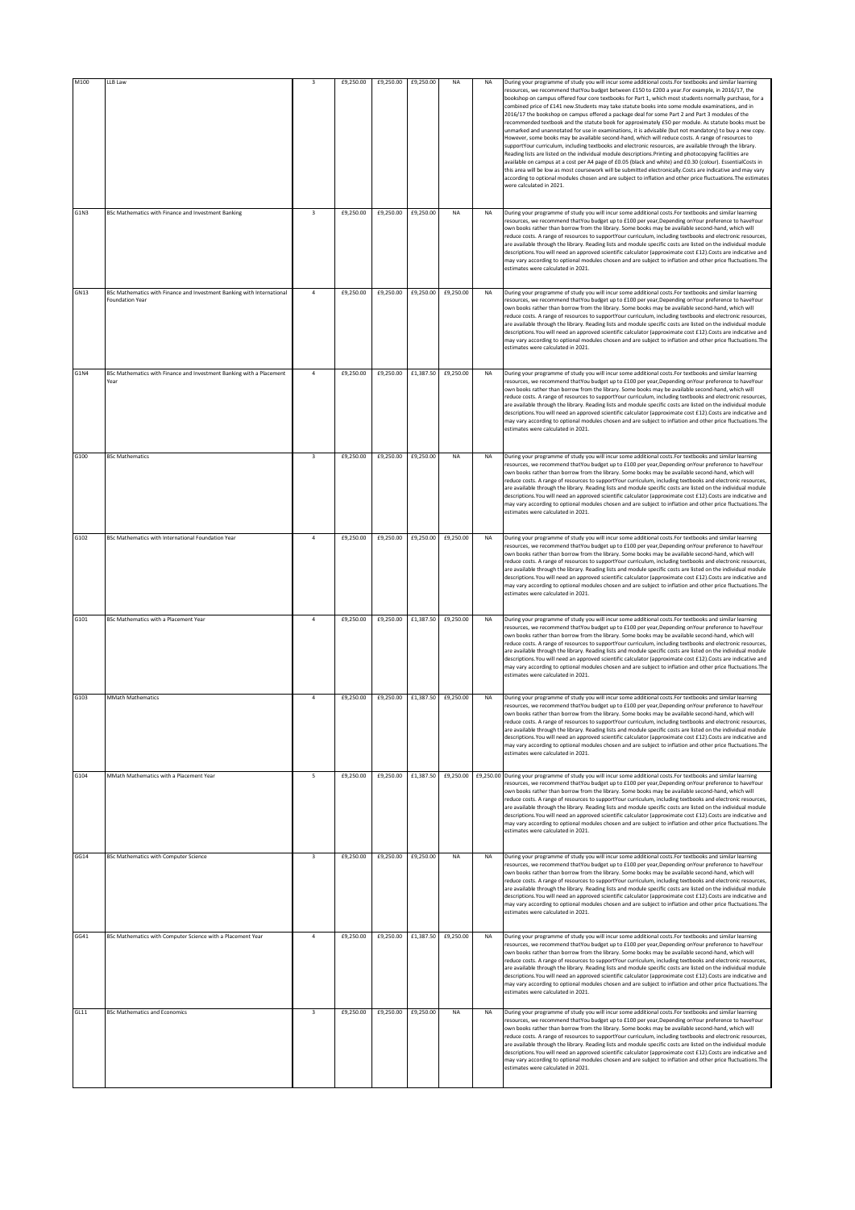| M100 | LLB Law | 3 | £9,250.00 | £9,250.00 | £9,250.00 | NA | NA | During your programme of study you will incur some additional costs.For textbooks and similar learning resources, we recommend thatYou budget between £150 to £200 a year.For example, in 2016/17, the bookshop on campus offered four core textbooks for Part 1, which most students normally purchase, for a combined price of £141 new.Students may take statute books into some module examinations, and in 2016/17 the bookshop on campus offered a package deal for some Part 2 and Part 3 modules of the recommended textbook and the statute book for approximately £50 per module. As statute books must be unmarked and unannotated for use in examinations, it is advisable (but not mandatory) to buy a new copy. However, some books may be available second-hand, which will reduce costs. A range of resources to supportYour curriculum, including textbooks and electronic resources, are available through the library. Reading lists are listed on the individual module descriptions.Printing and photocopying facilities are available on campus at a cost per A4 page of £0.05 (black and white) and £0.30 (colour). EssentialCosts in this area will be low as most coursework will be submitted electronically.Costs are indicative and may vary according to optional modules chosen and are subject to inflation and other price fluctuations.The estimates were calculated in 2021. |
|---|---|---|---|---|---|---|---|---|
| G1N3 | BSc Mathematics with Finance and Investment Banking | 3 | £9,250.00 | £9,250.00 | £9,250.00 | NA | NA | During your programme of study you will incur some additional costs.For textbooks and similar learning resources, we recommend thatYou budget up to £100 per year,Depending onYour preference to haveYour own books rather than borrow from the library. Some books may be available second-hand, which will reduce costs. A range of resources to supportYour curriculum, including textbooks and electronic resources, are available through the library. Reading lists and module specific costs are listed on the individual module descriptions.You will need an approved scientific calculator (approximate cost £12).Costs are indicative and may vary according to optional modules chosen and are subject to inflation and other price fluctuations.The estimates were calculated in 2021. |
| GN13 | BSc Mathematics with Finance and Investment Banking with International Foundation Year | 4 | £9,250.00 | £9,250.00 | £9,250.00 | £9,250.00 | NA | During your programme of study you will incur some additional costs.For textbooks and similar learning resources, we recommend thatYou budget up to £100 per year,Depending onYour preference to haveYour own books rather than borrow from the library. Some books may be available second-hand, which will reduce costs. A range of resources to supportYour curriculum, including textbooks and electronic resources, are available through the library. Reading lists and module specific costs are listed on the individual module descriptions.You will need an approved scientific calculator (approximate cost £12).Costs are indicative and may vary according to optional modules chosen and are subject to inflation and other price fluctuations.The estimates were calculated in 2021. |
| G1N4 | BSc Mathematics with Finance and Investment Banking with a Placement Year | 4 | £9,250.00 | £9,250.00 | £1,387.50 | £9,250.00 | NA | During your programme of study you will incur some additional costs.For textbooks and similar learning resources, we recommend thatYou budget up to £100 per year,Depending onYour preference to haveYour own books rather than borrow from the library. Some books may be available second-hand, which will reduce costs. A range of resources to supportYour curriculum, including textbooks and electronic resources, are available through the library. Reading lists and module specific costs are listed on the individual module descriptions.You will need an approved scientific calculator (approximate cost £12).Costs are indicative and may vary according to optional modules chosen and are subject to inflation and other price fluctuations.The estimates were calculated in 2021. |
| G100 | BSc Mathematics | 3 | £9,250.00 | £9,250.00 | £9,250.00 | NA | NA | During your programme of study you will incur some additional costs.For textbooks and similar learning resources, we recommend thatYou budget up to £100 per year,Depending onYour preference to haveYour own books rather than borrow from the library. Some books may be available second-hand, which will reduce costs. A range of resources to supportYour curriculum, including textbooks and electronic resources, are available through the library. Reading lists and module specific costs are listed on the individual module descriptions.You will need an approved scientific calculator (approximate cost £12).Costs are indicative and may vary according to optional modules chosen and are subject to inflation and other price fluctuations.The estimates were calculated in 2021. |
| G102 | BSc Mathematics with International Foundation Year | 4 | £9,250.00 | £9,250.00 | £9,250.00 | £9,250.00 | NA | During your programme of study you will incur some additional costs.For textbooks and similar learning resources, we recommend thatYou budget up to £100 per year,Depending onYour preference to haveYour own books rather than borrow from the library. Some books may be available second-hand, which will reduce costs. A range of resources to supportYour curriculum, including textbooks and electronic resources, are available through the library. Reading lists and module specific costs are listed on the individual module descriptions.You will need an approved scientific calculator (approximate cost £12).Costs are indicative and may vary according to optional modules chosen and are subject to inflation and other price fluctuations.The estimates were calculated in 2021. |
| G101 | BSc Mathematics with a Placement Year | 4 | £9,250.00 | £9,250.00 | £1,387.50 | £9,250.00 | NA | During your programme of study you will incur some additional costs.For textbooks and similar learning resources, we recommend thatYou budget up to £100 per year,Depending onYour preference to haveYour own books rather than borrow from the library. Some books may be available second-hand, which will reduce costs. A range of resources to supportYour curriculum, including textbooks and electronic resources, are available through the library. Reading lists and module specific costs are listed on the individual module descriptions.You will need an approved scientific calculator (approximate cost £12).Costs are indicative and may vary according to optional modules chosen and are subject to inflation and other price fluctuations.The estimates were calculated in 2021. |
| G103 | MMath Mathematics | 4 | £9,250.00 | £9,250.00 | £1,387.50 | £9,250.00 | NA | During your programme of study you will incur some additional costs.For textbooks and similar learning resources, we recommend thatYou budget up to £100 per year,Depending onYour preference to haveYour own books rather than borrow from the library. Some books may be available second-hand, which will reduce costs. A range of resources to supportYour curriculum, including textbooks and electronic resources, are available through the library. Reading lists and module specific costs are listed on the individual module descriptions.You will need an approved scientific calculator (approximate cost £12).Costs are indicative and may vary according to optional modules chosen and are subject to inflation and other price fluctuations.The estimates were calculated in 2021. |
| G104 | MMath Mathematics with a Placement Year | 5 | £9,250.00 | £9,250.00 | £1,387.50 | £9,250.00 | £9,250.00 | During your programme of study you will incur some additional costs.For textbooks and similar learning resources, we recommend thatYou budget up to £100 per year,Depending onYour preference to haveYour own books rather than borrow from the library. Some books may be available second-hand, which will reduce costs. A range of resources to supportYour curriculum, including textbooks and electronic resources, are available through the library. Reading lists and module specific costs are listed on the individual module descriptions.You will need an approved scientific calculator (approximate cost £12).Costs are indicative and may vary according to optional modules chosen and are subject to inflation and other price fluctuations.The estimates were calculated in 2021. |
| GG14 | BSc Mathematics with Computer Science | 3 | £9,250.00 | £9,250.00 | £9,250.00 | NA | NA | During your programme of study you will incur some additional costs.For textbooks and similar learning resources, we recommend thatYou budget up to £100 per year,Depending onYour preference to haveYour own books rather than borrow from the library. Some books may be available second-hand, which will reduce costs. A range of resources to supportYour curriculum, including textbooks and electronic resources, are available through the library. Reading lists and module specific costs are listed on the individual module descriptions.You will need an approved scientific calculator (approximate cost £12).Costs are indicative and may vary according to optional modules chosen and are subject to inflation and other price fluctuations.The estimates were calculated in 2021. |
| GG41 | BSc Mathematics with Computer Science with a Placement Year | 4 | £9,250.00 | £9,250.00 | £1,387.50 | £9,250.00 | NA | During your programme of study you will incur some additional costs.For textbooks and similar learning resources, we recommend thatYou budget up to £100 per year,Depending onYour preference to haveYour own books rather than borrow from the library. Some books may be available second-hand, which will reduce costs. A range of resources to supportYour curriculum, including textbooks and electronic resources, are available through the library. Reading lists and module specific costs are listed on the individual module descriptions.You will need an approved scientific calculator (approximate cost £12).Costs are indicative and may vary according to optional modules chosen and are subject to inflation and other price fluctuations.The estimates were calculated in 2021. |
| GL11 | BSc Mathematics and Economics | 3 | £9,250.00 | £9,250.00 | £9,250.00 | NA | NA | During your programme of study you will incur some additional costs.For textbooks and similar learning resources, we recommend thatYou budget up to £100 per year,Depending onYour preference to haveYour own books rather than borrow from the library. Some books may be available second-hand, which will reduce costs. A range of resources to supportYour curriculum, including textbooks and electronic resources, are available through the library. Reading lists and module specific costs are listed on the individual module descriptions.You will need an approved scientific calculator (approximate cost £12).Costs are indicative and may vary according to optional modules chosen and are subject to inflation and other price fluctuations.The estimates were calculated in 2021. |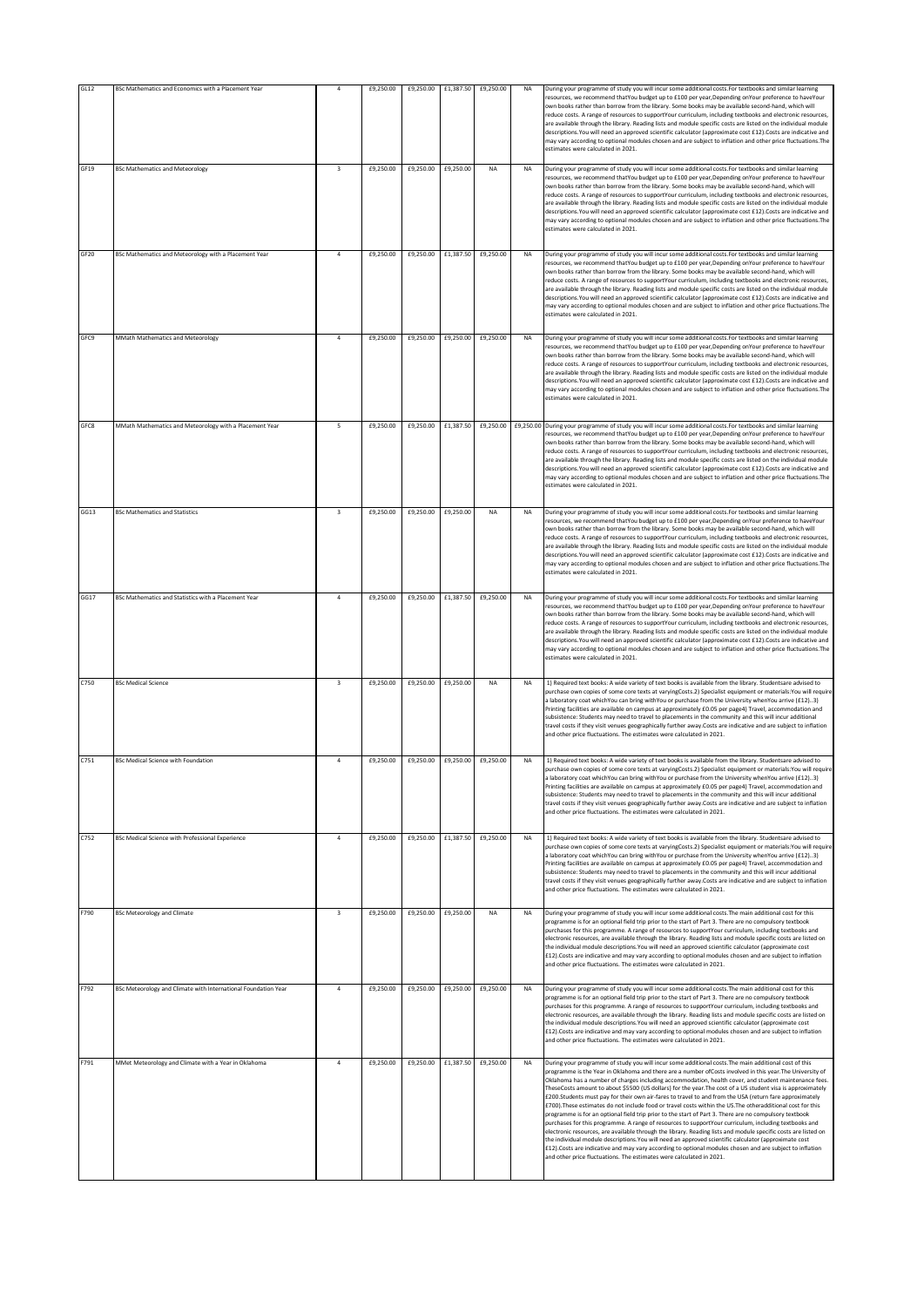| GL12 | BSc Mathematics and Economics with a Placement Year | 4 | £9,250.00 | £9,250.00 | £1,387.50 | £9,250.00 | NA | During your programme of study you will incur some additional costs.For textbooks and similar learning resources, we recommend thatYou budget up to £100 per year,Depending onYour preference to haveYour own books rather than borrow from the library. Some books may be available second-hand, which will reduce costs. A range of resources to supportYour curriculum, including textbooks and electronic resources, are available through the library. Reading lists and module specific costs are listed on the individual module descriptions.You will need an approved scientific calculator (approximate cost £12).Costs are indicative and may vary according to optional modules chosen and are subject to inflation and other price fluctuations.The estimates were calculated in 2021. |
|---|---|---|---|---|---|---|---|---|
| GF19 | BSc Mathematics and Meteorology | 3 | £9,250.00 | £9,250.00 | £9,250.00 | NA | NA | During your programme of study you will incur some additional costs.For textbooks and similar learning resources, we recommend thatYou budget up to £100 per year,Depending onYour preference to haveYour own books rather than borrow from the library. Some books may be available second-hand, which will reduce costs. A range of resources to supportYour curriculum, including textbooks and electronic resources, are available through the library. Reading lists and module specific costs are listed on the individual module descriptions.You will need an approved scientific calculator (approximate cost £12).Costs are indicative and may vary according to optional modules chosen and are subject to inflation and other price fluctuations.The estimates were calculated in 2021. |
| GF20 | BSc Mathematics and Meteorology with a Placement Year | 4 | £9,250.00 | £9,250.00 | £1,387.50 | £9,250.00 | NA | During your programme of study you will incur some additional costs.For textbooks and similar learning resources, we recommend thatYou budget up to £100 per year,Depending onYour preference to haveYour own books rather than borrow from the library. Some books may be available second-hand, which will reduce costs. A range of resources to supportYour curriculum, including textbooks and electronic resources, are available through the library. Reading lists and module specific costs are listed on the individual module descriptions.You will need an approved scientific calculator (approximate cost £12).Costs are indicative and may vary according to optional modules chosen and are subject to inflation and other price fluctuations.The estimates were calculated in 2021. |
| GFC9 | MMath Mathematics and Meteorology | 4 | £9,250.00 | £9,250.00 | £9,250.00 | £9,250.00 | NA | During your programme of study you will incur some additional costs.For textbooks and similar learning resources, we recommend thatYou budget up to £100 per year,Depending onYour preference to haveYour own books rather than borrow from the library. Some books may be available second-hand, which will reduce costs. A range of resources to supportYour curriculum, including textbooks and electronic resources, are available through the library. Reading lists and module specific costs are listed on the individual module descriptions.You will need an approved scientific calculator (approximate cost £12).Costs are indicative and may vary according to optional modules chosen and are subject to inflation and other price fluctuations.The estimates were calculated in 2021. |
| GFC8 | MMath Mathematics and Meteorology with a Placement Year | 5 | £9,250.00 | £9,250.00 | £1,387.50 | £9,250.00 | £9,250.00 | During your programme of study you will incur some additional costs.For textbooks and similar learning resources, we recommend thatYou budget up to £100 per year,Depending onYour preference to haveYour own books rather than borrow from the library. Some books may be available second-hand, which will reduce costs. A range of resources to supportYour curriculum, including textbooks and electronic resources, are available through the library. Reading lists and module specific costs are listed on the individual module descriptions.You will need an approved scientific calculator (approximate cost £12).Costs are indicative and may vary according to optional modules chosen and are subject to inflation and other price fluctuations.The estimates were calculated in 2021. |
| GG13 | BSc Mathematics and Statistics | 3 | £9,250.00 | £9,250.00 | £9,250.00 | NA | NA | During your programme of study you will incur some additional costs.For textbooks and similar learning resources, we recommend thatYou budget up to £100 per year,Depending onYour preference to haveYour own books rather than borrow from the library. Some books may be available second-hand, which will reduce costs. A range of resources to supportYour curriculum, including textbooks and electronic resources, are available through the library. Reading lists and module specific costs are listed on the individual module descriptions.You will need an approved scientific calculator (approximate cost £12).Costs are indicative and may vary according to optional modules chosen and are subject to inflation and other price fluctuations.The estimates were calculated in 2021. |
| GG17 | BSc Mathematics and Statistics with a Placement Year | 4 | £9,250.00 | £9,250.00 | £1,387.50 | £9,250.00 | NA | During your programme of study you will incur some additional costs.For textbooks and similar learning resources, we recommend thatYou budget up to £100 per year,Depending onYour preference to haveYour own books rather than borrow from the library. Some books may be available second-hand, which will reduce costs. A range of resources to supportYour curriculum, including textbooks and electronic resources, are available through the library. Reading lists and module specific costs are listed on the individual module descriptions.You will need an approved scientific calculator (approximate cost £12).Costs are indicative and may vary according to optional modules chosen and are subject to inflation and other price fluctuations.The estimates were calculated in 2021. |
| C750 | BSc Medical Science | 3 | £9,250.00 | £9,250.00 | £9,250.00 | NA | NA | 1) Required text books: A wide variety of text books is available from the library. Studentsare advised to purchase own copies of some core texts at varyingCosts.2) Specialist equipment or materials:You will require a laboratory coat whichYou can bring withYou or purchase from the University whenYou arrive (£12)..3) Printing facilities are available on campus at approximately £0.05 per page4) Travel, accommodation and subsistence: Students may need to travel to placements in the community and this will incur additional travel costs if they visit venues geographically further away.Costs are indicative and are subject to inflation and other price fluctuations. The estimates were calculated in 2021. |
| C751 | BSc Medical Science with Foundation | 4 | £9,250.00 | £9,250.00 | £9,250.00 | £9,250.00 | NA | 1) Required text books: A wide variety of text books is available from the library. Studentsare advised to purchase own copies of some core texts at varyingCosts.2) Specialist equipment or materials:You will require a laboratory coat whichYou can bring withYou or purchase from the University whenYou arrive (£12)..3) Printing facilities are available on campus at approximately £0.05 per page4) Travel, accommodation and subsistence: Students may need to travel to placements in the community and this will incur additional travel costs if they visit venues geographically further away.Costs are indicative and are subject to inflation and other price fluctuations. The estimates were calculated in 2021. |
| C752 | BSc Medical Science with Professional Experience | 4 | £9,250.00 | £9,250.00 | £1,387.50 | £9,250.00 | NA | 1) Required text books: A wide variety of text books is available from the library. Studentsare advised to purchase own copies of some core texts at varyingCosts.2) Specialist equipment or materials:You will require a laboratory coat whichYou can bring withYou or purchase from the University whenYou arrive (£12)..3) Printing facilities are available on campus at approximately £0.05 per page4) Travel, accommodation and subsistence: Students may need to travel to placements in the community and this will incur additional travel costs if they visit venues geographically further away.Costs are indicative and are subject to inflation and other price fluctuations. The estimates were calculated in 2021. |
| F790 | BSc Meteorology and Climate | 3 | £9,250.00 | £9,250.00 | £9,250.00 | NA | NA | During your programme of study you will incur some additional costs.The main additional cost for this programme is for an optional field trip prior to the start of Part 3. There are no compulsory textbook purchases for this programme. A range of resources to supportYour curriculum, including textbooks and electronic resources, are available through the library. Reading lists and module specific costs are listed on the individual module descriptions.You will need an approved scientific calculator (approximate cost £12).Costs are indicative and may vary according to optional modules chosen and are subject to inflation and other price fluctuations. The estimates were calculated in 2021. |
| F792 | BSc Meteorology and Climate with International Foundation Year | 4 | £9,250.00 | £9,250.00 | £9,250.00 | £9,250.00 | NA | During your programme of study you will incur some additional costs.The main additional cost for this programme is for an optional field trip prior to the start of Part 3. There are no compulsory textbook purchases for this programme. A range of resources to supportYour curriculum, including textbooks and electronic resources, are available through the library. Reading lists and module specific costs are listed on the individual module descriptions.You will need an approved scientific calculator (approximate cost £12).Costs are indicative and may vary according to optional modules chosen and are subject to inflation and other price fluctuations. The estimates were calculated in 2021. |
| F791 | MMet Meteorology and Climate with a Year in Oklahoma | 4 | £9,250.00 | £9,250.00 | £1,387.50 | £9,250.00 | NA | During your programme of study you will incur some additional costs.The main additional cost of this programme is the Year in Oklahoma and there are a number ofCosts involved in this year.The University of Oklahoma has a number of charges including accommodation, health cover, and student maintenance fees. TheseCosts amount to about $5500 (US dollars) for the year.The cost of a US student visa is approximately £200.Students must pay for their own air-fares to travel to and from the USA (return fare approximately £700).These estimates do not include food or travel costs within the US.The otheradditional cost for this programme is for an optional field trip prior to the start of Part 3. There are no compulsory textbook purchases for this programme. A range of resources to supportYour curriculum, including textbooks and electronic resources, are available through the library. Reading lists and module specific costs are listed on the individual module descriptions.You will need an approved scientific calculator (approximate cost £12).Costs are indicative and may vary according to optional modules chosen and are subject to inflation and other price fluctuations. The estimates were calculated in 2021. |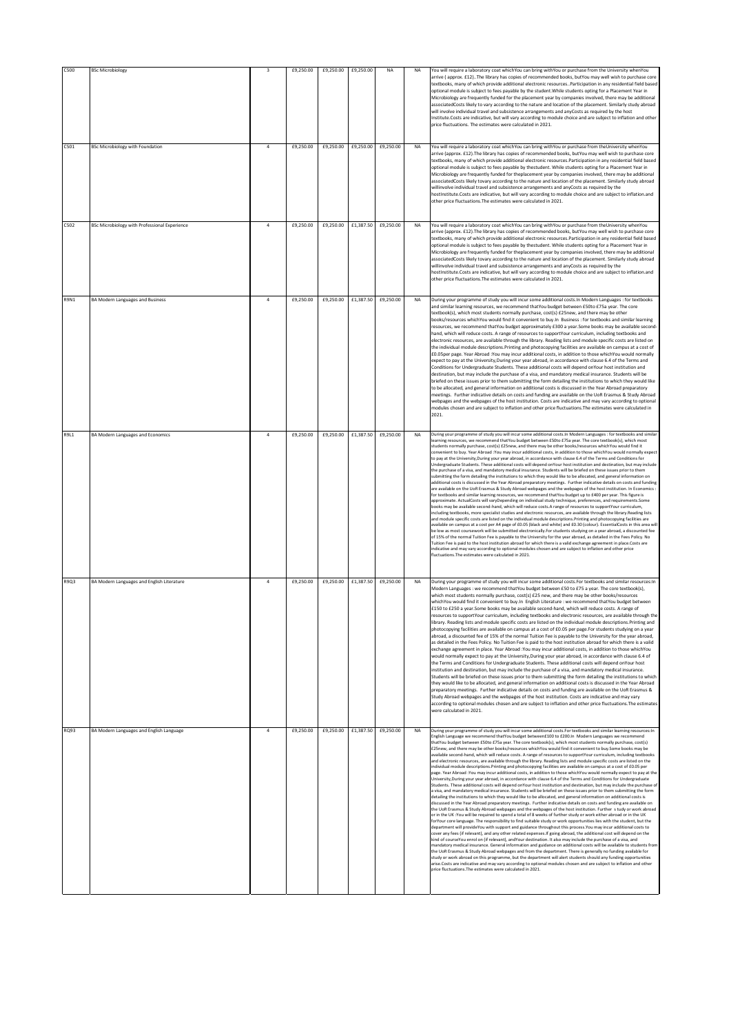| | | | | | | | | |
|---|---|---|---|---|---|---|---|---|
| C500 | BSc Microbiology | 3 | £9,250.00 | £9,250.00 | £9,250.00 | NA | NA | You will require a laboratory coat whichYou can bring withYou or purchase from the University whenYou arrive ( approx. £12)..The library has copies of recommended books, butYou may well wish to purchase core textbooks, many of which provide additional electronic resources..Participation in any residential field based optional module is subject to fees payable by the student.While students opting for a Placement Year in Microbiology are frequently funded for the placement year by companies involved, there may be additional associatedCosts likely to vary according to the nature and location of the placement. Similarly study abroad will involve individual travel and subsistence arrangements and anyCosts as required by the host Institute.Costs are indicative, but will vary according to module choice and are subject to inflation and other price fluctuations. The estimates were calculated in 2021. |
| C501 | BSc Microbiology with Foundation | 4 | £9,250.00 | £9,250.00 | £9,250.00 | £9,250.00 | NA | You will require a laboratory coat whichYou can bring withYou or purchase from theUniversity whenYou arrive (approx. £12).The library has copies of recommended books, butYou may well wish to purchase core textbooks, many of which provide additional electronic resources.Participation in any residential field based optional module is subject to fees payable by thestudent. While students opting for a Placement Year in Microbiology are frequently funded for theplacement year by companies involved, there may be additional associatedCosts likely tovary according to the nature and location of the placement. Similarly study abroad willinvolve individual travel and subsistence arrangements and anyCosts as required by the hostInstitute.Costs are indicative, but will vary according to module choice and are subject to inflation.and other price fluctuations.The estimates were calculated in 2021. |
| C502 | BSc Microbiology with Professional Experience | 4 | £9,250.00 | £9,250.00 | £1,387.50 | £9,250.00 | NA | You will require a laboratory coat whichYou can bring withYou or purchase from theUniversity whenYou arrive (approx. £12).The library has copies of recommended books, butYou may well wish to purchase core textbooks, many of which provide additional electronic resources.Participation in any residential field based optional module is subject to fees payable by thestudent. While students opting for a Placement Year in Microbiology are frequently funded for theplacement year by companies involved, there may be additional associatedCosts likely tovary according to the nature and location of the placement. Similarly study abroad willinvolve individual travel and subsistence arrangements and anyCosts as required by the hostInstitute.Costs are indicative, but will vary according to module choice and are subject to inflation.and other price fluctuations.The estimates were calculated in 2021. |
| R9N1 | BA Modern Languages and Business | 4 | £9,250.00 | £9,250.00 | £1,387.50 | £9,250.00 | NA | During your programme of study you will incur some additional costs.In Modern Languages : for textbooks and similar learning resources, we recommend thatYou budget between £50to £75a year. The core textbook(s), which most students normally purchase, cost(s) £25new, and there may be other books/resources whichYou would find it convenient to buy.In Business : for textbooks and similar learning resources, we recommend thatYou budget approximately £300 a year.Some books may be available second-hand, which will reduce costs. A range of resources to supportYour curriculum, including textbooks and electronic resources, are available through the library. Reading lists and module specific costs are listed on the individual module descriptions.Printing and photocopying facilities are available on campus at a cost of £0.05per page. Year Abroad :You may incur additional costs, in addition to those whichYou would normally expect to pay at the University,During your year abroad, in accordance with clause 6.4 of the Terms and Conditions for Undergraduate Students. These additional costs will depend onYour host institution and destination, but may include the purchase of a visa, and mandatory medical insurance. Students will be briefed on these issues prior to them submitting the form detailing the institutions to which they would like to be allocated, and general information on additional costs is discussed in the Year Abroad preparatory meetings. Further indicative details on costs and funding are available on the UoR Erasmus & Study Abroad webpages and the webpages of the host institution. Costs are indicative and may vary according to optional modules chosen and are subject to inflation and other price fluctuations.The estimates were calculated in 2021. |
| R9L1 | BA Modern Languages and Economics | 4 | £9,250.00 | £9,250.00 | £1,387.50 | £9,250.00 | NA | During your programme of study you will incur some additional costs.In Modern Languages : for textbooks and similar learning resources, we recommend thatYou budget between £50to £75a year. The core textbook(s), which most students normally purchase, cost(s) £25new, and there may be other books/resources whichYou would find it convenient to buy. Year Abroad :You may incur additional costs, in addition to those whichYou would normally expect to pay at the University,During your year abroad, in accordance with clause 6.4 of the Terms and Conditions for Undergraduate Students. These additional costs will depend onYour host institution and destination, but may include the purchase of a visa, and mandatory medical insurance. Students will be briefed on these issues prior to them submitting the form detailing the institutions to which they would like to be allocated, and general information on additional costs is discussed in the Year Abroad preparatory meetings. Further indicative details on costs and funding are available on the UoR Erasmus & Study Abroad webpages and the webpages of the host institution. In Economics : for textbooks and similar learning resources, we recommend thatYou budget up to £400 per year. This figure is approximate. ActualCosts will varyDepending on individual study technique, preferences, and requirements.Some books may be available second-hand, which will reduce costs.A range of resources to supportYour curriculum, including textbooks, more specialist studies and electronic resources, are available through the library.Reading lists and module specific costs are listed on the individual module descriptions.Printing and photocopying facilities are available on campus at a cost per A4 page of £0.05 (black and white) and £0.30 (colour). EssentialCosts in this area will be low as most coursework will be submitted electronically.For students studying on a year abroad, a discounted fee of 15% of the normal Tuition Fee is payable to the University for the year abroad, as detailed in the Fees Policy. No Tuition Fee is paid to the host institution abroad for which there is a valid exchange agreement in place.Costs are indicative and may vary according to optional modules chosen and are subject to inflation and other price fluctuations.The estimates were calculated in 2021. |
| R9Q3 | BA Modern Languages and English Literature | 4 | £9,250.00 | £9,250.00 | £1,387.50 | £9,250.00 | NA | During your programme of study you will incur some additional costs.For textbooks and similar resources:In Modern Languages : we recommend thatYou budget between £50 to £75 a year. The core textbook(s), which most students normally purchase, cost(s) £25 new, and there may be other books/resources whichYou would find it convenient to buy.In English Literature : we recommend thatYou budget between £150 to £250 a year.Some books may be available second-hand, which will reduce costs. A range of resources to supportYour curriculum, including textbooks and electronic resources, are available through the library. Reading lists and module specific costs are listed on the individual module descriptions.Printing and photocopying facilities are available on campus at a cost of £0.05 per page.For students studying on a year abroad, a discounted fee of 15% of the normal Tuition Fee is payable to the University for the year abroad, as detailed in the Fees Policy. No Tuition Fee is paid to the host institution abroad for which there is a valid exchange agreement in place. Year Abroad :You may incur additional costs, in addition to those whichYou would normally expect to pay at the University,During your year abroad, in accordance with clause 6.4 of the Terms and Conditions for Undergraduate Students. These additional costs will depend onYour host institution and destination, but may include the purchase of a visa, and mandatory medical insurance. Students will be briefed on these issues prior to them submitting the form detailing the institutions to which they would like to be allocated, and general information on additional costs is discussed in the Year Abroad preparatory meetings. Further indicative details on costs and funding are available on the UoR Erasmus & Study Abroad webpages and the webpages of the host institution. Costs are indicative and may vary according to optional modules chosen and are subject to inflation and other price fluctuations.The estimates were calculated in 2021. |
| RQ93 | BA Modern Languages and English Language | 4 | £9,250.00 | £9,250.00 | £1,387.50 | £9,250.00 | NA | During your programme of study you will incur some additional costs.For textbooks and similar learning resources:In English Language we recommend thatYou budget between£100 to £200.In Modern Languages we recommend thatYou budget between £50to £75a year. The core textbook(s), which most students normally purchase, cost(s) £25new, and there may be other books/resources whichYou would find it convenient to buy.Some books may be available second-hand, which will reduce costs. A range of resources to supportYour curriculum, including textbooks and electronic resources, are available through the library. Reading lists and module specific costs are listed on the individual module descriptions.Printing and photocopying facilities are available on campus at a cost of £0.05 per page. Year Abroad :You may incur additional costs, in addition to those whichYou would normally expect to pay at the University,During your year abroad, in accordance with clause 6.4 of the Terms and Conditions for Undergraduate Students. These additional costs will depend onYour host institution and destination, but may include the purchase of a visa, and mandatory medical insurance. Students will be briefed on these issues prior to them submitting the form detailing the institutions to which they would like to be allocated, and general information on additional costs is discussed in the Year Abroad preparatory meetings. Further indicative details on costs and funding are available on the UoR Erasmus & Study Abroad webpages and the webpages of the host institution. Further s tudy or work abroad or in the UK :You will be required to spend a total of 8 weeks of further study or work either abroad or in the UK forYour core language. The responsibility to find suitable study or work opportunities lies with the student, but the department will provideYou with support and guidance throughout this process.You may incur additional costs to cover any fees (if relevant), and any other related expenses.If going abroad, the additional cost will depend on the kind of courseYou enrol on (if relevant), andYour destination. It also may include the purchase of a visa, and mandatory medical insurance. General information and guidance on additional costs will be available to students from the UoR Erasmus & Study Abroad webpages and from the department. There is generally no funding available for study or work abroad on this programme, but the department will alert students should any funding opportunities arise.Costs are indicative and may vary according to optional modules chosen and are subject to inflation and other price fluctuations.The estimates were calculated in 2021. |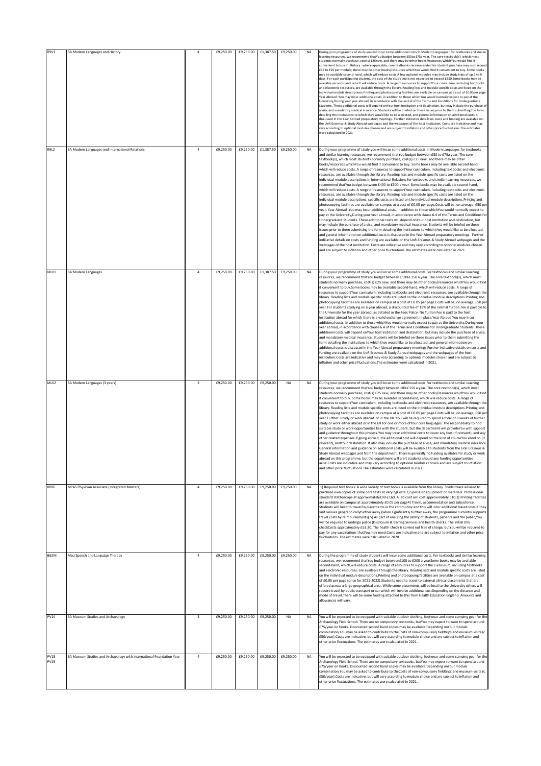| R9V1 | BA Modern Languages and History | 4 | £9,250.00 | £9,250.00 | £1,387.50 | £9,250.00 | NA | During your programme of study you will incur some additional costs.In Modern Languages : for textbooks and similar learning resources, we recommend thatYou budget between £50to £75a year. The core textbook(s), which most students normally purchase, cost(s) £25new, and there may be other books/resources whichYou would find it convenient to buy.In History : where applicable, core textbooks recommended for student purchase may cost around £15 to £25 per module; there may be other books/resources whichYou would find it convenient to buy. Some books may be available second-hand, which will reduce costs.A few optional modules may include study trips of up 3 to 9 days. For each participating student, the cost of the study trip is not expected to exceed £350.Some books may be available second-hand, which will reduce costs. A range of resources to supportYour curriculum, including textbooks and electronic resources, are available through the library. Reading lists and module specific costs are listed on the individual module descriptions.Printing and photocopying facilities are available on campus at a cost of £0.05per page. Year Abroad :You may incur additional costs, in addition to those whichYou would normally expect to pay at the University,During your year abroad, in accordance with clause 6.4 of the Terms and Conditions for Undergraduate Students. These additional costs will depend onYour host institution and destination, but may include the purchase of a visa, and mandatory medical insurance. Students will be briefed on these issues prior to them submitting the form detailing the institutions to which they would like to be allocated, and general information on additional costs is discussed in the Year Abroad preparatory meetings. Further indicative details on costs and funding are available on the UoR Erasmus & Study Abroad webpages and the webpages of the host institution. Costs are indicative and may vary according to optional modules chosen and are subject to inflation and other price fluctuations.The estimates were calculated in 2021. |
|---|---|---|---|---|---|---|---|---|
| R9L2 | BA Modern Languages and International Relations | 4 | £9,250.00 | £9,250.00 | £1,387.50 | £9,250.00 | NA | During your programme of study you will incur some additional costs.In Modern Languages for textbooks and similar learning resources, we recommend thatYou budget between £50 to £75a year. The core textbook(s), which most students normally purchase, cost(s) £25 new, and there may be other books/resources whichYou would find it convenient to buy. Some books may be available second-hand, which will reduce costs. A range of resources to supportYour curriculum, including textbooks and electronic resources, are available through the library. Reading lists and module specific costs are listed on the individual module descriptions.In International Relations for textbooks and similar learning resources, we recommend thatYou budget between £400 to £500 a year. Some books may be available second-hand, which will reduce costs. A range of resources to supportYour curriculum, including textbooks and electronic resources, are available through the library. Reading lists and module specific costs are listed on the individual module descriptions. specific costs are listed on the individual module descriptions.Printing and photocopying facilities are available on campus at a cost of £0.05 per page.Costs will be, on average, £50 per year. Year Abroad :You may incur additional costs, in addition to those whichYou would normally expect to pay at the University,During your year abroad, in accordance with clause 6.4 of the Terms and Conditions for Undergraduate Students. These additional costs will depend onYour host institution and destination, but may include the purchase of a visa, and mandatory medical insurance. Students will be briefed on these issues prior to them submitting the form detailing the institutions to which they would like to be allocated, and general information on additional costs is discussed in the Year Abroad preparatory meetings. Further indicative details on costs and funding are available on the UoR Erasmus & Study Abroad webpages and the webpages of the host institution. Costs are indicative and may vary according to optional modules chosen and are subject to inflation and other price fluctuations.The estimates were calculated in 2021. |
| ML01 | BA Modern Languages | 4 | £9,250.00 | £9,250.00 | £1,387.50 | £9,250.00 | NA | During your programme of study you will incur some additional costs.For textbooks and similar learning resources, we recommend thatYou budget between £100-£150 a year. The core textbook(s), which most students normally purchase, cost(s) £25 new, and there may be other books/resources whichYou would find it convenient to buy.Some books may be available second-hand, which will reduce costs. A range of resources to supportYour curriculum, including textbooks and electronic resources, are available through the library. Reading lists and module specific costs are listed on the individual module descriptions.Printing and photocopying facilities are available on campus at a cost of £0.05 per page.Costs will be, on average, £50 per year.For students studying on a year abroad, a discounted fee of 15% of the normal Tuition Fee is payable to the University for the year abroad, as detailed in the Fees Policy. No Tuition Fee is paid to the host institution abroad for which there is a valid exchange agreement in place.Year Abroad:You may incur additional costs, in addition to those whichYou would normally expect to pay at the University,During your year abroad, in accordance with clause 6.4 of the Terms and Conditions for Undergraduate Students. These additional costs will depend onYour host institution and destination, but may include the purchase of a visa, and mandatory medical insurance. Students will be briefed on these issues prior to them submitting the form detailing the institutions to which they would like to be allocated, and general information on additional costs is discussed in the Year Abroad preparatory meetings.Further indicative details on costs and funding are available on the UoR Erasmus & Study Abroad webpages and the webpages of the host institution.Costs are indicative and may vary according to optional modules chosen and are subject to inflation and other price fluctuations. The estimates were calculated in 2021. |
| ML02 | BA Modern Languages (3 years) | 3 | £9,250.00 | £9,250.00 | £9,250.00 | NA | NA | During your programme of study you will incur some additional costs.For textbooks and similar learning resources, we recommend thatYou budget between 100-£150 a year. The core textbook(s), which most students normally purchase, cost(s) £25 new, and there may be other books/resources whichYou would find it convenient to buy. Some books may be available second-hand, which will reduce costs. A range of resources to supportYour curriculum, including textbooks and electronic resources, are available through the library. Reading lists and module specific costs are listed on the individual module descriptions.Printing and photocopying facilities are available on campus at a cost of £0.05 per page.Costs will be, on average, £50 per year.Further s tudy or work abroad or in the UK :You will be required to spend a total of 8 weeks of further study or work either abroad or in the UK for one or more ofYour core languages. The responsibility to find suitable study or work opportunities lies with the student, but the department will provideYou with support and guidance throughout this process.You may incur additional costs to cover any fees (if relevant), and any other related expenses.If going abroad, the additional cost will depend on the kind of courseYou enrol on (if relevant), andYour destination. It also may include the purchase of a visa, and mandatory medical insurance. General information and guidance on additional costs will be available to students from the UoR Erasmus & Study Abroad webpages and from the department. There is generally no funding available for study or work abroad on this programme, but the department will alert students should any funding opportunities arise.Costs are indicative and may vary according to optional modules chosen and are subject to inflation and other price fluctuations. The estimates were calculated in 2021. |
| BB96 | MPAS Physician Associate (Integrated Masters) | 4 | £9,250.00 | £9,250.00 | £9,250.00 | £9,250.00 | NA | 1) Required text books: A wide variety of text books is available from the library. Studentsare advised to purchase own copies of some core texts at varyingCosts.2) Specialist equipment or materials: Professional standard stethoscope at approximately£90-£160. A lab coat will cost approximately £10.3) Printing facilities are available on campus at approximately £0.05 per page4) Travel, accommodation and subsistence: Students will need to travel to placements in the community and this will incur additional travel costs if they visit venues geographicallyfurther away (when significantly further away, the programme currently supports travel costs by reimbursements).5) As part of ensuring the safety of students, patients and the public,You will be required to undergo police (Disclosure & Barring Service) and health checks. The initial DBS checkCosts approximately £51.20. The health check is carried out free of charge, butYou will be required to pay for any vaccinations thatYou may need.Costs are indicative and are subject to inflation and other price fluctuations. The estimates were calculated in 2020. |
| B62M | Msci Speech and Language Therapy | 4 | £9,250.00 | £9,250.00 | £9,250.00 | £9,250.00 | NA | During the programme of study students will incur some additional costs. For textbooks and similar learning resources, we recommend thatYou budget between£100 to £200 a yearSome books may be available second-hand, which will reduce costs. A range of resources to support the curriculum, including textbooks and electronic resources, are available through the library. Reading lists and module specific costs are listed on the individual module descriptions.Printing and photocopying facilities are available on campus at a cost of £0.05 per page (price for 2021-2022).Students need to travel to external clinical placements that are offered across a large geographical area. While some placements will be local to the University others will require travel by public transport or car which will involve additional costDepending on the distance and mode of travel.There will be some funding attached to this from Health Education England. Amounts and allowances will vary. |
| PV14 | BA Museum Studies and Archaeology | 3 | £9,250.00 | £9,250.00 | £9,250.00 | NA | NA | You will be expected to be equipped with suitable outdoor clothing, footwear and some camping gear for the Archaeology Field School. There are no compulsory textbooks, butYou may expect to want to spend around £75/year on books. Discounted second hand copies may be available.Depending onYour module combination,You may be asked to contribute to theCosts of non-compulsory fieldtrips and museum visits (c. £50/year).Costs are indicative, but will vary according to module choice and are subject to inflation and other price fluctuations. The estimates were calculated in 2021. |
| PV18 PV19 | BA Museum Studies and Archaeology with International Foundation Year | 4 | £9,250.00 | £9,250.00 | £9,250.00 | £9,250.00 | NA | You will be expected to be equipped with suitable outdoor clothing, footwear and some camping gear for the Archaeology Field School. There are no compulsory textbooks, butYou may expect to want to spend around £75/year on books. Discounted second hand copies may be available.Depending onYour module combination,You may be asked to contribute to theCosts of non-compulsory fieldtrips and museum visits (c. £50/year).Costs are indicative, but will vary according to module choice and are subject to inflation and other price fluctuations. The estimates were calculated in 2021. |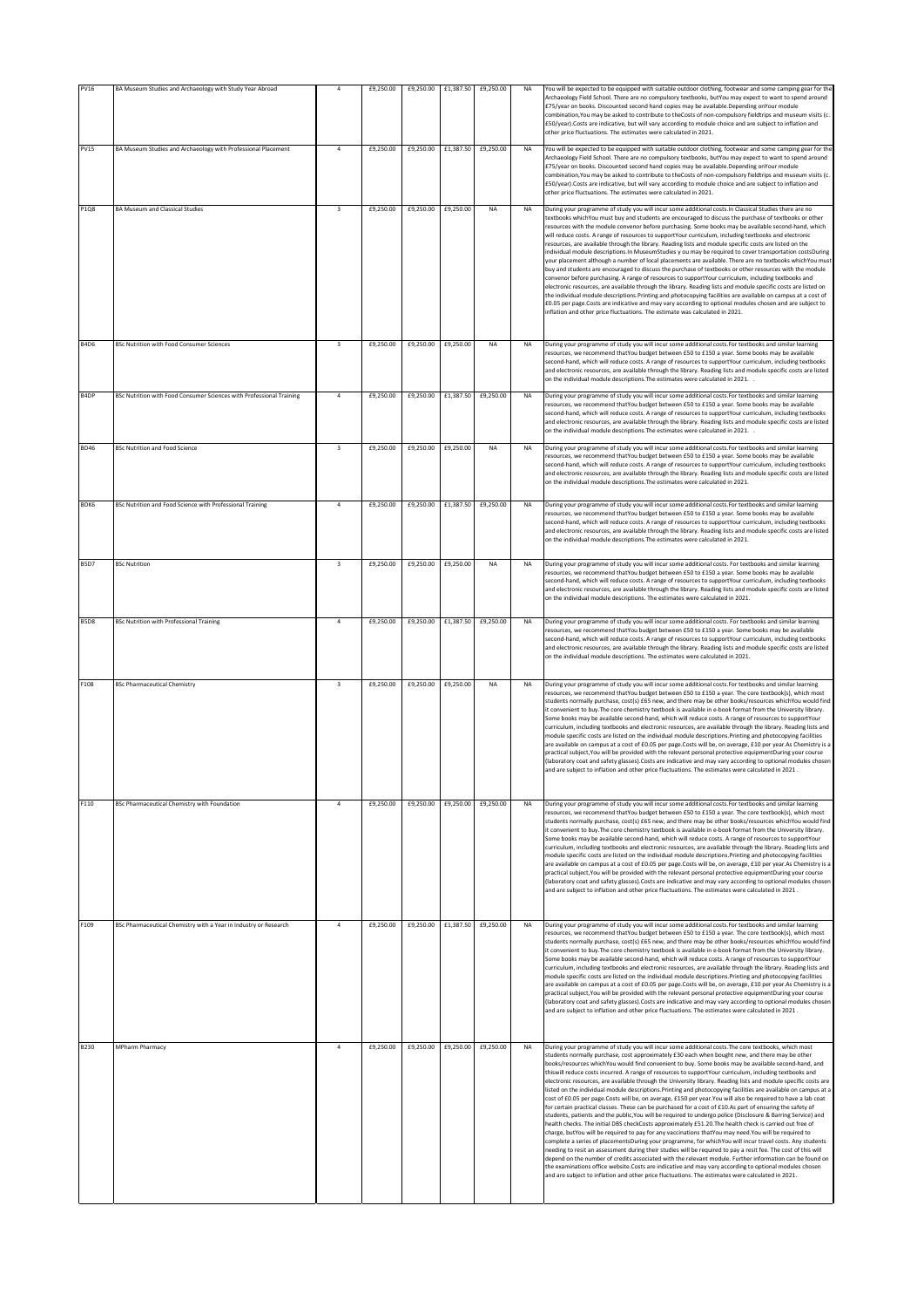| PV16 | BA Museum Studies and Archaeology with Study Year Abroad | 4 | £9,250.00 | £9,250.00 | £1,387.50 | £9,250.00 | NA | You will be expected to be equipped with suitable outdoor clothing, footwear and some camping gear for the Archaeology Field School. There are no compulsory textbooks, butYou may expect to want to spend around £75/year on books. Discounted second hand copies may be available.Depending onYour module combination,You may be asked to contribute to theCosts of non-compulsory fieldtrips and museum visits (c. £50/year).Costs are indicative, but will vary according to module choice and are subject to inflation and other price fluctuations. The estimates were calculated in 2021. |
|---|---|---|---|---|---|---|---|---|
| PV15 | BA Museum Studies and Archaeology with Professional Placement | 4 | £9,250.00 | £9,250.00 | £1,387.50 | £9,250.00 | NA | You will be expected to be equipped with suitable outdoor clothing, footwear and some camping gear for the Archaeology Field School. There are no compulsory textbooks, butYou may expect to want to spend around £75/year on books. Discounted second hand copies may be available.Depending onYour module combination,You may be asked to contribute to theCosts of non-compulsory fieldtrips and museum visits (c. £50/year).Costs are indicative, but will vary according to module choice and are subject to inflation and other price fluctuations. The estimates were calculated in 2021. |
| P1Q8 | BA Museum and Classical Studies | 3 | £9,250.00 | £9,250.00 | £9,250.00 | NA | NA | During your programme of study you will incur some additional costs.In Classical Studies there are no textbooks whichYou must buy and students are encouraged to discuss the purchase of textbooks or other resources with the module convenor before purchasing. Some books may be available second-hand, which will reduce costs. A range of resources to supportYour curriculum, including textbooks and electronic resources, are available through the library. Reading lists and module specific costs are listed on the individual module descriptions.In MuseumStudies y ou may be required to cover transportation costsDuring your placement although a number of local placements are available. There are no textbooks whichYou must buy and students are encouraged to discuss the purchase of textbooks or other resources with the module convenor before purchasing. A range of resources to supportYour curriculum, including textbooks and electronic resources, are available through the library. Reading lists and module specific costs are listed on the individual module descriptions.Printing and photocopying facilities are available on campus at a cost of £0.05 per page.Costs are indicative and may vary according to optional modules chosen and are subject to inflation and other price fluctuations. The estimate was calculated in 2021. |
| B4D6 | BSc Nutrition with Food Consumer Sciences | 3 | £9,250.00 | £9,250.00 | £9,250.00 | NA | NA | During your programme of study you will incur some additional costs.For textbooks and similar learning resources, we recommend thatYou budget between £50 to £150 a year. Some books may be available second-hand, which will reduce costs. A range of resources to supportYour curriculum, including textbooks and electronic resources, are available through the library. Reading lists and module specific costs are listed on the individual module descriptions.The estimates were calculated in 2021. . |
| B4DP | BSc Nutrition with Food Consumer Sciences with Professional Training | 4 | £9,250.00 | £9,250.00 | £1,387.50 | £9,250.00 | NA | During your programme of study you will incur some additional costs.For textbooks and similar learning resources, we recommend thatYou budget between £50 to £150 a year. Some books may be available second-hand, which will reduce costs. A range of resources to supportYour curriculum, including textbooks and electronic resources, are available through the library. Reading lists and module specific costs are listed on the individual module descriptions.The estimates were calculated in 2021. . |
| BD46 | BSc Nutrition and Food Science | 3 | £9,250.00 | £9,250.00 | £9,250.00 | NA | NA | During your programme of study you will incur some additional costs.For textbooks and similar learning resources, we recommend thatYou budget between £50 to £150 a year. Some books may be available second-hand, which will reduce costs. A range of resources to supportYour curriculum, including textbooks and electronic resources, are available through the library. Reading lists and module specific costs are listed on the individual module descriptions.The estimates were calculated in 2021. |
| BDK6 | BSc Nutrition and Food Science with Professional Training | 4 | £9,250.00 | £9,250.00 | £1,387.50 | £9,250.00 | NA | During your programme of study you will incur some additional costs.For textbooks and similar learning resources, we recommend thatYou budget between £50 to £150 a year. Some books may be available second-hand, which will reduce costs. A range of resources to supportYour curriculum, including textbooks and electronic resources, are available through the library. Reading lists and module specific costs are listed on the individual module descriptions.The estimates were calculated in 2021. |
| B5D7 | BSc Nutrition | 3 | £9,250.00 | £9,250.00 | £9,250.00 | NA | NA | During your programme of study you will incur some additional costs. For textbooks and similar learning resources, we recommend thatYou budget between £50 to £150 a year. Some books may be available second-hand, which will reduce costs. A range of resources to supportYour curriculum, including textbooks and electronic resources, are available through the library. Reading lists and module specific costs are listed on the individual module descriptions. The estimates were calculated in 2021. |
| B5D8 | BSc Nutrition with Professional Training | 4 | £9,250.00 | £9,250.00 | £1,387.50 | £9,250.00 | NA | During your programme of study you will incur some additional costs. For textbooks and similar learning resources, we recommend thatYou budget between £50 to £150 a year. Some books may be available second-hand, which will reduce costs. A range of resources to supportYour curriculum, including textbooks and electronic resources, are available through the library. Reading lists and module specific costs are listed on the individual module descriptions. The estimates were calculated in 2021. |
| F108 | BSc Pharmaceutical Chemistry | 3 | £9,250.00 | £9,250.00 | £9,250.00 | NA | NA | During your programme of study you will incur some additional costs.For textbooks and similar learning resources, we recommend thatYou budget between £50 to £150 a year. The core textbook(s), which most students normally purchase, cost(s) £65 new, and there may be other books/resources whichYou would find it convenient to buy.The core chemistry textbook is available in e-book format from the University library. Some books may be available second-hand, which will reduce costs. A range of resources to supportYour curriculum, including textbooks and electronic resources, are available through the library. Reading lists and module specific costs are listed on the individual module descriptions.Printing and photocopying facilities are available on campus at a cost of £0.05 per page.Costs will be, on average, £10 per year.As Chemistry is a practical subject,You will be provided with the relevant personal protective equipmentDuring your course (laboratory coat and safety glasses).Costs are indicative and may vary according to optional modules chosen and are subject to inflation and other price fluctuations. The estimates were calculated in 2021 . |
| F110 | BSc Pharmaceutical Chemistry with Foundation | 4 | £9,250.00 | £9,250.00 | £9,250.00 | £9,250.00 | NA | During your programme of study you will incur some additional costs.For textbooks and similar learning resources, we recommend thatYou budget between £50 to £150 a year. The core textbook(s), which most students normally purchase, cost(s) £65 new, and there may be other books/resources whichYou would find it convenient to buy.The core chemistry textbook is available in e-book format from the University library. Some books may be available second-hand, which will reduce costs. A range of resources to supportYour curriculum, including textbooks and electronic resources, are available through the library. Reading lists and module specific costs are listed on the individual module descriptions.Printing and photocopying facilities are available on campus at a cost of £0.05 per page.Costs will be, on average, £10 per year.As Chemistry is a practical subject,You will be provided with the relevant personal protective equipmentDuring your course (laboratory coat and safety glasses).Costs are indicative and may vary according to optional modules chosen and are subject to inflation and other price fluctuations. The estimates were calculated in 2021 . |
| F109 | BSc Pharmaceutical Chemistry with a Year in Industry or Research | 4 | £9,250.00 | £9,250.00 | £1,387.50 | £9,250.00 | NA | During your programme of study you will incur some additional costs.For textbooks and similar learning resources, we recommend thatYou budget between £50 to £150 a year. The core textbook(s), which most students normally purchase, cost(s) £65 new, and there may be other books/resources whichYou would find it convenient to buy.The core chemistry textbook is available in e-book format from the University library. Some books may be available second-hand, which will reduce costs. A range of resources to supportYour curriculum, including textbooks and electronic resources, are available through the library. Reading lists and module specific costs are listed on the individual module descriptions.Printing and photocopying facilities are available on campus at a cost of £0.05 per page.Costs will be, on average, £10 per year.As Chemistry is a practical subject,You will be provided with the relevant personal protective equipmentDuring your course (laboratory coat and safety glasses).Costs are indicative and may vary according to optional modules chosen and are subject to inflation and other price fluctuations. The estimates were calculated in 2021 . |
| B230 | MPharm Pharmacy | 4 | £9,250.00 | £9,250.00 | £9,250.00 | £9,250.00 | NA | During your programme of study you will incur some additional costs.The core textbooks, which most students normally purchase, cost approximately £30 each when bought new, and there may be other books/resources whichYou would find convenient to buy. Some books may be available second-hand, and thiswill reduce costs incurred. A range of resources to supportYour curriculum, including textbooks and electronic resources, are available through the University library. Reading lists and module specific costs are listed on the individual module descriptions.Printing and photocopying facilities are available on campus at a cost of £0.05 per page.Costs will be, on average, £150 per year.You will also be required to have a lab coat for certain practical classes. These can be purchased for a cost of £10.As part of ensuring the safety of students, patients and the public,You will be required to undergo police (Disclosure & Barring Service) and health checks. The initial DBS checkCosts approximately £51.20.The health check is carried out free of charge, butYou will be required to pay for any vaccinations thatYou may need.You will be required to complete a series of placementsDuring your programme, for whichYou will incur travel costs. Any students needing to resit an assessment during their studies will be required to pay a resit fee. The cost of this will depend on the number of credits associated with the relevant module. Further information can be found on the examinations office website.Costs are indicative and may vary according to optional modules chosen and are subject to inflation and other price fluctuations. The estimates were calculated in 2021. |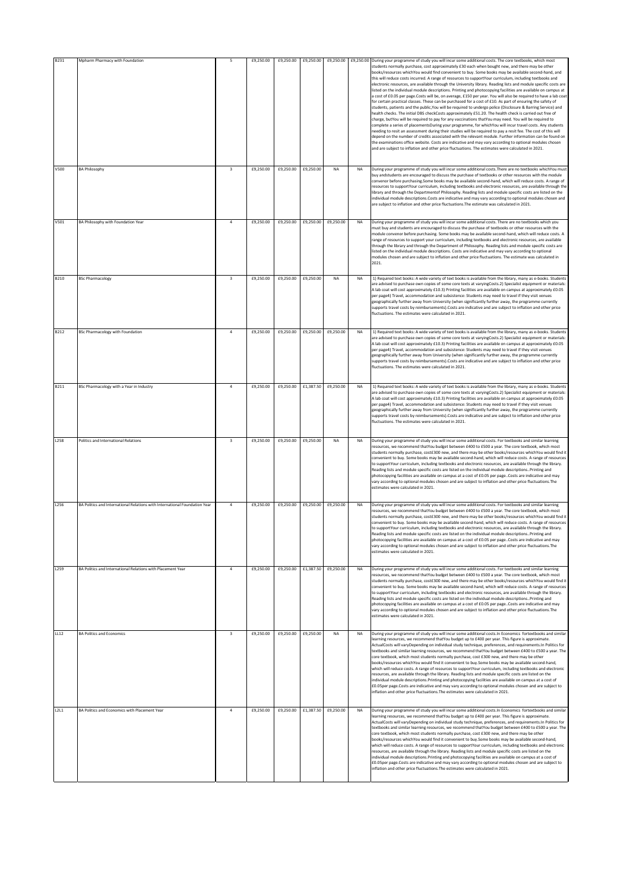| B231 | Mpharm Pharmacy with Foundation | 5 | £9,250.00 | £9,250.00 | £9,250.00 | £9,250.00 | £9,250.00 | During your programme of study you will incur some additional costs. The core textbooks, which most students normally purchase, cost approximately £30 each when bought new, and there may be other books/resources whichYou would find convenient to buy. Some books may be available second-hand, and this will reduce costs incurred. A range of resources to supportYour curriculum, including textbooks and electronic resources, are available through the University library. Reading lists and module specific costs are listed on the individual module descriptions. Printing and photocopying facilities are available on campus at a cost of £0.05 per page.Costs will be, on average, £150 per year. You will also be required to have a lab coat for certain practical classes. These can be purchased for a cost of £10. As part of ensuring the safety of students, patients and the public,You will be required to undergo police (Disclosure & Barring Service) and health checks. The initial DBS checkCosts approximately £51.20. The health check is carried out free of charge, butYou will be required to pay for any vaccinations thatYou may need. You will be required to complete a series of placementsDuring your programme, for whichYou will incur travel costs. Any students needing to resit an assessment during their studies will be required to pay a resit fee. The cost of this will depend on the number of credits associated with the relevant module. Further information can be found on the examinations office website. Costs are indicative and may vary according to optional modules chosen and are subject to inflation and other price fluctuations. The estimates were calculated in 2021. |
|---|---|---|---|---|---|---|---|---|
| V500 | BA Philosophy | 3 | £9,250.00 | £9,250.00 | £9,250.00 | NA | NA | During your programme of study you will incur some additional costs.There are no textbooks whichYou must buy andstudents are encouraged to discuss the purchase of textbooks or other resources with the module convenor before purchasing.Some books may be available second-hand, which will reduce costs. A range of resources to supportYour curriculum, including textbooks and electronic resources, are available through the library and through the Departmentof Philosophy. Reading lists and module specific costs are listed on the individual module descriptions.Costs are indicative and may vary according to optional modules chosen and are subject to inflation and other price fluctuations.The estimate was calculated in 2021. |
| V501 | BA Philosophy with Foundation Year | 4 | £9,250.00 | £9,250.00 | £9,250.00 | £9,250.00 | NA | During your programme of study you will incur some additional costs. There are no textbooks which you must buy and students are encouraged to discuss the purchase of textbooks or other resources with the module convenor before purchasing. Some books may be available second-hand, which will reduce costs. A range of resources to support your curriculum, including textbooks and electronic resources, are available through the library and through the Department of Philosophy. Reading lists and module specific costs are listed on the individual module descriptions. Costs are indicative and may vary according to optional modules chosen and are subject to inflation and other price fluctuations. The estimate was calculated in 2021. |
| B210 | BSc Pharmacology | 3 | £9,250.00 | £9,250.00 | £9,250.00 | NA | NA | 1) Required text books: A wide variety of text books is available from the library, many as e-books. Students are advised to purchase own copies of some core texts at varyingCosts.2) Specialist equipment or materials: A lab coat will cost approximately £10.3) Printing facilities are available on campus at approximately £0.05 per page4) Travel, accommodation and subsistence: Students may need to travel if they visit venues geographically further away from University (when significantly further away, the programme currently supports travel costs by reimbursements).Costs are indicative and are subject to inflation and other price fluctuations. The estimates were calculated in 2021. |
| B212 | BSc Pharmacology with Foundation | 4 | £9,250.00 | £9,250.00 | £9,250.00 | £9,250.00 | NA | 1) Required text books: A wide variety of text books is available from the library, many as e-books. Students are advised to purchase own copies of some core texts at varyingCosts.2) Specialist equipment or materials: A lab coat will cost approximately £10.3) Printing facilities are available on campus at approximately £0.05 per page4) Travel, accommodation and subsistence: Students may need to travel if they visit venues geographically further away from University (when significantly further away, the programme currently supports travel costs by reimbursements).Costs are indicative and are subject to inflation and other price fluctuations. The estimates were calculated in 2021. |
| B211 | BSc Pharmacology with a Year in Industry | 4 | £9,250.00 | £9,250.00 | £1,387.50 | £9,250.00 | NA | 1) Required text books: A wide variety of text books is available from the library, many as e-books. Students are advised to purchase own copies of some core texts at varyingCosts.2) Specialist equipment or materials: A lab coat will cost approximately £10.3) Printing facilities are available on campus at approximately £0.05 per page4) Travel, accommodation and subsistence: Students may need to travel if they visit venues geographically further away from University (when significantly further away, the programme currently supports travel costs by reimbursements).Costs are indicative and are subject to inflation and other price fluctuations. The estimates were calculated in 2021. |
| L258 | Politics and International Relations | 3 | £9,250.00 | £9,250.00 | £9,250.00 | NA | NA | During your programme of study you will incur some additional costs. For textbooks and similar learning resources, we recommend thatYou budget between £400 to £500 a year. The core textbook, which most students normally purchase, cost£300 new, and there may be other books/resources whichYou would find it convenient to buy. Some books may be available second-hand, which will reduce costs. A range of resources to supportYour curriculum, including textbooks and electronic resources, are available through the library. Reading lists and module specific costs are listed on the individual module descriptions..Printing and photocopying facilities are available on campus at a cost of £0.05 per page..Costs are indicative and may vary according to optional modules chosen and are subject to inflation and other price fluctuations.The estimates were calculated in 2021. |
| L256 | BA Politics and International Relations with International Foundation Year | 4 | £9,250.00 | £9,250.00 | £9,250.00 | £9,250.00 | NA | During your programme of study you will incur some additional costs. For textbooks and similar learning resources, we recommend thatYou budget between £400 to £500 a year. The core textbook, which most students normally purchase, cost£300 new, and there may be other books/resources whichYou would find it convenient to buy. Some books may be available second-hand, which will reduce costs. A range of resources to supportYour curriculum, including textbooks and electronic resources, are available through the library. Reading lists and module specific costs are listed on the individual module descriptions..Printing and photocopying facilities are available on campus at a cost of £0.05 per page..Costs are indicative and may vary according to optional modules chosen and are subject to inflation and other price fluctuations.The estimates were calculated in 2021. |
| L259 | BA Politics and International Relations with Placement Year | 4 | £9,250.00 | £9,250.00 | £1,387.50 | £9,250.00 | NA | During your programme of study you will incur some additional costs. For textbooks and similar learning resources, we recommend thatYou budget between £400 to £500 a year. The core textbook, which most students normally purchase, cost£300 new, and there may be other books/resources whichYou would find it convenient to buy. Some books may be available second-hand, which will reduce costs. A range of resources to supportYour curriculum, including textbooks and electronic resources, are available through the library. Reading lists and module specific costs are listed on the individual module descriptions..Printing and photocopying facilities are available on campus at a cost of £0.05 per page..Costs are indicative and may vary according to optional modules chosen and are subject to inflation and other price fluctuations.The estimates were calculated in 2021. |
| LL12 | BA Politics and Economics | 3 | £9,250.00 | £9,250.00 | £9,250.00 | NA | NA | During your programme of study you will incur some additional costs.In Economics fortextbooks and similar learning resources, we recommend thatYou budget up to £400 per year. This figure is approximate. ActualCosts will varyDepending on individual study technique, preferences, and requirements.In Politics for textbooks and similar learning resources, we recommend thatYou budget between £400 to £500 a year. The core textbook, which most students normally purchase, cost £300 new, and there may be other books/resources whichYou would find it convenient to buy.Some books may be available second-hand, which will reduce costs. A range of resources to supportYour curriculum, including textbooks and electronic resources, are available through the library. Reading lists and module specific costs are listed on the individual module descriptions.Printing and photocopying facilities are available on campus at a cost of £0.05per page.Costs are indicative and may vary according to optional modules chosen and are subject to inflation and other price fluctuations.The estimates were calculated in 2021. |
| L2L1 | BA Politics and Economics with Placement Year | 4 | £9,250.00 | £9,250.00 | £1,387.50 | £9,250.00 | NA | During your programme of study you will incur some additional costs.In Economics fortextbooks and similar learning resources, we recommend thatYou budget up to £400 per year. This figure is approximate. ActualCosts will varyDepending on individual study technique, preferences, and requirements.In Politics for textbooks and similar learning resources, we recommend thatYou budget between £400 to £500 a year. The core textbook, which most students normally purchase, cost £300 new, and there may be other books/resources whichYou would find it convenient to buy.Some books may be available second-hand, which will reduce costs. A range of resources to supportYour curriculum, including textbooks and electronic resources, are available through the library. Reading lists and module specific costs are listed on the individual module descriptions.Printing and photocopying facilities are available on campus at a cost of £0.05per page.Costs are indicative and may vary according to optional modules chosen and are subject to inflation and other price fluctuations.The estimates were calculated in 2021. |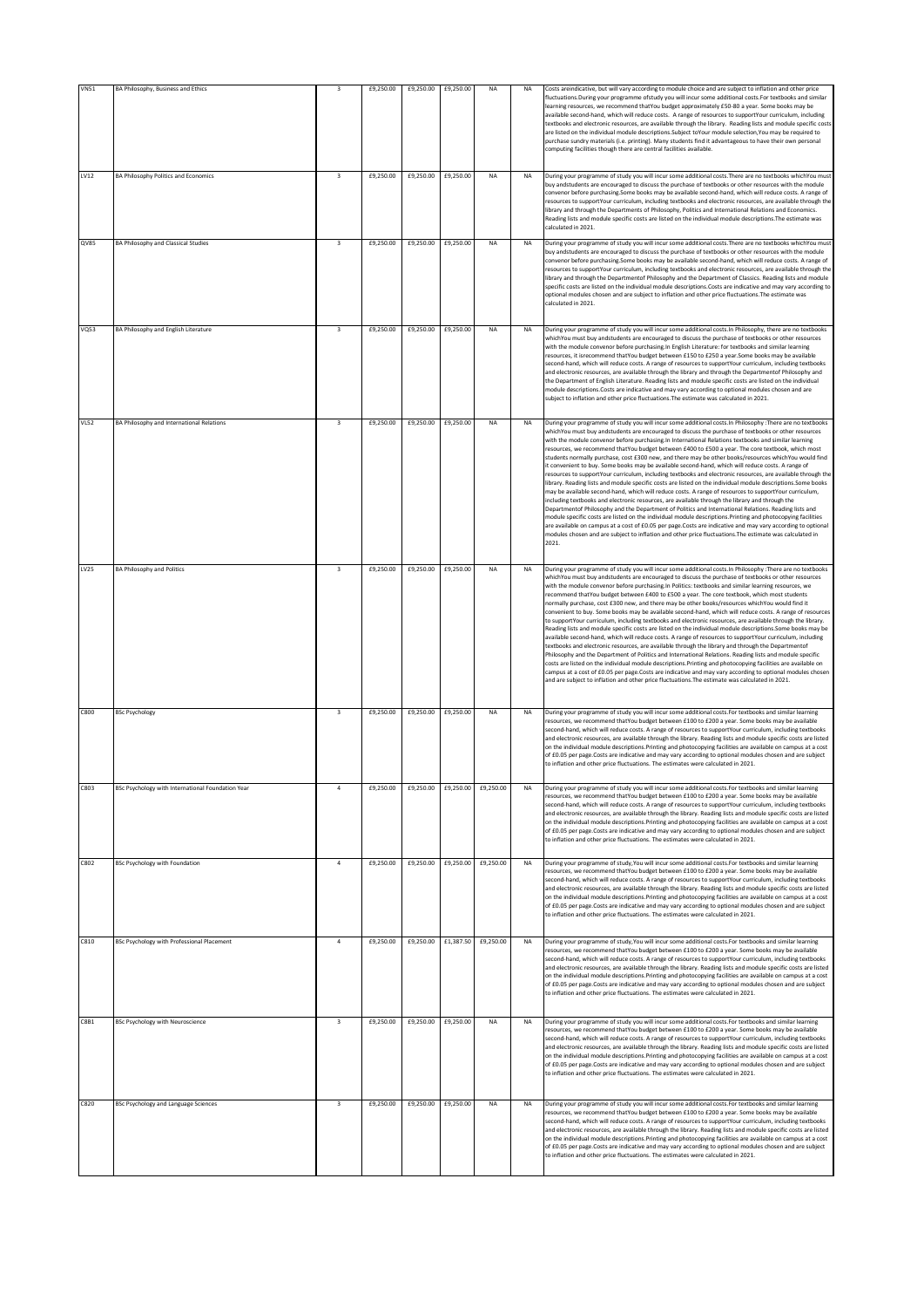| VN51 | BA Philosophy, Business and Ethics | 3 | £9,250.00 | £9,250.00 | £9,250.00 | NA | NA | Costs areindicative, but will vary according to module choice and are subject to inflation and other price fluctuations.During your programme ofstudy you will incur some additional costs.For textbooks and similar learning resources, we recommend thatYou budget approximately £50-80 a year. Some books may be available second-hand, which will reduce costs. A range of resources to supportYour curriculum, including textbooks and electronic resources, are available through the library. Reading lists and module specific costs are listed on the individual module descriptions.Subject toYour module selection,You may be required to purchase sundry materials (i.e. printing). Many students find it advantageous to have their own personal computing facilities though there are central facilities available. |
|---|---|---|---|---|---|---|---|---|
| LV12 | BA Philosophy Politics and Economics | 3 | £9,250.00 | £9,250.00 | £9,250.00 | NA | NA | During your programme of study you will incur some additional costs.There are no textbooks whichYou must buy andstudents are encouraged to discuss the purchase of textbooks or other resources with the module convenor before purchasing.Some books may be available second-hand, which will reduce costs. A range of resources to supportYour curriculum, including textbooks and electronic resources, are available through the library and through the Departments of Philosophy, Politics and International Relations and Economics. Reading lists and module specific costs are listed on the individual module descriptions.The estimate was calculated in 2021. |
| QV85 | BA Philosophy and Classical Studies | 3 | £9,250.00 | £9,250.00 | £9,250.00 | NA | NA | During your programme of study you will incur some additional costs.There are no textbooks whichYou must buy andstudents are encouraged to discuss the purchase of textbooks or other resources with the module convenor before purchasing.Some books may be available second-hand, which will reduce costs. A range of resources to supportYour curriculum, including textbooks and electronic resources, are available through the library and through the Departmentof Philosophy and the Department of Classics. Reading lists and module specific costs are listed on the individual module descriptions.Costs are indicative and may vary according to optional modules chosen and are subject to inflation and other price fluctuations.The estimate was calculated in 2021. |
| VQ53 | BA Philosophy and English Literature | 3 | £9,250.00 | £9,250.00 | £9,250.00 | NA | NA | During your programme of study you will incur some additional costs.In Philosophy, there are no textbooks whichYou must buy andstudents are encouraged to discuss the purchase of textbooks or other resources with the module convenor before purchasing.In English Literature: for textbooks and similar learning resources, it isrecommend thatYou budget between £150 to £250 a year.Some books may be available second-hand, which will reduce costs. A range of resources to supportYour curriculum, including textbooks and electronic resources, are available through the library and through the Departmentof Philosophy and the Department of English Literature. Reading lists and module specific costs are listed on the individual module descriptions.Costs are indicative and may vary according to optional modules chosen and are subject to inflation and other price fluctuations.The estimate was calculated in 2021. |
| VL52 | BA Philosophy and International Relations | 3 | £9,250.00 | £9,250.00 | £9,250.00 | NA | NA | During your programme of study you will incur some additional costs.In Philosophy :There are no textbooks whichYou must buy andstudents are encouraged to discuss the purchase of textbooks or other resources with the module convenor before purchasing.In International Relations textbooks and similar learning resources, we recommend thatYou budget between £400 to £500 a year. The core textbook, which most students normally purchase, cost £300 new, and there may be other books/resources whichYou would find it convenient to buy. Some books may be available second-hand, which will reduce costs. A range of resources to supportYour curriculum, including textbooks and electronic resources, are available through the library. Reading lists and module specific costs are listed on the individual module descriptions.Some books may be available second-hand, which will reduce costs. A range of resources to supportYour curriculum, including textbooks and electronic resources, are available through the library and through the Departmentof Philosophy and the Department of Politics and International Relations. Reading lists and module specific costs are listed on the individual module descriptions.Printing and photocopying facilities are available on campus at a cost of £0.05 per page.Costs are indicative and may vary according to optional modules chosen and are subject to inflation and other price fluctuations.The estimate was calculated in 2021. |
| LV25 | BA Philosophy and Politics | 3 | £9,250.00 | £9,250.00 | £9,250.00 | NA | NA | During your programme of study you will incur some additional costs.In Philosophy :There are no textbooks whichYou must buy andstudents are encouraged to discuss the purchase of textbooks or other resources with the module convenor before purchasing.In Politics: textbooks and similar learning resources, we recommend thatYou budget between £400 to £500 a year. The core textbook, which most students normally purchase, cost £300 new, and there may be other books/resources whichYou would find it convenient to buy. Some books may be available second-hand, which will reduce costs. A range of resources to supportYour curriculum, including textbooks and electronic resources, are available through the library. Reading lists and module specific costs are listed on the individual module descriptions.Some books may be available second-hand, which will reduce costs. A range of resources to supportYour curriculum, including textbooks and electronic resources, are available through the library and through the Departmentof Philosophy and the Department of Politics and International Relations. Reading lists and module specific costs are listed on the individual module descriptions.Printing and photocopying facilities are available on campus at a cost of £0.05 per page.Costs are indicative and may vary according to optional modules chosen and are subject to inflation and other price fluctuations.The estimate was calculated in 2021. |
| C800 | BSc Psychology | 3 | £9,250.00 | £9,250.00 | £9,250.00 | NA | NA | During your programme of study you will incur some additional costs.For textbooks and similar learning resources, we recommend thatYou budget between £100 to £200 a year. Some books may be available second-hand, which will reduce costs. A range of resources to supportYour curriculum, including textbooks and electronic resources, are available through the library. Reading lists and module specific costs are listed on the individual module descriptions.Printing and photocopying facilities are available on campus at a cost of £0.05 per page.Costs are indicative and may vary according to optional modules chosen and are subject to inflation and other price fluctuations. The estimates were calculated in 2021. |
| C803 | BSc Psychology with International Foundation Year | 4 | £9,250.00 | £9,250.00 | £9,250.00 | £9,250.00 | NA | During your programme of study you will incur some additional costs.For textbooks and similar learning resources, we recommend thatYou budget between £100 to £200 a year. Some books may be available second-hand, which will reduce costs. A range of resources to supportYour curriculum, including textbooks and electronic resources, are available through the library. Reading lists and module specific costs are listed on the individual module descriptions.Printing and photocopying facilities are available on campus at a cost of £0.05 per page.Costs are indicative and may vary according to optional modules chosen and are subject to inflation and other price fluctuations. The estimates were calculated in 2021. |
| C802 | BSc Psychology with Foundation | 4 | £9,250.00 | £9,250.00 | £9,250.00 | £9,250.00 | NA | During your programme of study,You will incur some additional costs.For textbooks and similar learning resources, we recommend thatYou budget between £100 to £200 a year. Some books may be available second-hand, which will reduce costs. A range of resources to supportYour curriculum, including textbooks and electronic resources, are available through the library. Reading lists and module specific costs are listed on the individual module descriptions.Printing and photocopying facilities are available on campus at a cost of £0.05 per page.Costs are indicative and may vary according to optional modules chosen and are subject to inflation and other price fluctuations. The estimates were calculated in 2021. |
| C810 | BSc Psychology with Professional Placement | 4 | £9,250.00 | £9,250.00 | £1,387.50 | £9,250.00 | NA | During your programme of study,You will incur some additional costs.For textbooks and similar learning resources, we recommend thatYou budget between £100 to £200 a year. Some books may be available second-hand, which will reduce costs. A range of resources to supportYour curriculum, including textbooks and electronic resources, are available through the library. Reading lists and module specific costs are listed on the individual module descriptions.Printing and photocopying facilities are available on campus at a cost of £0.05 per page.Costs are indicative and may vary according to optional modules chosen and are subject to inflation and other price fluctuations. The estimates were calculated in 2021. |
| C8B1 | BSc Psychology with Neuroscience | 3 | £9,250.00 | £9,250.00 | £9,250.00 | NA | NA | During your programme of study you will incur some additional costs.For textbooks and similar learning resources, we recommend thatYou budget between £100 to £200 a year. Some books may be available second-hand, which will reduce costs. A range of resources to supportYour curriculum, including textbooks and electronic resources, are available through the library. Reading lists and module specific costs are listed on the individual module descriptions.Printing and photocopying facilities are available on campus at a cost of £0.05 per page.Costs are indicative and may vary according to optional modules chosen and are subject to inflation and other price fluctuations. The estimates were calculated in 2021. |
| C820 | BSc Psychology and Language Sciences | 3 | £9,250.00 | £9,250.00 | £9,250.00 | NA | NA | During your programme of study you will incur some additional costs.For textbooks and similar learning resources, we recommend thatYou budget between £100 to £200 a year. Some books may be available second-hand, which will reduce costs. A range of resources to supportYour curriculum, including textbooks and electronic resources, are available through the library. Reading lists and module specific costs are listed on the individual module descriptions.Printing and photocopying facilities are available on campus at a cost of £0.05 per page.Costs are indicative and may vary according to optional modules chosen and are subject to inflation and other price fluctuations. The estimates were calculated in 2021. |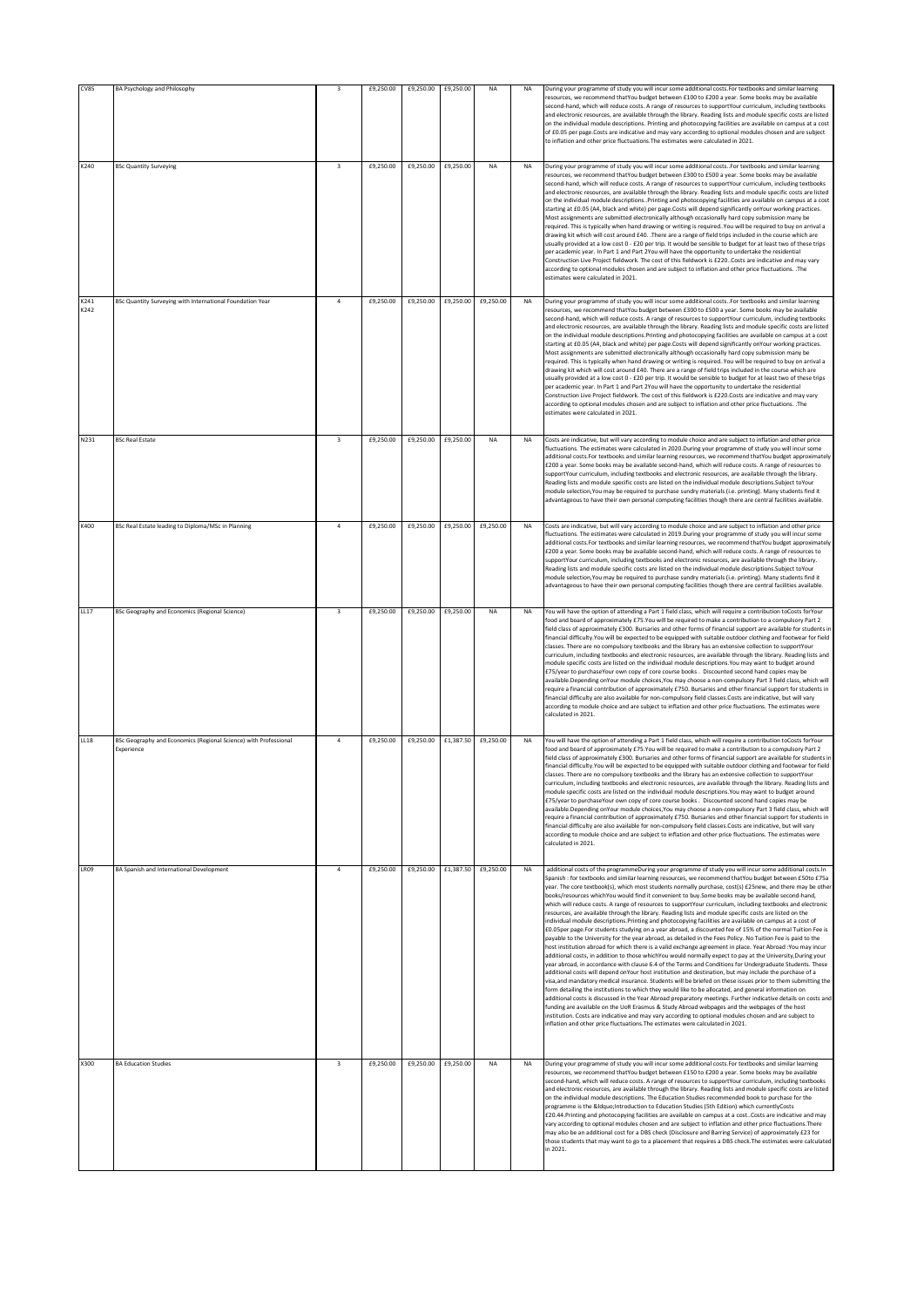| CV85 | BA Psychology and Philosophy | 3 | £9,250.00 | £9,250.00 | £9,250.00 | NA | NA | During your programme of study you will incur some additional costs.For textbooks and similar learning resources, we recommend thatYou budget between £100 to £200 a year. Some books may be available second-hand, which will reduce costs. A range of resources to supportYour curriculum, including textbooks and electronic resources, are available through the library. Reading lists and module specific costs are listed on the individual module descriptions. Printing and photocopying facilities are available on campus at a cost of £0.05 per page.Costs are indicative and may vary according to optional modules chosen and are subject to inflation and other price fluctuations.The estimates were calculated in 2021. |
|---|---|---|---|---|---|---|---|---|
| K240 | BSc Quantity Surveying | 3 | £9,250.00 | £9,250.00 | £9,250.00 | NA | NA | During your programme of study you will incur some additional costs..For textbooks and similar learning resources, we recommend thatYou budget between £300 to £500 a year. Some books may be available second-hand, which will reduce costs. A range of resources to supportYour curriculum, including textbooks and electronic resources, are available through the library. Reading lists and module specific costs are listed on the individual module descriptions..Printing and photocopying facilities are available on campus at a cost starting at £0.05 (A4, black and white) per page.Costs will depend significantly onYour working practices. Most assignments are submitted electronically although occasionally hard copy submission many be required. This is typically when hand drawing or writing is required..You will be required to buy on arrival a drawing kit which will cost around £40. .There are a range of field trips included in the course which are usually provided at a low cost 0 - £20 per trip. It would be sensible to budget for at least two of these trips per academic year. In Part 1 and Part 2You will have the opportunity to undertake the residential Construction Live Project fieldwork. The cost of this fieldwork is £220..Costs are indicative and may vary according to optional modules chosen and are subject to inflation and other price fluctuations. .The estimates were calculated in 2021. |
| K241 K242 | BSc Quantity Surveying with International Foundation Year | 4 | £9,250.00 | £9,250.00 | £9,250.00 | £9,250.00 | NA | During your programme of study you will incur some additional costs..For textbooks and similar learning resources, we recommend thatYou budget between £300 to £500 a year. Some books may be available second-hand, which will reduce costs. A range of resources to supportYour curriculum, including textbooks and electronic resources, are available through the library. Reading lists and module specific costs are listed on the individual module descriptions.Printing and photocopying facilities are available on campus at a cost starting at £0.05 (A4, black and white) per page.Costs will depend significantly onYour working practices. Most assignments are submitted electronically although occasionally hard copy submission many be required. This is typically when hand drawing or writing is required..You will be required to buy on arrival a drawing kit which will cost around £40. There are a range of field trips included in the course which are usually provided at a low cost 0 - £20 per trip. It would be sensible to budget for at least two of these trips per academic year. In Part 1 and Part 2You will have the opportunity to undertake the residential Construction Live Project fieldwork. The cost of this fieldwork is £220.Costs are indicative and may vary according to optional modules chosen and are subject to inflation and other price fluctuations. .The estimates were calculated in 2021. |
| N231 | BSc Real Estate | 3 | £9,250.00 | £9,250.00 | £9,250.00 | NA | NA | Costs are indicative, but will vary according to module choice and are subject to inflation and other price fluctuations. The estimates were calculated in 2020.During your programme of study you will incur some additional costs.For textbooks and similar learning resources, we recommend thatYou budget approximately £200 a year. Some books may be available second-hand, which will reduce costs. A range of resources to supportYour curriculum, including textbooks and electronic resources, are available through the library. Reading lists and module specific costs are listed on the individual module descriptions.Subject toYour module selection,You may be required to purchase sundry materials (i.e. printing). Many students find it advantageous to have their own personal computing facilities though there are central facilities available. |
| K400 | BSc Real Estate leading to Diploma/MSc in Planning | 4 | £9,250.00 | £9,250.00 | £9,250.00 | £9,250.00 | NA | Costs are indicative, but will vary according to module choice and are subject to inflation and other price fluctuations. The estimates were calculated in 2019.During your programme of study you will incur some additional costs.For textbooks and similar learning resources, we recommend thatYou budget approximately £200 a year. Some books may be available second-hand, which will reduce costs. A range of resources to supportYour curriculum, including textbooks and electronic resources, are available through the library. Reading lists and module specific costs are listed on the individual module descriptions.Subject toYour module selection,You may be required to purchase sundry materials (i.e. printing). Many students find it advantageous to have their own personal computing facilities though there are central facilities available. |
| LL17 | BSc Geography and Economics (Regional Science) | 3 | £9,250.00 | £9,250.00 | £9,250.00 | NA | NA | You will have the option of attending a Part 1 field class, which will require a contribution toCosts forYour food and board of approximately £75.You will be required to make a contribution to a compulsory Part 2 field class of approximately £300. Bursaries and other forms of financial support are available for students in financial difficulty.You will be expected to be equipped with suitable outdoor clothing and footwear for field classes. There are no compulsory textbooks and the library has an extensive collection to supportYour curriculum, including textbooks and electronic resources, are available through the library. Reading lists and module specific costs are listed on the individual module descriptions.You may want to budget around £75/year to purchaseYour own copy of core course books . Discounted second hand copies may be available.Depending onYour module choices,You may choose a non-compulsory Part 3 field class, which will require a financial contribution of approximately £750. Bursaries and other financial support for students in financial difficulty are also available for non-compulsory field classes.Costs are indicative, but will vary according to module choice and are subject to inflation and other price fluctuations. The estimates were calculated in 2021. |
| LL18 | BSc Geography and Economics (Regional Science) with Professional Experience | 4 | £9,250.00 | £9,250.00 | £1,387.50 | £9,250.00 | NA | You will have the option of attending a Part 1 field class, which will require a contribution toCosts forYour food and board of approximately £75.You will be required to make a contribution to a compulsory Part 2 field class of approximately £300. Bursaries and other forms of financial support are available for students in financial difficulty.You will be expected to be equipped with suitable outdoor clothing and footwear for field classes. There are no compulsory textbooks and the library has an extensive collection to supportYour curriculum, including textbooks and electronic resources, are available through the library. Reading lists and module specific costs are listed on the individual module descriptions.You may want to budget around £75/year to purchaseYour own copy of core course books . Discounted second hand copies may be available.Depending onYour module choices,You may choose a non-compulsory Part 3 field class, which will require a financial contribution of approximately £750. Bursaries and other financial support for students in financial difficulty are also available for non-compulsory field classes.Costs are indicative, but will vary according to module choice and are subject to inflation and other price fluctuations. The estimates were calculated in 2021. |
| LR09 | BA Spanish and International Development | 4 | £9,250.00 | £9,250.00 | £1,387.50 | £9,250.00 | NA | additional costs of the programmeDuring your programme of study you will incur some additional costs.In Spanish - for textbooks and similar learning resources, we recommend thatYou budget between £50to £75a year. The core textbook(s), which most students normally purchase, cost(s) £25new, and there may be other books/resources whichYou would find it convenient to buy.Some books may be available second-hand, which will reduce costs. A range of resources to supportYour curriculum, including textbooks and electronic resources, are available through the library. Reading lists and module specific costs are listed on the individual module descriptions.Printing and photocopying facilities are available on campus at a cost of £0.05per page.For students studying on a year abroad, a discounted fee of 15% of the normal Tuition Fee is payable to the University for the year abroad, as detailed in the Fees Policy. No Tuition Fee is paid to the host institution abroad for which there is a valid exchange agreement in place. Year Abroad :You may incur additional costs, in addition to those whichYou would normally expect to pay at the University,During your year abroad, in accordance with clause 6.4 of the Terms and Conditions for Undergraduate Students. These additional costs will depend onYour host institution and destination, but may include the purchase of a visa,and mandatory medical insurance. Students will be briefed on these issues prior to them submitting the form detailing the institutions to which they would like to be allocated, and general information on additional costs is discussed in the Year Abroad preparatory meetings. Further indicative details on costs and funding are available on the UoR Erasmus & Study Abroad webpages and the webpages of the host institution. Costs are indicative and may vary according to optional modules chosen and are subject to inflation and other price fluctuations. The estimates were calculated in 2021. |
| X300 | BA Education Studies | 3 | £9,250.00 | £9,250.00 | £9,250.00 | NA | NA | During your programme of study you will incur some additional costs.For textbooks and similar learning resources, we recommend thatYou budget between £150 to £200 a year. Some books may be available second-hand, which will reduce costs. A range of resources to supportYour curriculum, including textbooks and electronic resources, are available through the library. Reading lists and module specific costs are listed on the individual module descriptions. The Education Studies recommended book to purchase for the programme is the &ldquo;Introduction to Education Studies (5th Edition) which currentlyCosts £20.44.Printing and photocopying facilities are available on campus at a cost..Costs are indicative and may vary according to optional modules chosen and are subject to inflation and other price fluctuations.There may also be an additional cost for a DBS check (Disclosure and Barring Service) of approximately £23 for those students that may want to go to a placement that requires a DBS check.The estimates were calculated in 2021. |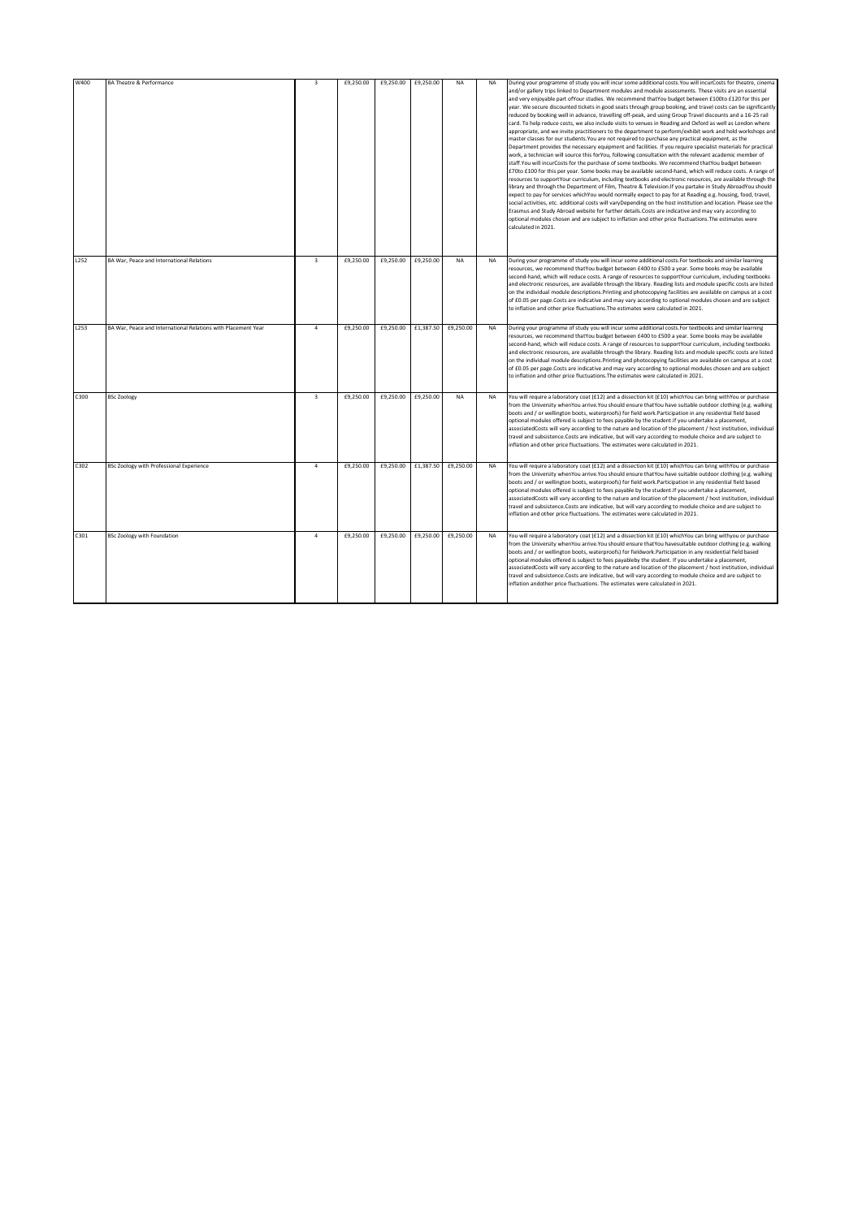| | | | | | | | | |
|---|---|---|---|---|---|---|---|---|
| W400 | BA Theatre & Performance | 3 | £9,250.00 | £9,250.00 | £9,250.00 | NA | NA | During your programme of study you will incur some additional costs.You will incurCosts for theatre, cinema and/or gallery trips linked to Department modules and module assessments. These visits are an essential and very enjoyable part ofYour studies. We recommend thatYou budget between £100to £120 for this per year. We secure discounted tickets in good seats through group booking, and travel costs can be significantly reduced by booking well in advance, travelling off-peak, and using Group Travel discounts and a 16-25 rail card. To help reduce costs, we also include visits to venues in Reading and Oxford as well as London where appropriate, and we invite practitioners to the department to perform/exhibit work and hold workshops and master classes for our students.You are not required to purchase any practical equipment, as the Department provides the necessary equipment and facilities. If you require specialist materials for practical work, a technician will source this forYou, following consultation with the relevant academic member of staff.You will incurCosts for the purchase of some textbooks. We recommend thatYou budget between £70to £100 for this per year. Some books may be available second-hand, which will reduce costs. A range of resources to supportYour curriculum, including textbooks and electronic resources, are available through the library and through the Department of Film, Theatre & Television.If you partake in Study AbroadYou should expect to pay for services whichYou would normally expect to pay for at Reading e.g. housing, food, travel, social activities, etc. additional costs will varyDepending on the host institution and location. Please see the Erasmus and Study Abroad website for further details.Costs are indicative and may vary according to optional modules chosen and are subject to inflation and other price fluctuations.The estimates were calculated in 2021. |
| L252 | BA War, Peace and International Relations | 3 | £9,250.00 | £9,250.00 | £9,250.00 | NA | NA | During your programme of study you will incur some additional costs.For textbooks and similar learning resources, we recommend thatYou budget between £400 to £500 a year. Some books may be available second-hand, which will reduce costs. A range of resources to supportYour curriculum, including textbooks and electronic resources, are available through the library. Reading lists and module specific costs are listed on the individual module descriptions.Printing and photocopying facilities are available on campus at a cost of £0.05 per page.Costs are indicative and may vary according to optional modules chosen and are subject to inflation and other price fluctuations.The estimates were calculated in 2021. |
| L253 | BA War, Peace and International Relations with Placement Year | 4 | £9,250.00 | £9,250.00 | £1,387.50 | £9,250.00 | NA | During your programme of study you will incur some additional costs.For textbooks and similar learning resources, we recommend thatYou budget between £400 to £500 a year. Some books may be available second-hand, which will reduce costs. A range of resources to supportYour curriculum, including textbooks and electronic resources, are available through the library. Reading lists and module specific costs are listed on the individual module descriptions.Printing and photocopying facilities are available on campus at a cost of £0.05 per page.Costs are indicative and may vary according to optional modules chosen and are subject to inflation and other price fluctuations.The estimates were calculated in 2021. |
| C300 | BSc Zoology | 3 | £9,250.00 | £9,250.00 | £9,250.00 | NA | NA | You will require a laboratory coat (£12) and a dissection kit (£10) whichYou can bring withYou or purchase from the University whenYou arrive.You should ensure thatYou have suitable outdoor clothing (e.g. walking boots and / or wellington boots, waterproofs) for field work.Participation in any residential field based optional modules offered is subject to fees payable by the student.If you undertake a placement, associatedCosts will vary according to the nature and location of the placement / host institution, individual travel and subsistence.Costs are indicative, but will vary according to module choice and are subject to inflation and other price fluctuations. The estimates were calculated in 2021. |
| C302 | BSc Zoology with Professional Experience | 4 | £9,250.00 | £9,250.00 | £1,387.50 | £9,250.00 | NA | You will require a laboratory coat (£12) and a dissection kit (£10) whichYou can bring withYou or purchase from the University whenYou arrive.You should ensure thatYou have suitable outdoor clothing (e.g. walking boots and / or wellington boots, waterproofs) for field work.Participation in any residential field based optional modules offered is subject to fees payable by the student.If you undertake a placement, associatedCosts will vary according to the nature and location of the placement / host institution, individual travel and subsistence.Costs are indicative, but will vary according to module choice and are subject to inflation and other price fluctuations. The estimates were calculated in 2021. |
| C301 | BSc Zoology with Foundation | 4 | £9,250.00 | £9,250.00 | £9,250.00 | £9,250.00 | NA | You will require a laboratory coat (£12) and a dissection kit (£10) whichYou can bring withyou or purchase from the University whenYou arrive.You should ensure thatYou havesuitable outdoor clothing (e.g. walking boots and / or wellington boots, waterproofs) for fieldwork.Participation in any residential field based optional modules offered is subject to fees payableby the student. If you undertake a placement, associatedCosts will vary according to the nature and location of the placement / host institution, individual travel and subsistence.Costs are indicative, but will vary according to module choice and are subject to inflation andother price fluctuations. The estimates were calculated in 2021. |